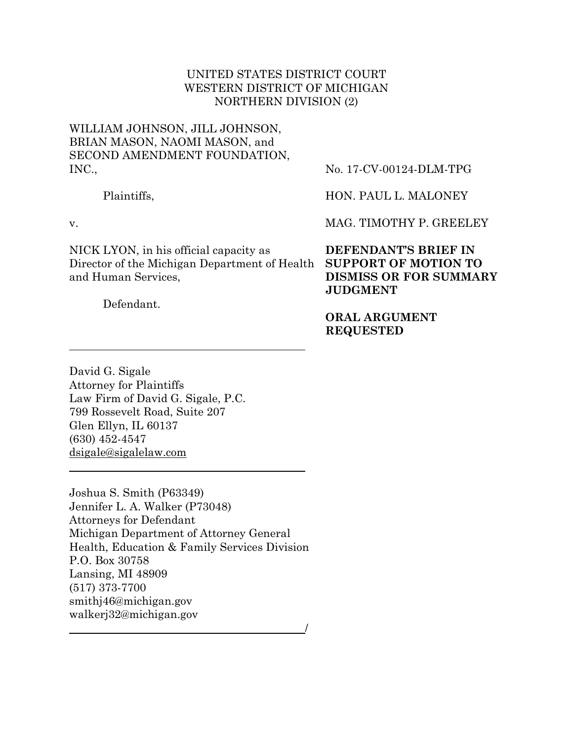UNITED STATES DISTRICT COURT
WESTERN DISTRICT OF MICHIGAN
NORTHERN DIVISION (2)

WILLIAM JOHNSON, JILL JOHNSON, BRIAN MASON, NAOMI MASON, and SECOND AMENDMENT FOUNDATION, INC.,

Plaintiffs,

v.

NICK LYON, in his official capacity as Director of the Michigan Department of Health and Human Services,

Defendant.

No. 17-CV-00124-DLM-TPG

HON. PAUL L. MALONEY

MAG. TIMOTHY P. GREELEY

**DEFENDANT'S BRIEF IN SUPPORT OF MOTION TO DISMISS OR FOR SUMMARY JUDGMENT**

**ORAL ARGUMENT REQUESTED**

---

David G. Sigale
Attorney for Plaintiffs
Law Firm of David G. Sigale, P.C.
799 Rossevelt Road, Suite 207
Glen Ellyn, IL 60137
(630) 452-4547
dsigale@sigalelaw.com

---

Joshua S. Smith (P63349)
Jennifer L. A. Walker (P73048)
Attorneys for Defendant
Michigan Department of Attorney General
Health, Education & Family Services Division
P.O. Box 30758
Lansing, MI 48909
(517) 373-7700
smithj46@michigan.gov
walkerj32@michigan.gov

/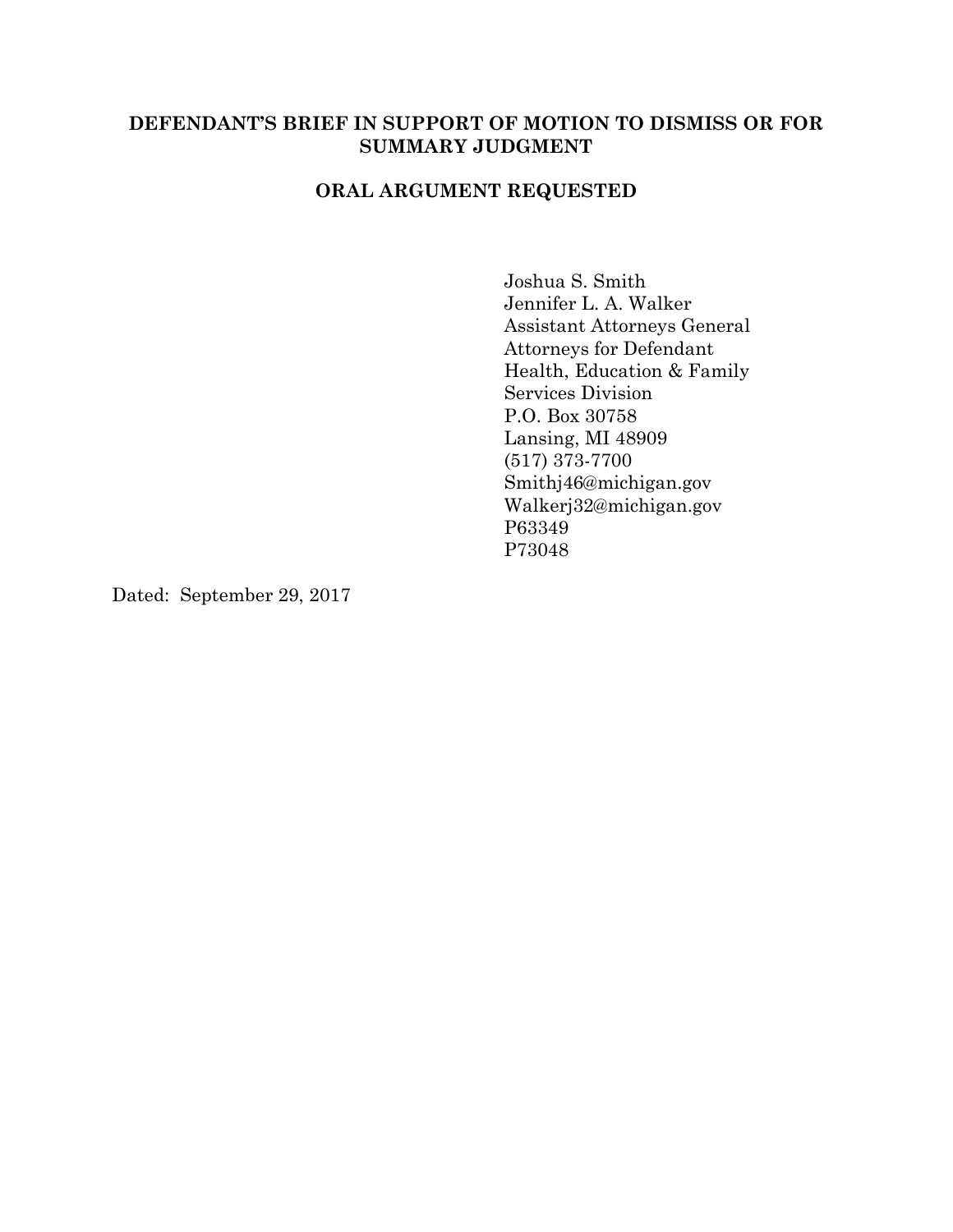**DEFENDANT'S BRIEF IN SUPPORT OF MOTION TO DISMISS OR FOR SUMMARY JUDGMENT**

**ORAL ARGUMENT REQUESTED**

Joshua S. Smith
Jennifer L. A. Walker
Assistant Attorneys General
Attorneys for Defendant
Health, Education & Family
Services Division
P.O. Box 30758
Lansing, MI 48909
(517) 373-7700
Smithj46@michigan.gov
Walkerj32@michigan.gov
P63349
P73048

Dated: September 29, 2017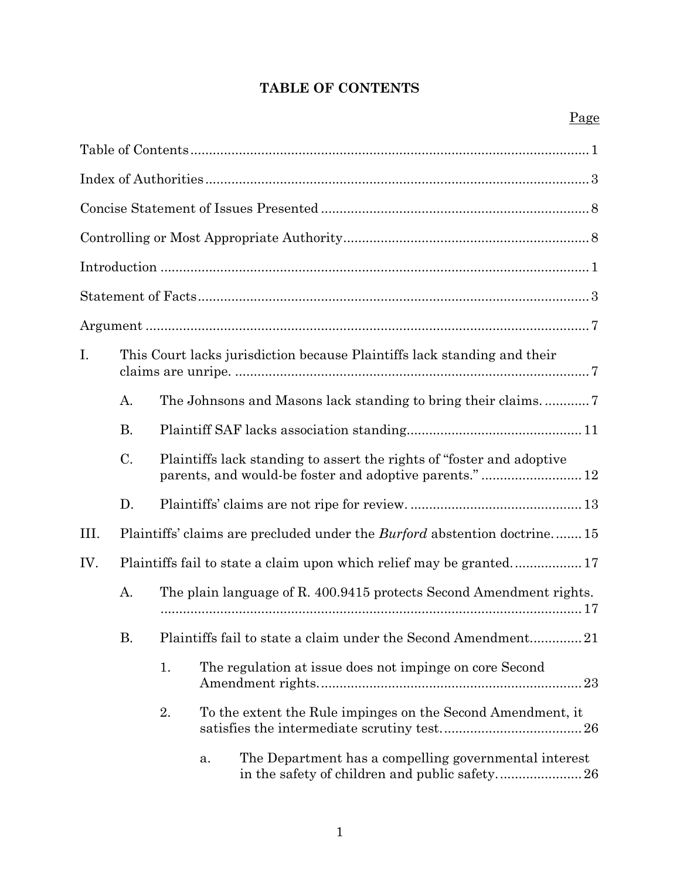# TABLE OF CONTENTS

Page

Table of Contents ........................................................................................................ 1

Index of Authorities .................................................................................................... 3

Concise Statement of Issues Presented ...................................................................... 8

Controlling or Most Appropriate Authority ................................................................ 8

Introduction ................................................................................................................. 1

Statement of Facts ....................................................................................................... 3

Argument ..................................................................................................................... 7

I. This Court lacks jurisdiction because Plaintiffs lack standing and their claims are unripe. ............................................................................................ 7

  A. The Johnsons and Masons lack standing to bring their claims. ............ 7

  B. Plaintiff SAF lacks association standing............................................... 11

  C. Plaintiffs lack standing to assert the rights of "foster and adoptive parents, and would-be foster and adoptive parents." ........................... 12

  D. Plaintiffs' claims are not ripe for review. .............................................. 13

III. Plaintiffs' claims are precluded under the *Burford* abstention doctrine. ....... 15

IV. Plaintiffs fail to state a claim upon which relief may be granted. .................. 17

  A. The plain language of R. 400.9415 protects Second Amendment rights. ................................................................................................................. 17

  B. Plaintiffs fail to state a claim under the Second Amendment............. 21

    1. The regulation at issue does not impinge on core Second Amendment rights. ..................................................................... 23

    2. To the extent the Rule impinges on the Second Amendment, it satisfies the intermediate scrutiny test. .................................... 26

      a. The Department has a compelling governmental interest in the safety of children and public safety. ...................... 26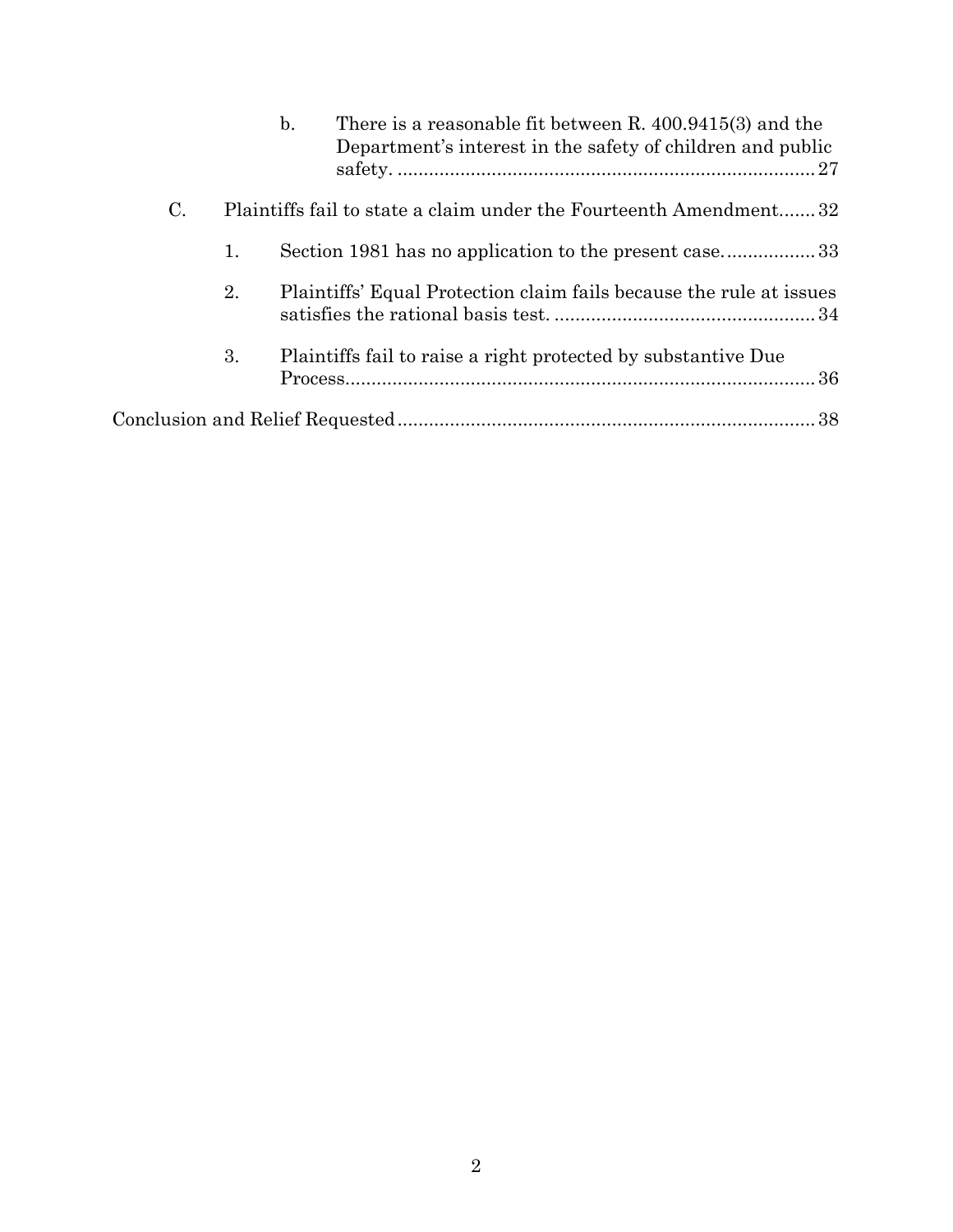b. There is a reasonable fit between R. 400.9415(3) and the Department's interest in the safety of children and public safety. ....... 27

C. Plaintiffs fail to state a claim under the Fourteenth Amendment....... 32

1. Section 1981 has no application to the present case. ....... 33

2. Plaintiffs' Equal Protection claim fails because the rule at issues satisfies the rational basis test. ....... 34

3. Plaintiffs fail to raise a right protected by substantive Due Process....... 36

Conclusion and Relief Requested....... 38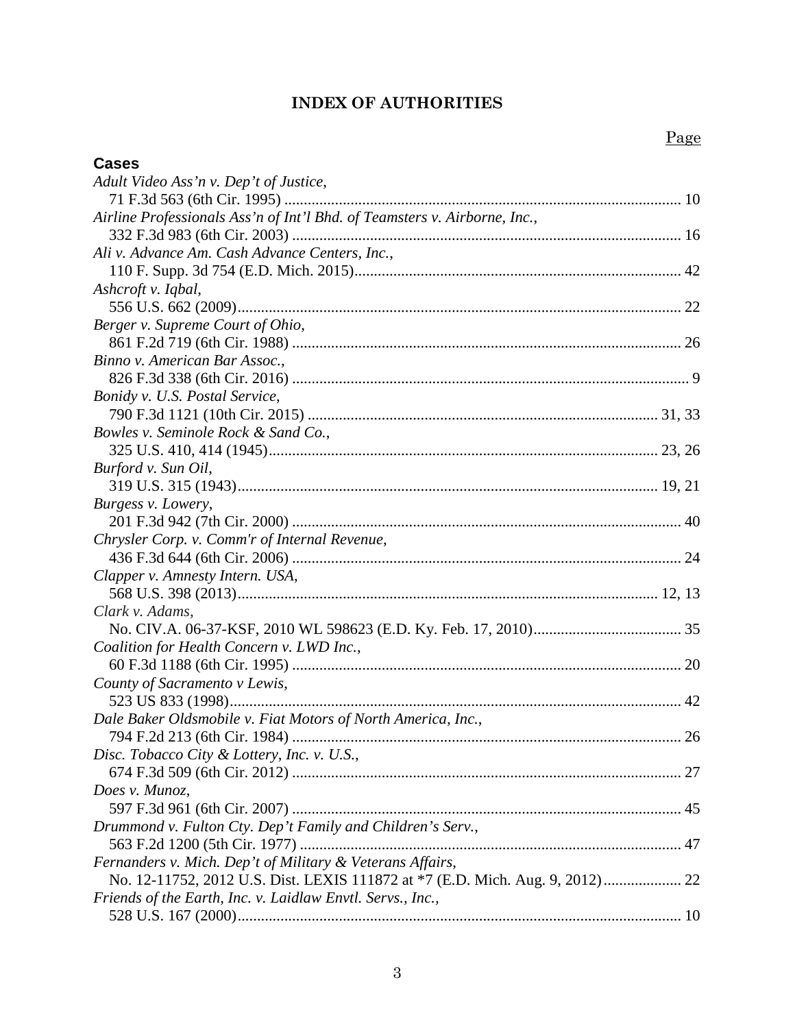# INDEX OF AUTHORITIES

Page

**Cases**

*Adult Video Ass'n v. Dep't of Justice*,
71 F.3d 563 (6th Cir. 1995) ........................................................................................................ 10

*Airline Professionals Ass'n of Int'l Bhd. of Teamsters v. Airborne, Inc.*,
332 F.3d 983 (6th Cir. 2003) ........................................................................................................ 16

*Ali v. Advance Am. Cash Advance Centers, Inc.*,
110 F. Supp. 3d 754 (E.D. Mich. 2015)........................................................................................ 42

*Ashcroft v. Iqbal*,
556 U.S. 662 (2009)...................................................................................................................... 22

*Berger v. Supreme Court of Ohio*,
861 F.2d 719 (6th Cir. 1988) ........................................................................................................ 26

*Binno v. American Bar Assoc.*,
826 F.3d 338 (6th Cir. 2016) .......................................................................................................... 9

*Bonidy v. U.S. Postal Service*,
790 F.3d 1121 (10th Cir. 2015) ............................................................................................. 31, 33

*Bowles v. Seminole Rock & Sand Co.*,
325 U.S. 410, 414 (1945)........................................................................................................ 23, 26

*Burford v. Sun Oil*,
319 U.S. 315 (1943)................................................................................................................ 19, 21

*Burgess v. Lowery*,
201 F.3d 942 (7th Cir. 2000) ........................................................................................................ 40

*Chrysler Corp. v. Comm'r of Internal Revenue*,
436 F.3d 644 (6th Cir. 2006) ........................................................................................................ 24

*Clapper v. Amnesty Intern. USA*,
568 U.S. 398 (2013)................................................................................................................ 12, 13

*Clark v. Adams*,
No. CIV.A. 06-37-KSF, 2010 WL 598623 (E.D. Ky. Feb. 17, 2010)........................................ 35

*Coalition for Health Concern v. LWD Inc.*,
60 F.3d 1188 (6th Cir. 1995) ........................................................................................................ 20

*County of Sacramento v Lewis*,
523 US 833 (1998)........................................................................................................................ 42

*Dale Baker Oldsmobile v. Fiat Motors of North America, Inc.*,
794 F.2d 213 (6th Cir. 1984) ........................................................................................................ 26

*Disc. Tobacco City & Lottery, Inc. v. U.S.*,
674 F.3d 509 (6th Cir. 2012) ........................................................................................................ 27

*Does v. Munoz*,
597 F.3d 961 (6th Cir. 2007) ........................................................................................................ 45

*Drummond v. Fulton Cty. Dep't Family and Children's Serv.*,
563 F.2d 1200 (5th Cir. 1977) ...................................................................................................... 47

*Fernanders v. Mich. Dep't of Military & Veterans Affairs*,
No. 12-11752, 2012 U.S. Dist. LEXIS 111872 at *7 (E.D. Mich. Aug. 9, 2012).................... 22

*Friends of the Earth, Inc. v. Laidlaw Envtl. Servs., Inc.*,
528 U.S. 167 (2000)...................................................................................................................... 10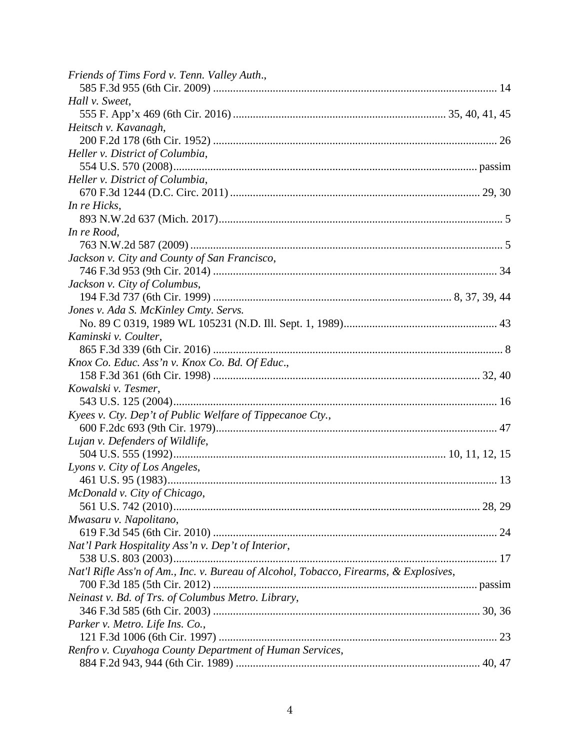*Friends of Tims Ford v. Tenn. Valley Auth.*,
585 F.3d 955 (6th Cir. 2009) .................................................................................................... 14

*Hall v. Sweet*,
555 F. App'x 469 (6th Cir. 2016) .......................................................................... 35, 40, 41, 45

*Heitsch v. Kavanagh*,
200 F.2d 178 (6th Cir. 1952) .................................................................................................... 26

*Heller v. District of Columbia*,
554 U.S. 570 (2008)........................................................................................................... passim

*Heller v. District of Columbia*,
670 F.3d 1244 (D.C. Circ. 2011) ........................................................................................ 29, 30

*In re Hicks*,
893 N.W.2d 637 (Mich. 2017).................................................................................................... 5

*In re Rood*,
763 N.W.2d 587 (2009) ............................................................................................................. 5

*Jackson v. City and County of San Francisco*,
746 F.3d 953 (9th Cir. 2014) .................................................................................................... 34

*Jackson v. City of Columbus*,
194 F.3d 737 (6th Cir. 1999) ................................................................................... 8, 37, 39, 44

*Jones v. Ada S. McKinley Cmty. Servs.*
No. 89 C 0319, 1989 WL 105231 (N.D. Ill. Sept. 1, 1989)...................................................... 43

*Kaminski v. Coulter*,
865 F.3d 339 (6th Cir. 2016) ..................................................................................................... 8

*Knox Co. Educ. Ass'n v. Knox Co. Bd. Of Educ.*,
158 F.3d 361 (6th Cir. 1998) ............................................................................................. 32, 40

*Kowalski v. Tesmer*,
543 U.S. 125 (2004).................................................................................................................. 16

*Kyees v. Cty. Dep't of Public Welfare of Tippecanoe Cty.*,
600 F.2dc 693 (9th Cir. 1979).................................................................................................. 47

*Lujan v. Defenders of Wildlife*,
504 U.S. 555 (1992)............................................................................................... 10, 11, 12, 15

*Lyons v. City of Los Angeles*,
461 U.S. 95 (1983).................................................................................................................... 13

*McDonald v. City of Chicago*,
561 U.S. 742 (2010)............................................................................................................ 28, 29

*Mwasaru v. Napolitano*,
619 F.3d 545 (6th Cir. 2010) .................................................................................................... 24

*Nat'l Park Hospitality Ass'n v. Dep't of Interior*,
538 U.S. 803 (2003).................................................................................................................. 17

*Nat'l Rifle Ass'n of Am., Inc. v. Bureau of Alcohol, Tobacco, Firearms, & Explosives*,
700 F.3d 185 (5th Cir. 2012) ............................................................................................ passim

*Neinast v. Bd. of Trs. of Columbus Metro. Library*,
346 F.3d 585 (6th Cir. 2003) ............................................................................................. 30, 36

*Parker v. Metro. Life Ins. Co.*,
121 F.3d 1006 (6th Cir. 1997) .................................................................................................. 23

*Renfro v. Cuyahoga County Department of Human Services*,
884 F.2d 943, 944 (6th Cir. 1989) ..................................................................................... 40, 47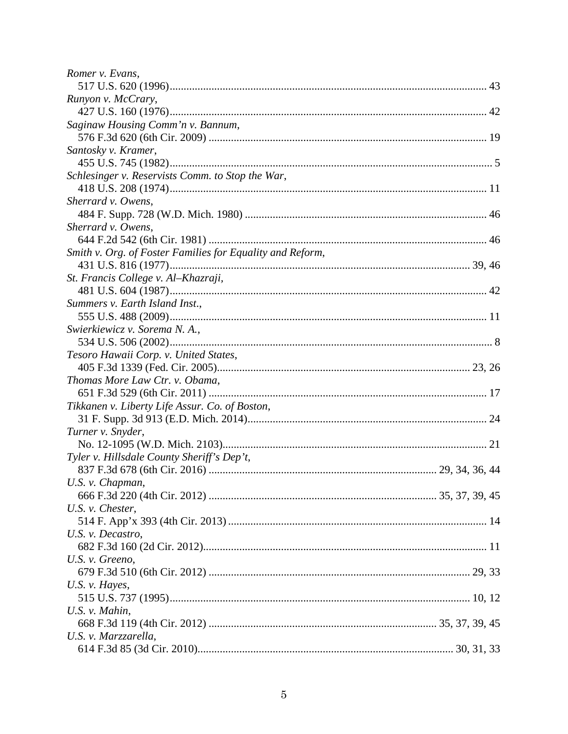*Romer v. Evans*,
517 U.S. 620 (1996)................................................................................................................. 43

*Runyon v. McCrary*,
427 U.S. 160 (1976)................................................................................................................. 42

*Saginaw Housing Comm'n v. Bannum*,
576 F.3d 620 (6th Cir. 2009) .................................................................................................. 19

*Santosky v. Kramer*,
455 U.S. 745 (1982)................................................................................................................... 5

*Schlesinger v. Reservists Comm. to Stop the War*,
418 U.S. 208 (1974)................................................................................................................. 11

*Sherrard v. Owens*,
484 F. Supp. 728 (W.D. Mich. 1980) ..................................................................................... 46

*Sherrard v. Owens*,
644 F.2d 542 (6th Cir. 1981) .................................................................................................. 46

*Smith v. Org. of Foster Families for Equality and Reform*,
431 U.S. 816 (1977).......................................................................................................... 39, 46

*St. Francis College v. Al–Khazraji*,
481 U.S. 604 (1987)................................................................................................................. 42

*Summers v. Earth Island Inst*.,
555 U.S. 488 (2009)................................................................................................................. 11

*Swierkiewicz v. Sorema N. A.*,
534 U.S. 506 (2002)................................................................................................................... 8

*Tesoro Hawaii Corp. v. United States*,
405 F.3d 1339 (Fed. Cir. 2005).......................................................................................... 23, 26

*Thomas More Law Ctr. v. Obama*,
651 F.3d 529 (6th Cir. 2011) .................................................................................................. 17

*Tikkanen v. Liberty Life Assur. Co. of Boston*,
31 F. Supp. 3d 913 (E.D. Mich. 2014).................................................................................... 24

*Turner v. Snyder*,
No. 12-1095 (W.D. Mich. 2103).............................................................................................. 21

*Tyler v. Hillsdale County Sheriff's Dep't*,
837 F.3d 678 (6th Cir. 2016) ................................................................................ 29, 34, 36, 44

*U.S. v. Chapman*,
666 F.3d 220 (4th Cir. 2012) ................................................................................ 35, 37, 39, 45

*U.S. v. Chester*,
514 F. App'x 393 (4th Cir. 2013) ........................................................................................... 14

*U.S. v. Decastro*,
682 F.3d 160 (2d Cir. 2012).................................................................................................... 11

*U.S. v. Greeno*,
679 F.3d 510 (6th Cir. 2012) ............................................................................................ 29, 33

*U.S. v. Hayes*,
515 U.S. 737 (1995).......................................................................................................... 10, 12

*U.S. v. Mahin*,
668 F.3d 119 (4th Cir. 2012) ................................................................................ 35, 37, 39, 45

*U.S. v. Marzzarella*,
614 F.3d 85 (3d Cir. 2010).......................................................................................... 30, 31, 33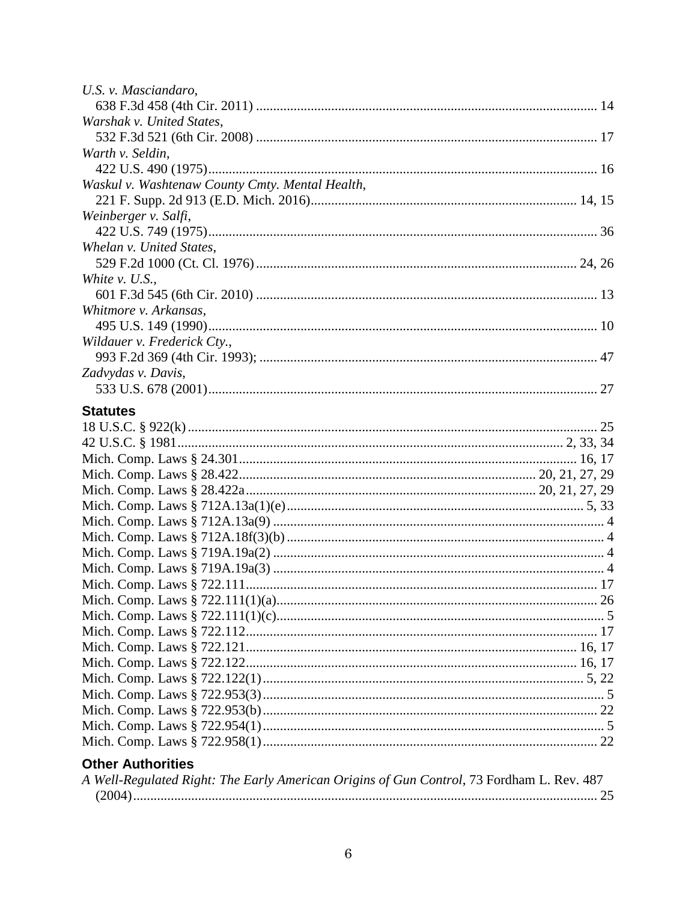*U.S. v. Masciandaro*,
638 F.3d 458 (4th Cir. 2011) .................................................................................................. 14

*Warshak v. United States*,
532 F.3d 521 (6th Cir. 2008) .................................................................................................. 17

*Warth v. Seldin*,
422 U.S. 490 (1975)................................................................................................................ 16

*Waskul v. Washtenaw County Cmty. Mental Health*,
221 F. Supp. 2d 913 (E.D. Mich. 2016)............................................................................ 14, 15

*Weinberger v. Salfi*,
422 U.S. 749 (1975)................................................................................................................ 36

*Whelan v. United States*,
529 F.2d 1000 (Ct. Cl. 1976) ............................................................................................ 24, 26

*White v. U.S.*,
601 F.3d 545 (6th Cir. 2010) .................................................................................................. 13

*Whitmore v. Arkansas*,
495 U.S. 149 (1990)................................................................................................................ 10

*Wildauer v. Frederick Cty.*,
993 F.2d 369 (4th Cir. 1993); ................................................................................................. 47

*Zadvydas v. Davis*,
533 U.S. 678 (2001)................................................................................................................ 27

## Statutes

18 U.S.C. § 922(k) ...................................................................................................................... 25

42 U.S.C. § 1981............................................................................................................... 2, 33, 34

Mich. Comp. Laws § 24.301.................................................................................................. 16, 17

Mich. Comp. Laws § 28.422...................................................................................... 20, 21, 27, 29

Mich. Comp. Laws § 28.422a.................................................................................... 20, 21, 27, 29

Mich. Comp. Laws § 712A.13a(1)(e)...................................................................................... 5, 33

Mich. Comp. Laws § 712A.13a(9) ............................................................................................... 4

Mich. Comp. Laws § 712A.18f(3)(b) ........................................................................................... 4

Mich. Comp. Laws § 719A.19a(2) ............................................................................................... 4

Mich. Comp. Laws § 719A.19a(3) ............................................................................................... 4

Mich. Comp. Laws § 722.111...................................................................................................... 17

Mich. Comp. Laws § 722.111(1)(a)............................................................................................. 26

Mich. Comp. Laws § 722.111(1)(c)............................................................................................... 5

Mich. Comp. Laws § 722.112...................................................................................................... 17

Mich. Comp. Laws § 722.121................................................................................................ 16, 17

Mich. Comp. Laws § 722.122................................................................................................ 16, 17

Mich. Comp. Laws § 722.122(1).............................................................................................. 5, 22

Mich. Comp. Laws § 722.953(3)................................................................................................... 5

Mich. Comp. Laws § 722.953(b).................................................................................................. 22

Mich. Comp. Laws § 722.954(1)................................................................................................... 5

Mich. Comp. Laws § 722.958(1).................................................................................................. 22

## Other Authorities

*A Well-Regulated Right: The Early American Origins of Gun Control*, 73 Fordham L. Rev. 487 (2004)........................................................................................................................ 25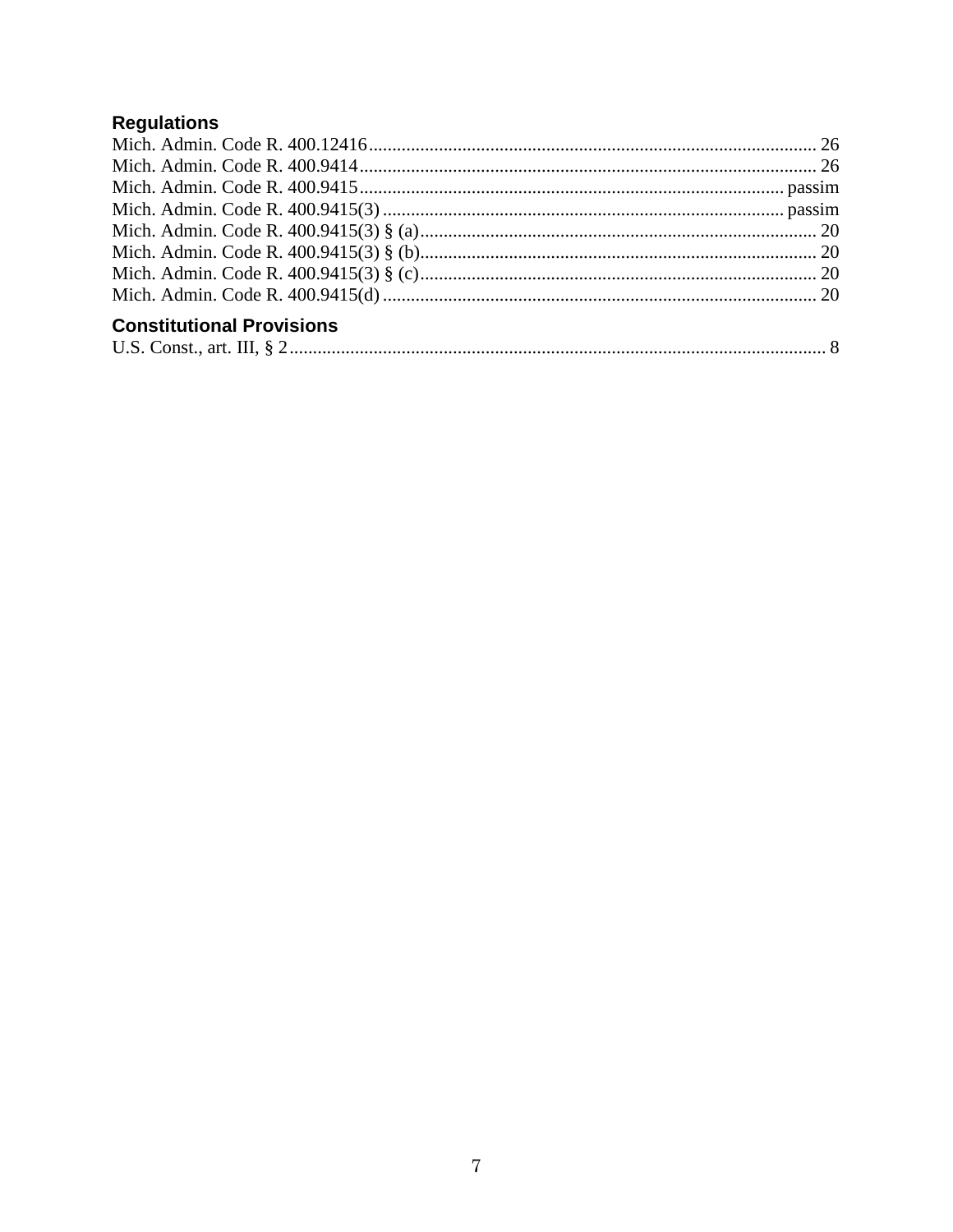## Regulations

Mich. Admin. Code R. 400.12416 ........................................ 26
Mich. Admin. Code R. 400.9414 ........................................ 26
Mich. Admin. Code R. 400.9415 ........................................ passim
Mich. Admin. Code R. 400.9415(3) ........................................ passim
Mich. Admin. Code R. 400.9415(3) § (a) ........................................ 20
Mich. Admin. Code R. 400.9415(3) § (b) ........................................ 20
Mich. Admin. Code R. 400.9415(3) § (c) ........................................ 20
Mich. Admin. Code R. 400.9415(d) ........................................ 20

## Constitutional Provisions

U.S. Const., art. III, § 2 ........................................ 8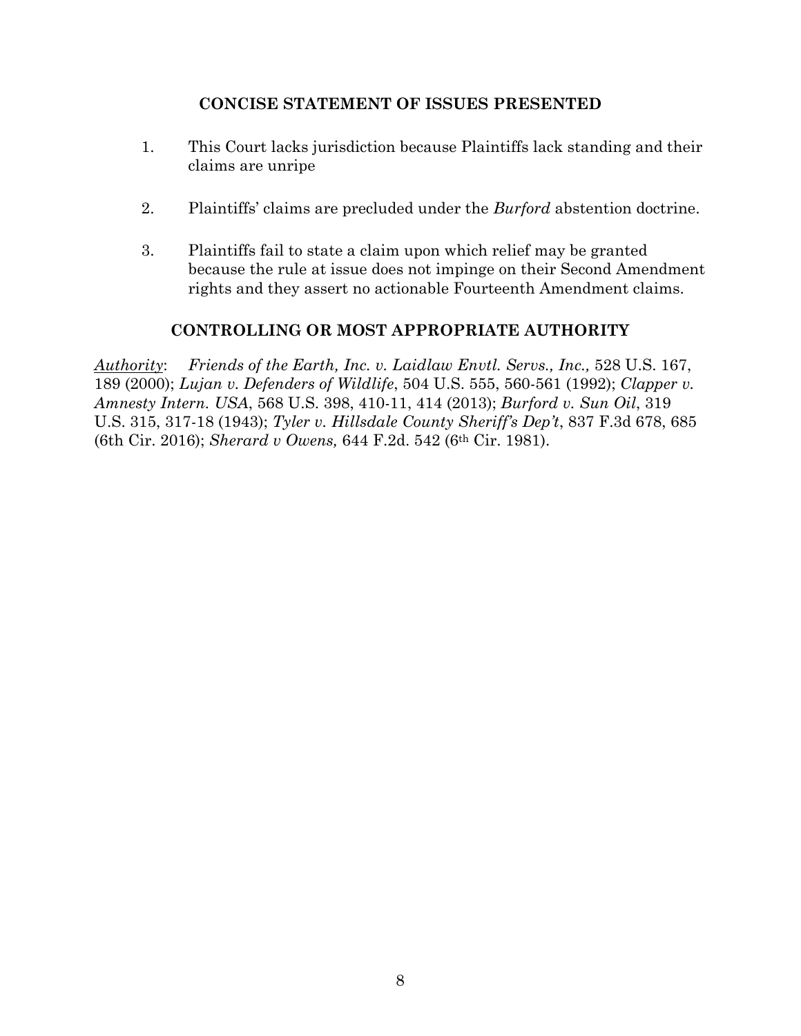## CONCISE STATEMENT OF ISSUES PRESENTED

1. This Court lacks jurisdiction because Plaintiffs lack standing and their claims are unripe

2. Plaintiffs' claims are precluded under the *Burford* abstention doctrine.

3. Plaintiffs fail to state a claim upon which relief may be granted because the rule at issue does not impinge on their Second Amendment rights and they assert no actionable Fourteenth Amendment claims.

## CONTROLLING OR MOST APPROPRIATE AUTHORITY

*Authority*: *Friends of the Earth, Inc. v. Laidlaw Envtl. Servs., Inc.,* 528 U.S. 167, 189 (2000); *Lujan v. Defenders of Wildlife*, 504 U.S. 555, 560-561 (1992); *Clapper v. Amnesty Intern. USA*, 568 U.S. 398, 410-11, 414 (2013); *Burford v. Sun Oil*, 319 U.S. 315, 317-18 (1943); *Tyler v. Hillsdale County Sheriff's Dep't*, 837 F.3d 678, 685 (6th Cir. 2016); *Sherard v Owens,* 644 F.2d. 542 (6th Cir. 1981).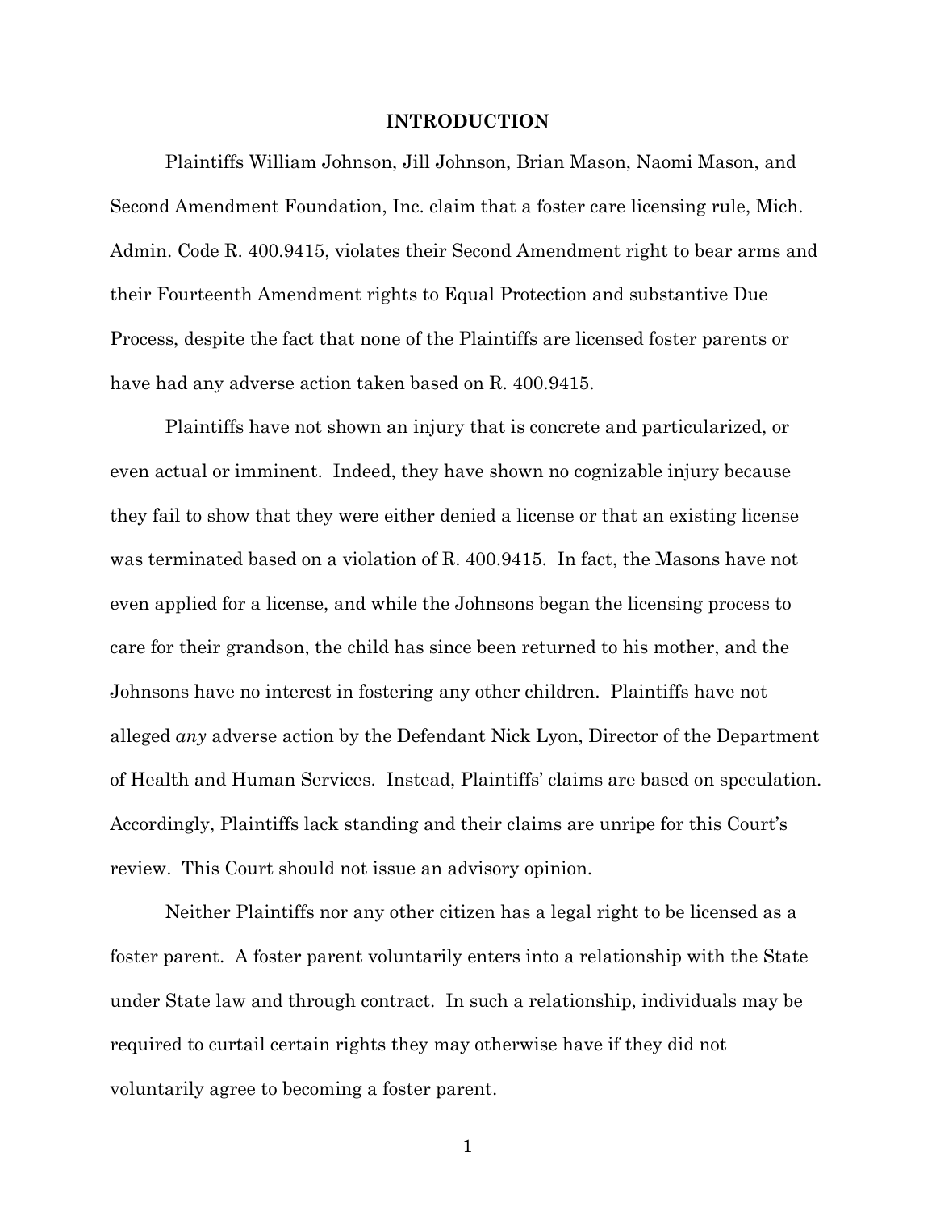## INTRODUCTION

Plaintiffs William Johnson, Jill Johnson, Brian Mason, Naomi Mason, and Second Amendment Foundation, Inc. claim that a foster care licensing rule, Mich. Admin. Code R. 400.9415, violates their Second Amendment right to bear arms and their Fourteenth Amendment rights to Equal Protection and substantive Due Process, despite the fact that none of the Plaintiffs are licensed foster parents or have had any adverse action taken based on R. 400.9415.

Plaintiffs have not shown an injury that is concrete and particularized, or even actual or imminent. Indeed, they have shown no cognizable injury because they fail to show that they were either denied a license or that an existing license was terminated based on a violation of R. 400.9415. In fact, the Masons have not even applied for a license, and while the Johnsons began the licensing process to care for their grandson, the child has since been returned to his mother, and the Johnsons have no interest in fostering any other children. Plaintiffs have not alleged *any* adverse action by the Defendant Nick Lyon, Director of the Department of Health and Human Services. Instead, Plaintiffs' claims are based on speculation. Accordingly, Plaintiffs lack standing and their claims are unripe for this Court's review. This Court should not issue an advisory opinion.

Neither Plaintiffs nor any other citizen has a legal right to be licensed as a foster parent. A foster parent voluntarily enters into a relationship with the State under State law and through contract. In such a relationship, individuals may be required to curtail certain rights they may otherwise have if they did not voluntarily agree to becoming a foster parent.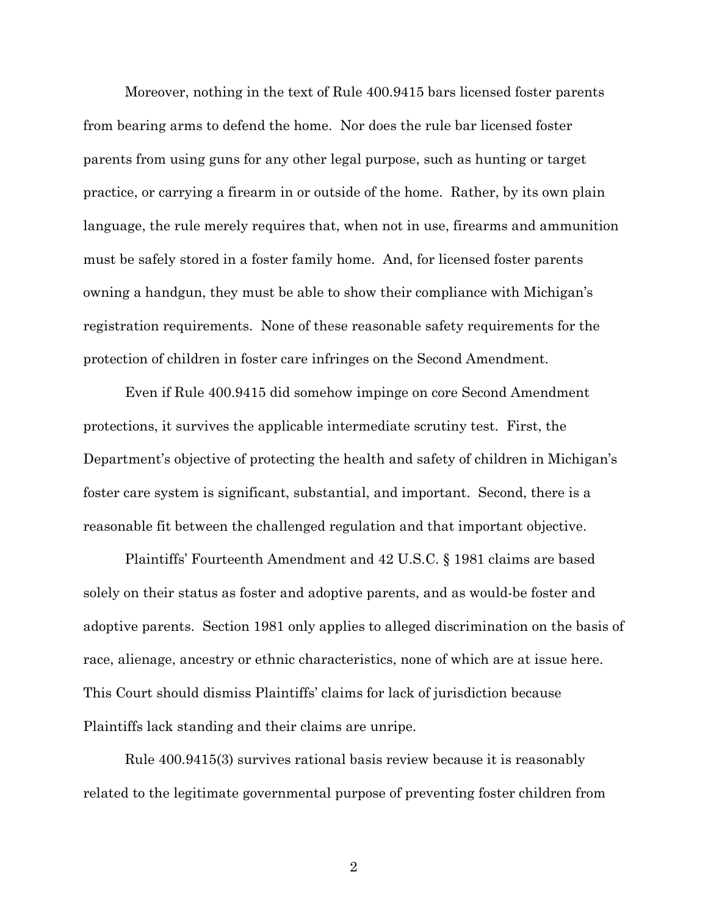Moreover, nothing in the text of Rule 400.9415 bars licensed foster parents from bearing arms to defend the home. Nor does the rule bar licensed foster parents from using guns for any other legal purpose, such as hunting or target practice, or carrying a firearm in or outside of the home. Rather, by its own plain language, the rule merely requires that, when not in use, firearms and ammunition must be safely stored in a foster family home. And, for licensed foster parents owning a handgun, they must be able to show their compliance with Michigan's registration requirements. None of these reasonable safety requirements for the protection of children in foster care infringes on the Second Amendment.

Even if Rule 400.9415 did somehow impinge on core Second Amendment protections, it survives the applicable intermediate scrutiny test. First, the Department's objective of protecting the health and safety of children in Michigan's foster care system is significant, substantial, and important. Second, there is a reasonable fit between the challenged regulation and that important objective.

Plaintiffs' Fourteenth Amendment and 42 U.S.C. § 1981 claims are based solely on their status as foster and adoptive parents, and as would-be foster and adoptive parents. Section 1981 only applies to alleged discrimination on the basis of race, alienage, ancestry or ethnic characteristics, none of which are at issue here. This Court should dismiss Plaintiffs' claims for lack of jurisdiction because Plaintiffs lack standing and their claims are unripe.

Rule 400.9415(3) survives rational basis review because it is reasonably related to the legitimate governmental purpose of preventing foster children from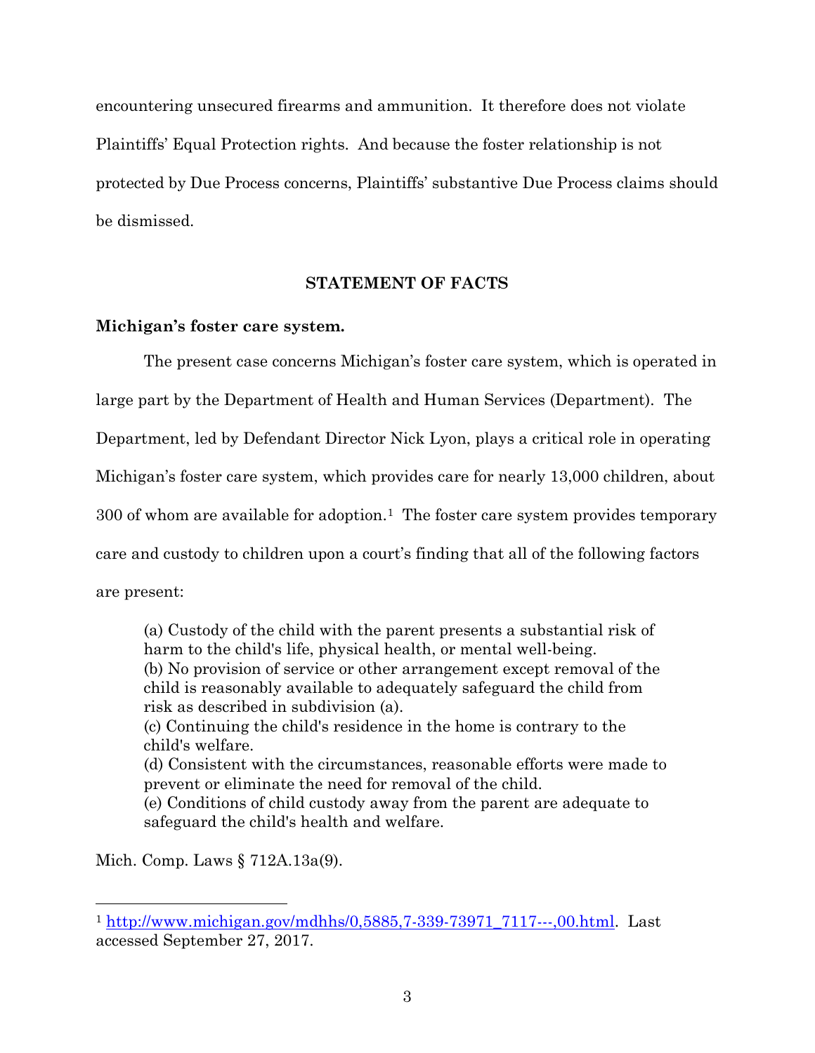encountering unsecured firearms and ammunition. It therefore does not violate Plaintiffs' Equal Protection rights. And because the foster relationship is not protected by Due Process concerns, Plaintiffs' substantive Due Process claims should be dismissed.

## STATEMENT OF FACTS

**Michigan's foster care system.**

The present case concerns Michigan's foster care system, which is operated in large part by the Department of Health and Human Services (Department). The Department, led by Defendant Director Nick Lyon, plays a critical role in operating Michigan's foster care system, which provides care for nearly 13,000 children, about 300 of whom are available for adoption.[1] The foster care system provides temporary care and custody to children upon a court's finding that all of the following factors are present:

> (a) Custody of the child with the parent presents a substantial risk of harm to the child's life, physical health, or mental well-being.
> (b) No provision of service or other arrangement except removal of the child is reasonably available to adequately safeguard the child from risk as described in subdivision (a).
> (c) Continuing the child's residence in the home is contrary to the child's welfare.
> (d) Consistent with the circumstances, reasonable efforts were made to prevent or eliminate the need for removal of the child.
> (e) Conditions of child custody away from the parent are adequate to safeguard the child's health and welfare.

Mich. Comp. Laws § 712A.13a(9).

---

[1] http://www.michigan.gov/mdhhs/0,5885,7-339-73971_7117---,00.html. Last accessed September 27, 2017.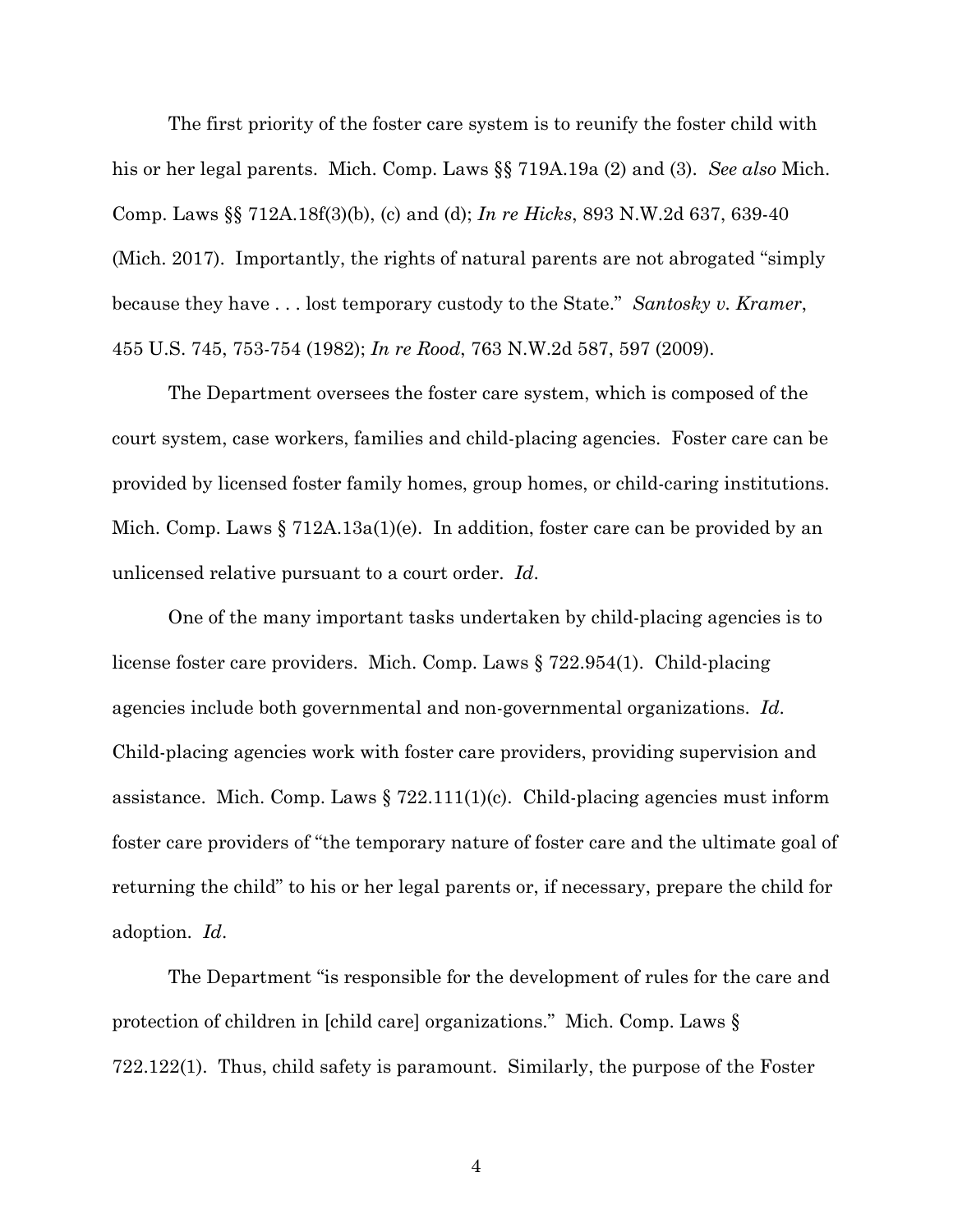The first priority of the foster care system is to reunify the foster child with his or her legal parents. Mich. Comp. Laws §§ 719A.19a (2) and (3). *See also* Mich. Comp. Laws §§ 712A.18f(3)(b), (c) and (d); *In re Hicks*, 893 N.W.2d 637, 639-40 (Mich. 2017). Importantly, the rights of natural parents are not abrogated "simply because they have . . . lost temporary custody to the State." *Santosky v. Kramer*, 455 U.S. 745, 753-754 (1982); *In re Rood*, 763 N.W.2d 587, 597 (2009).

The Department oversees the foster care system, which is composed of the court system, case workers, families and child-placing agencies. Foster care can be provided by licensed foster family homes, group homes, or child-caring institutions. Mich. Comp. Laws § 712A.13a(1)(e). In addition, foster care can be provided by an unlicensed relative pursuant to a court order. *Id*.

One of the many important tasks undertaken by child-placing agencies is to license foster care providers. Mich. Comp. Laws § 722.954(1). Child-placing agencies include both governmental and non-governmental organizations. *Id*. Child-placing agencies work with foster care providers, providing supervision and assistance. Mich. Comp. Laws § 722.111(1)(c). Child-placing agencies must inform foster care providers of "the temporary nature of foster care and the ultimate goal of returning the child" to his or her legal parents or, if necessary, prepare the child for adoption. *Id*.

The Department "is responsible for the development of rules for the care and protection of children in [child care] organizations." Mich. Comp. Laws § 722.122(1). Thus, child safety is paramount. Similarly, the purpose of the Foster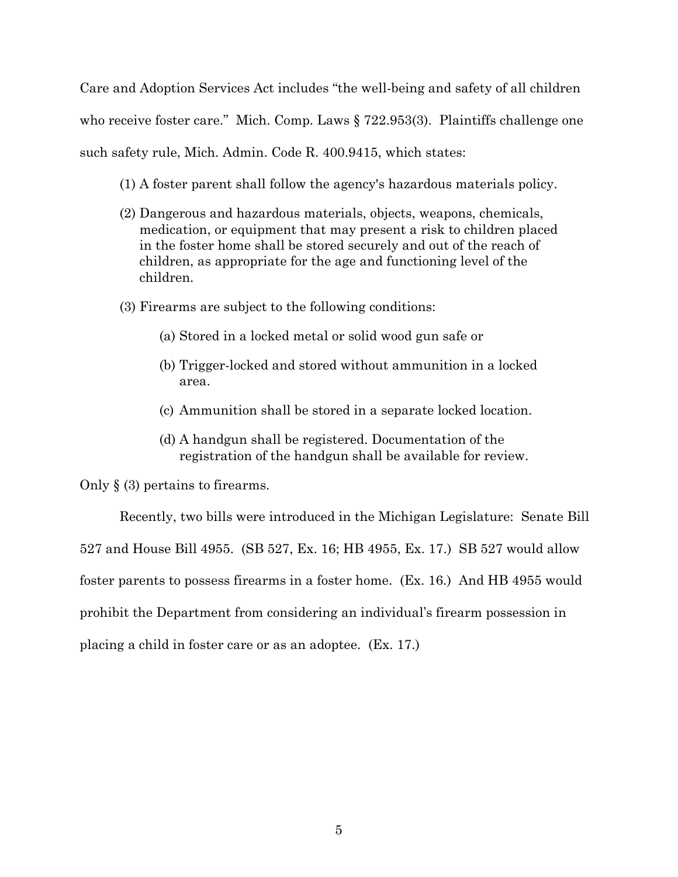Care and Adoption Services Act includes "the well-being and safety of all children who receive foster care." Mich. Comp. Laws § 722.953(3). Plaintiffs challenge one such safety rule, Mich. Admin. Code R. 400.9415, which states:

> (1) A foster parent shall follow the agency's hazardous materials policy.
>
> (2) Dangerous and hazardous materials, objects, weapons, chemicals, medication, or equipment that may present a risk to children placed in the foster home shall be stored securely and out of the reach of children, as appropriate for the age and functioning level of the children.
>
> (3) Firearms are subject to the following conditions:
>
> > (a) Stored in a locked metal or solid wood gun safe or
> >
> > (b) Trigger-locked and stored without ammunition in a locked area.
> >
> > (c) Ammunition shall be stored in a separate locked location.
> >
> > (d) A handgun shall be registered. Documentation of the registration of the handgun shall be available for review.

Only § (3) pertains to firearms.

Recently, two bills were introduced in the Michigan Legislature: Senate Bill 527 and House Bill 4955. (SB 527, Ex. 16; HB 4955, Ex. 17.) SB 527 would allow foster parents to possess firearms in a foster home. (Ex. 16.) And HB 4955 would prohibit the Department from considering an individual's firearm possession in placing a child in foster care or as an adoptee. (Ex. 17.)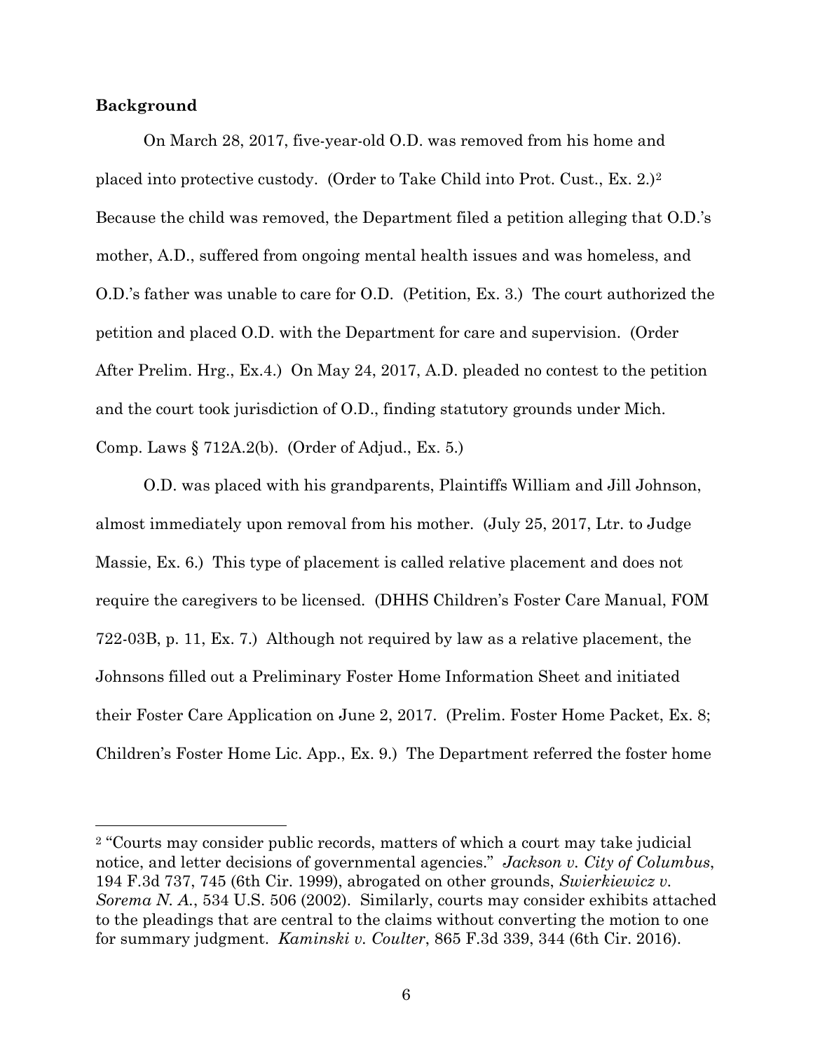**Background**

On March 28, 2017, five-year-old O.D. was removed from his home and placed into protective custody. (Order to Take Child into Prot. Cust., Ex. 2.)[2] Because the child was removed, the Department filed a petition alleging that O.D.'s mother, A.D., suffered from ongoing mental health issues and was homeless, and O.D.'s father was unable to care for O.D. (Petition, Ex. 3.) The court authorized the petition and placed O.D. with the Department for care and supervision. (Order After Prelim. Hrg., Ex.4.) On May 24, 2017, A.D. pleaded no contest to the petition and the court took jurisdiction of O.D., finding statutory grounds under Mich. Comp. Laws § 712A.2(b). (Order of Adjud., Ex. 5.)

O.D. was placed with his grandparents, Plaintiffs William and Jill Johnson, almost immediately upon removal from his mother. (July 25, 2017, Ltr. to Judge Massie, Ex. 6.) This type of placement is called relative placement and does not require the caregivers to be licensed. (DHHS Children's Foster Care Manual, FOM 722-03B, p. 11, Ex. 7.) Although not required by law as a relative placement, the Johnsons filled out a Preliminary Foster Home Information Sheet and initiated their Foster Care Application on June 2, 2017. (Prelim. Foster Home Packet, Ex. 8; Children's Foster Home Lic. App., Ex. 9.) The Department referred the foster home

---

[2] "Courts may consider public records, matters of which a court may take judicial notice, and letter decisions of governmental agencies." *Jackson v. City of Columbus*, 194 F.3d 737, 745 (6th Cir. 1999), abrogated on other grounds, *Swierkiewicz v. Sorema N. A.*, 534 U.S. 506 (2002). Similarly, courts may consider exhibits attached to the pleadings that are central to the claims without converting the motion to one for summary judgment. *Kaminski v. Coulter*, 865 F.3d 339, 344 (6th Cir. 2016).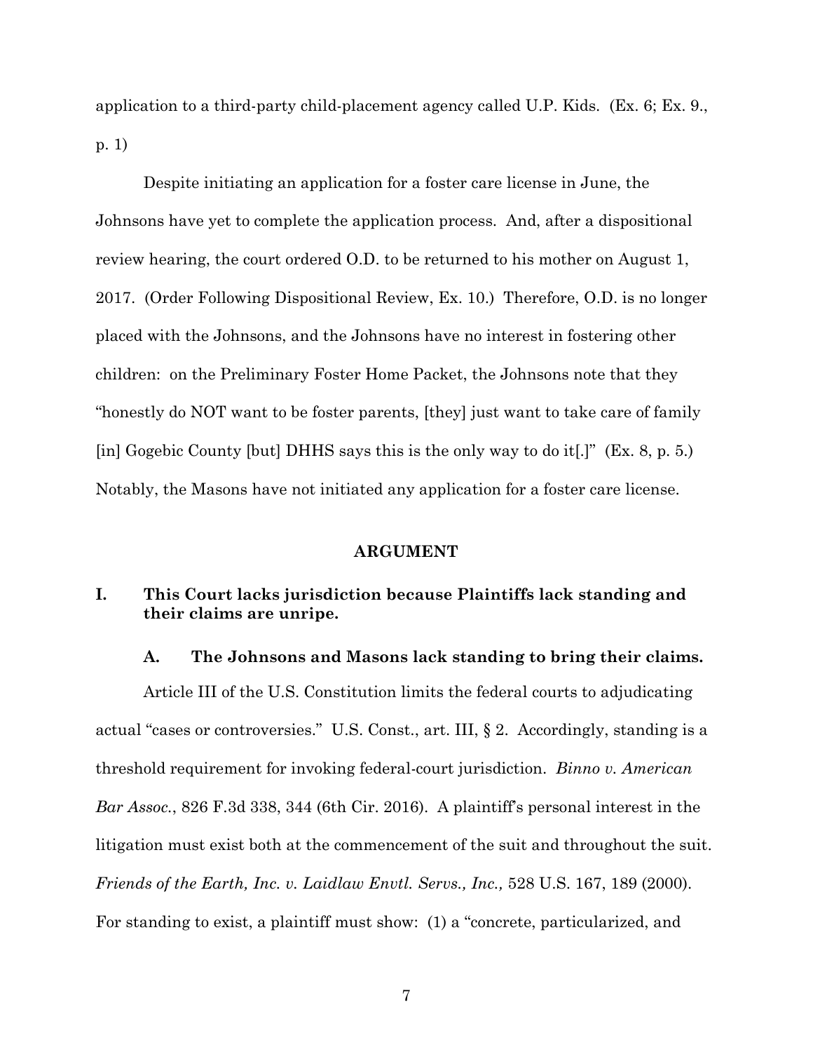application to a third-party child-placement agency called U.P. Kids. (Ex. 6; Ex. 9., p. 1)

Despite initiating an application for a foster care license in June, the Johnsons have yet to complete the application process. And, after a dispositional review hearing, the court ordered O.D. to be returned to his mother on August 1, 2017. (Order Following Dispositional Review, Ex. 10.) Therefore, O.D. is no longer placed with the Johnsons, and the Johnsons have no interest in fostering other children: on the Preliminary Foster Home Packet, the Johnsons note that they "honestly do NOT want to be foster parents, [they] just want to take care of family [in] Gogebic County [but] DHHS says this is the only way to do it[.]" (Ex. 8, p. 5.) Notably, the Masons have not initiated any application for a foster care license.

## ARGUMENT

### I. This Court lacks jurisdiction because Plaintiffs lack standing and their claims are unripe.

#### A. The Johnsons and Masons lack standing to bring their claims.

Article III of the U.S. Constitution limits the federal courts to adjudicating actual "cases or controversies." U.S. Const., art. III, § 2. Accordingly, standing is a threshold requirement for invoking federal-court jurisdiction. *Binno v. American Bar Assoc.*, 826 F.3d 338, 344 (6th Cir. 2016). A plaintiff's personal interest in the litigation must exist both at the commencement of the suit and throughout the suit. *Friends of the Earth, Inc. v. Laidlaw Envtl. Servs., Inc.,* 528 U.S. 167, 189 (2000). For standing to exist, a plaintiff must show: (1) a "concrete, particularized, and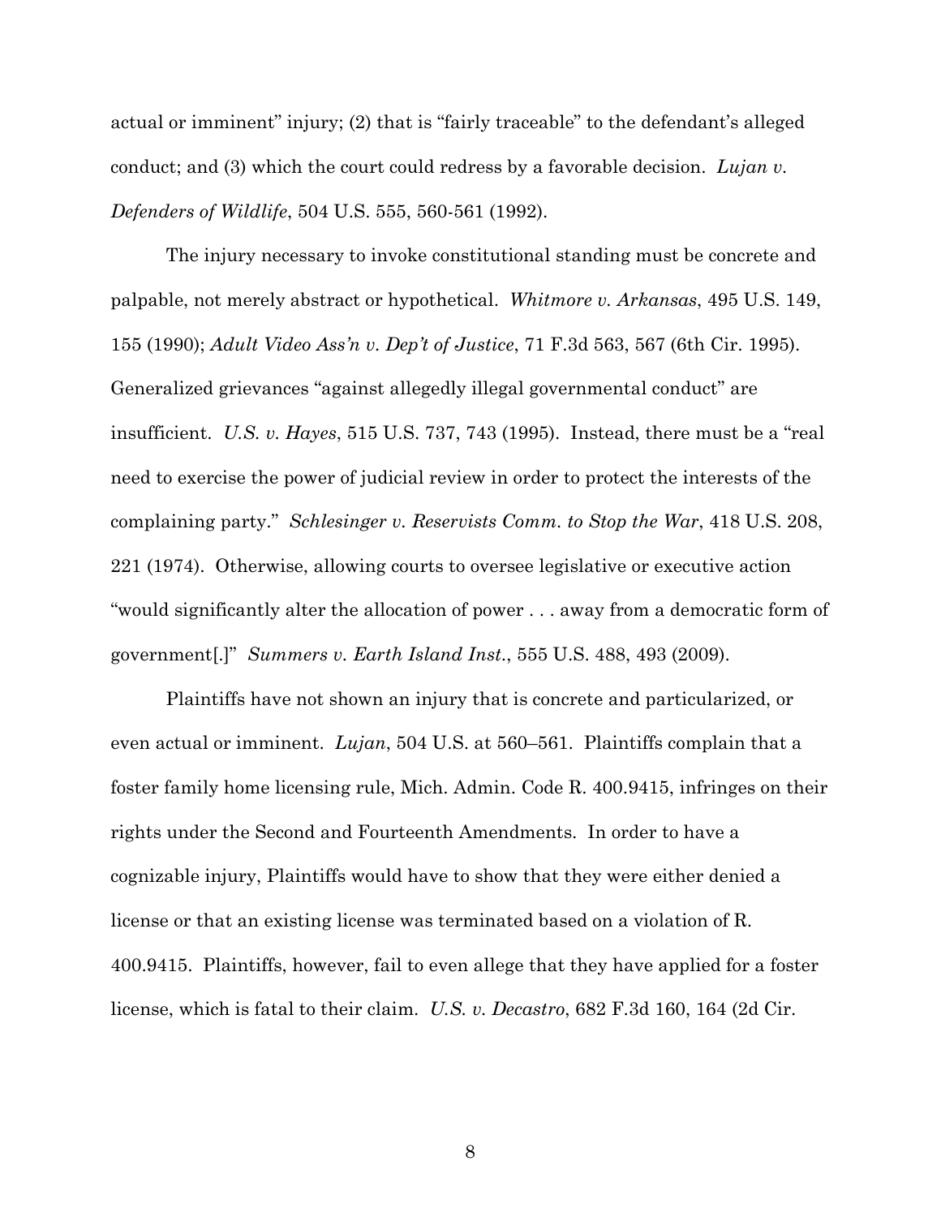actual or imminent" injury; (2) that is "fairly traceable" to the defendant's alleged conduct; and (3) which the court could redress by a favorable decision. *Lujan v. Defenders of Wildlife*, 504 U.S. 555, 560-561 (1992).

The injury necessary to invoke constitutional standing must be concrete and palpable, not merely abstract or hypothetical. *Whitmore v. Arkansas*, 495 U.S. 149, 155 (1990); *Adult Video Ass'n v. Dep't of Justice*, 71 F.3d 563, 567 (6th Cir. 1995). Generalized grievances "against allegedly illegal governmental conduct" are insufficient. *U.S. v. Hayes*, 515 U.S. 737, 743 (1995). Instead, there must be a "real need to exercise the power of judicial review in order to protect the interests of the complaining party." *Schlesinger v. Reservists Comm. to Stop the War*, 418 U.S. 208, 221 (1974). Otherwise, allowing courts to oversee legislative or executive action "would significantly alter the allocation of power . . . away from a democratic form of government[.]" *Summers v. Earth Island Inst.*, 555 U.S. 488, 493 (2009).

Plaintiffs have not shown an injury that is concrete and particularized, or even actual or imminent. *Lujan*, 504 U.S. at 560–561. Plaintiffs complain that a foster family home licensing rule, Mich. Admin. Code R. 400.9415, infringes on their rights under the Second and Fourteenth Amendments. In order to have a cognizable injury, Plaintiffs would have to show that they were either denied a license or that an existing license was terminated based on a violation of R. 400.9415. Plaintiffs, however, fail to even allege that they have applied for a foster license, which is fatal to their claim. *U.S. v. Decastro*, 682 F.3d 160, 164 (2d Cir.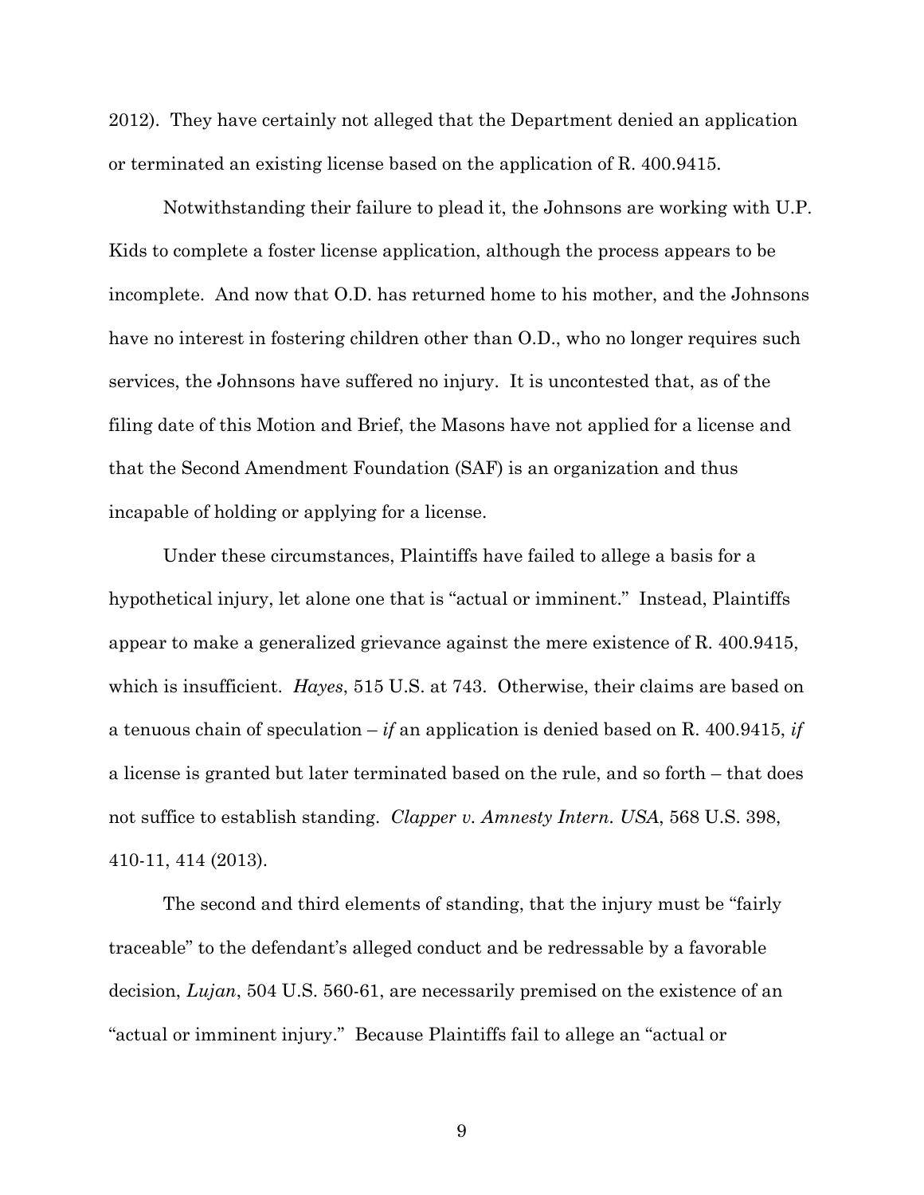2012). They have certainly not alleged that the Department denied an application or terminated an existing license based on the application of R. 400.9415.

Notwithstanding their failure to plead it, the Johnsons are working with U.P. Kids to complete a foster license application, although the process appears to be incomplete. And now that O.D. has returned home to his mother, and the Johnsons have no interest in fostering children other than O.D., who no longer requires such services, the Johnsons have suffered no injury. It is uncontested that, as of the filing date of this Motion and Brief, the Masons have not applied for a license and that the Second Amendment Foundation (SAF) is an organization and thus incapable of holding or applying for a license.

Under these circumstances, Plaintiffs have failed to allege a basis for a hypothetical injury, let alone one that is "actual or imminent." Instead, Plaintiffs appear to make a generalized grievance against the mere existence of R. 400.9415, which is insufficient. *Hayes*, 515 U.S. at 743. Otherwise, their claims are based on a tenuous chain of speculation – *if* an application is denied based on R. 400.9415, *if* a license is granted but later terminated based on the rule, and so forth – that does not suffice to establish standing. *Clapper v. Amnesty Intern. USA*, 568 U.S. 398, 410-11, 414 (2013).

The second and third elements of standing, that the injury must be "fairly traceable" to the defendant's alleged conduct and be redressable by a favorable decision, *Lujan*, 504 U.S. 560-61, are necessarily premised on the existence of an "actual or imminent injury." Because Plaintiffs fail to allege an "actual or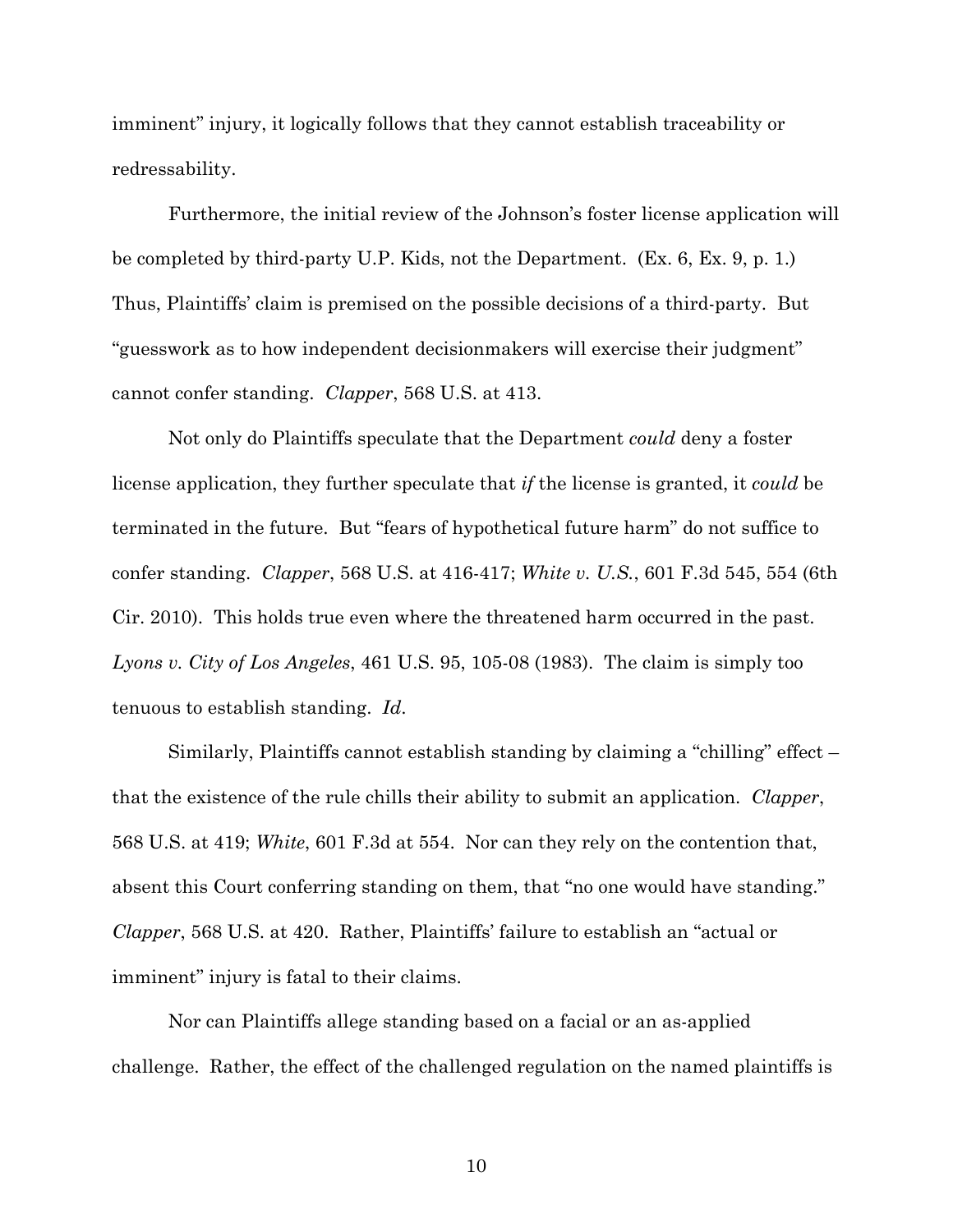imminent" injury, it logically follows that they cannot establish traceability or redressability.

Furthermore, the initial review of the Johnson's foster license application will be completed by third-party U.P. Kids, not the Department. (Ex. 6, Ex. 9, p. 1.) Thus, Plaintiffs' claim is premised on the possible decisions of a third-party. But "guesswork as to how independent decisionmakers will exercise their judgment" cannot confer standing. *Clapper*, 568 U.S. at 413.

Not only do Plaintiffs speculate that the Department *could* deny a foster license application, they further speculate that *if* the license is granted, it *could* be terminated in the future. But "fears of hypothetical future harm" do not suffice to confer standing. *Clapper*, 568 U.S. at 416-417; *White v. U.S.*, 601 F.3d 545, 554 (6th Cir. 2010). This holds true even where the threatened harm occurred in the past. *Lyons v. City of Los Angeles*, 461 U.S. 95, 105-08 (1983). The claim is simply too tenuous to establish standing. *Id*.

Similarly, Plaintiffs cannot establish standing by claiming a "chilling" effect – that the existence of the rule chills their ability to submit an application. *Clapper*, 568 U.S. at 419; *White*, 601 F.3d at 554. Nor can they rely on the contention that, absent this Court conferring standing on them, that "no one would have standing." *Clapper*, 568 U.S. at 420. Rather, Plaintiffs' failure to establish an "actual or imminent" injury is fatal to their claims.

Nor can Plaintiffs allege standing based on a facial or an as-applied challenge. Rather, the effect of the challenged regulation on the named plaintiffs is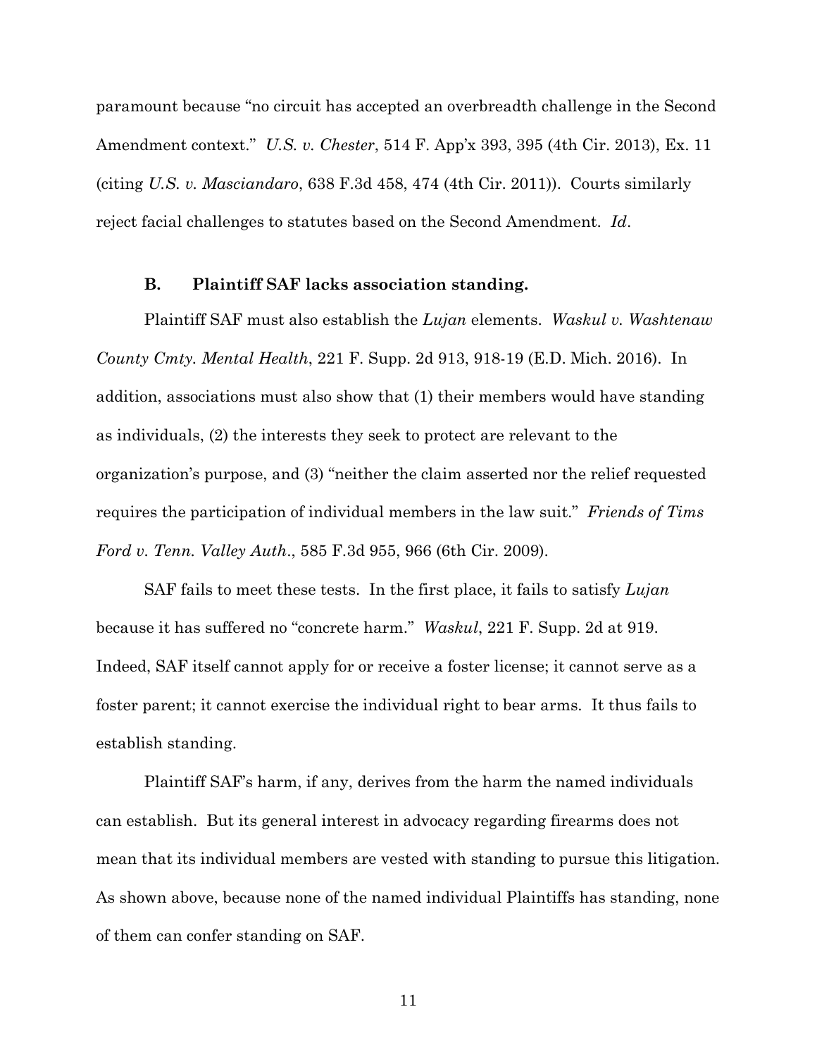paramount because "no circuit has accepted an overbreadth challenge in the Second Amendment context." *U.S. v. Chester*, 514 F. App'x 393, 395 (4th Cir. 2013), Ex. 11 (citing *U.S. v. Masciandaro*, 638 F.3d 458, 474 (4th Cir. 2011)). Courts similarly reject facial challenges to statutes based on the Second Amendment. *Id*.

### B. Plaintiff SAF lacks association standing.

Plaintiff SAF must also establish the *Lujan* elements. *Waskul v. Washtenaw County Cmty. Mental Health*, 221 F. Supp. 2d 913, 918-19 (E.D. Mich. 2016). In addition, associations must also show that (1) their members would have standing as individuals, (2) the interests they seek to protect are relevant to the organization's purpose, and (3) "neither the claim asserted nor the relief requested requires the participation of individual members in the law suit." *Friends of Tims Ford v. Tenn. Valley Auth*., 585 F.3d 955, 966 (6th Cir. 2009).

SAF fails to meet these tests. In the first place, it fails to satisfy *Lujan* because it has suffered no "concrete harm." *Waskul*, 221 F. Supp. 2d at 919. Indeed, SAF itself cannot apply for or receive a foster license; it cannot serve as a foster parent; it cannot exercise the individual right to bear arms. It thus fails to establish standing.

Plaintiff SAF's harm, if any, derives from the harm the named individuals can establish. But its general interest in advocacy regarding firearms does not mean that its individual members are vested with standing to pursue this litigation. As shown above, because none of the named individual Plaintiffs has standing, none of them can confer standing on SAF.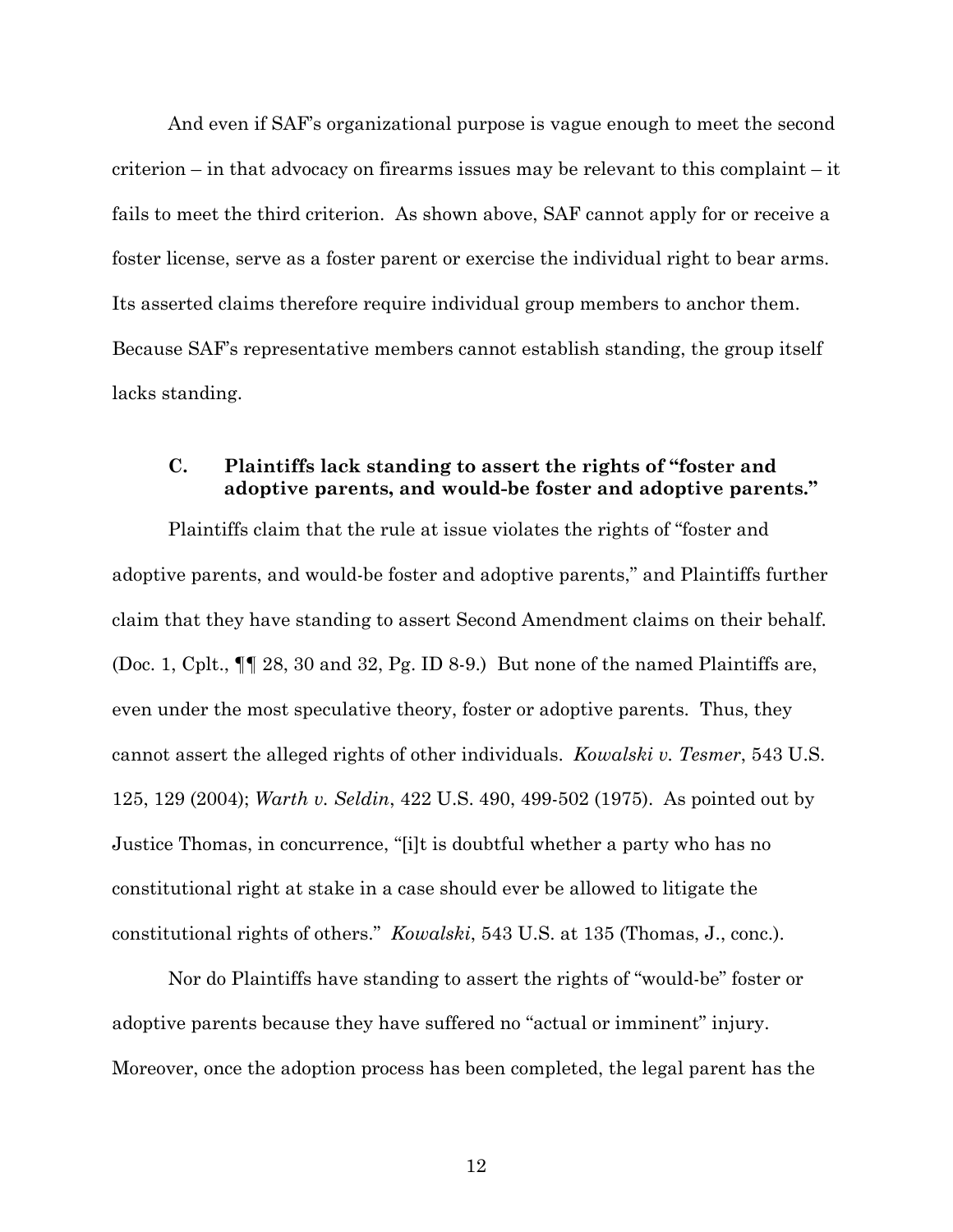And even if SAF's organizational purpose is vague enough to meet the second criterion – in that advocacy on firearms issues may be relevant to this complaint – it fails to meet the third criterion. As shown above, SAF cannot apply for or receive a foster license, serve as a foster parent or exercise the individual right to bear arms. Its asserted claims therefore require individual group members to anchor them. Because SAF's representative members cannot establish standing, the group itself lacks standing.

### C. Plaintiffs lack standing to assert the rights of "foster and adoptive parents, and would-be foster and adoptive parents."

Plaintiffs claim that the rule at issue violates the rights of "foster and adoptive parents, and would-be foster and adoptive parents," and Plaintiffs further claim that they have standing to assert Second Amendment claims on their behalf. (Doc. 1, Cplt., ¶¶ 28, 30 and 32, Pg. ID 8-9.) But none of the named Plaintiffs are, even under the most speculative theory, foster or adoptive parents. Thus, they cannot assert the alleged rights of other individuals. *Kowalski v. Tesmer*, 543 U.S. 125, 129 (2004); *Warth v. Seldin*, 422 U.S. 490, 499-502 (1975). As pointed out by Justice Thomas, in concurrence, "[i]t is doubtful whether a party who has no constitutional right at stake in a case should ever be allowed to litigate the constitutional rights of others." *Kowalski*, 543 U.S. at 135 (Thomas, J., conc.).

Nor do Plaintiffs have standing to assert the rights of "would-be" foster or adoptive parents because they have suffered no "actual or imminent" injury. Moreover, once the adoption process has been completed, the legal parent has the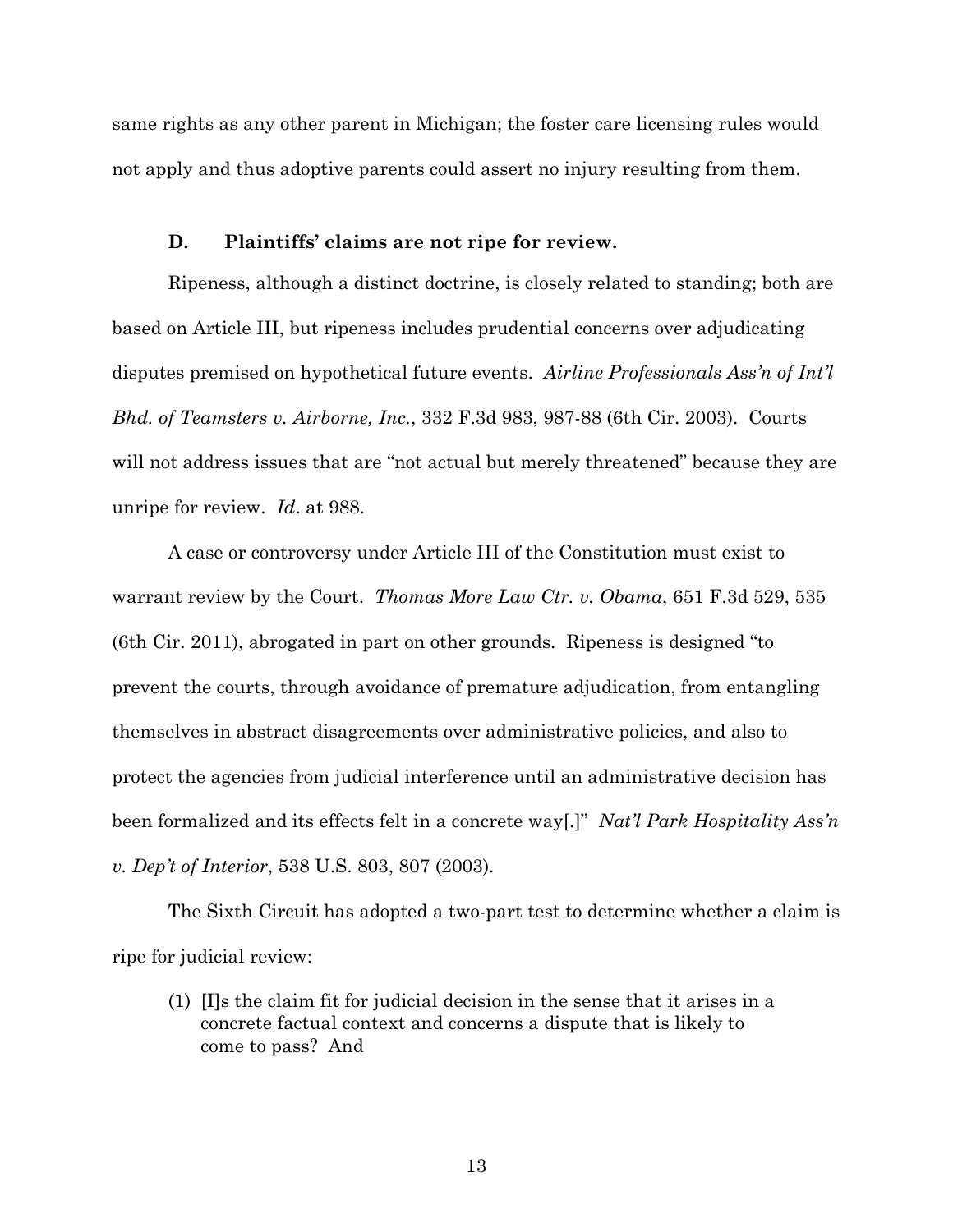same rights as any other parent in Michigan; the foster care licensing rules would not apply and thus adoptive parents could assert no injury resulting from them.

### D. Plaintiffs' claims are not ripe for review.

Ripeness, although a distinct doctrine, is closely related to standing; both are based on Article III, but ripeness includes prudential concerns over adjudicating disputes premised on hypothetical future events. *Airline Professionals Ass'n of Int'l Bhd. of Teamsters v. Airborne, Inc.*, 332 F.3d 983, 987-88 (6th Cir. 2003). Courts will not address issues that are "not actual but merely threatened" because they are unripe for review. *Id*. at 988.

A case or controversy under Article III of the Constitution must exist to warrant review by the Court. *Thomas More Law Ctr. v. Obama*, 651 F.3d 529, 535 (6th Cir. 2011), abrogated in part on other grounds. Ripeness is designed "to prevent the courts, through avoidance of premature adjudication, from entangling themselves in abstract disagreements over administrative policies, and also to protect the agencies from judicial interference until an administrative decision has been formalized and its effects felt in a concrete way[.]" *Nat'l Park Hospitality Ass'n v. Dep't of Interior*, 538 U.S. 803, 807 (2003).

The Sixth Circuit has adopted a two-part test to determine whether a claim is ripe for judicial review:

> (1) [I]s the claim fit for judicial decision in the sense that it arises in a concrete factual context and concerns a dispute that is likely to come to pass? And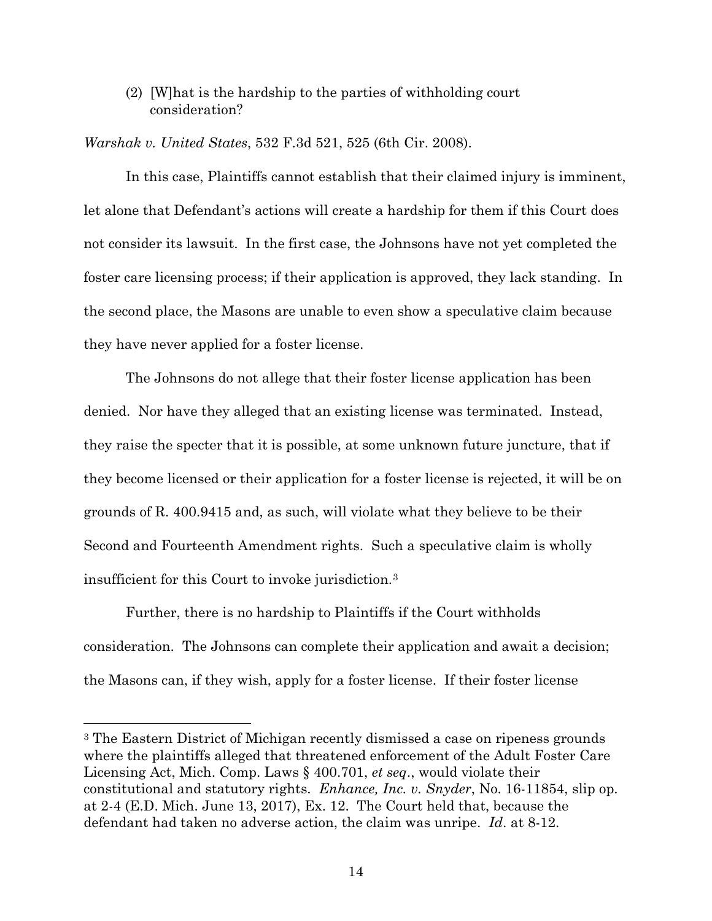(2) [W]hat is the hardship to the parties of withholding court consideration?

*Warshak v. United States*, 532 F.3d 521, 525 (6th Cir. 2008).

In this case, Plaintiffs cannot establish that their claimed injury is imminent, let alone that Defendant's actions will create a hardship for them if this Court does not consider its lawsuit. In the first case, the Johnsons have not yet completed the foster care licensing process; if their application is approved, they lack standing. In the second place, the Masons are unable to even show a speculative claim because they have never applied for a foster license.

The Johnsons do not allege that their foster license application has been denied. Nor have they alleged that an existing license was terminated. Instead, they raise the specter that it is possible, at some unknown future juncture, that if they become licensed or their application for a foster license is rejected, it will be on grounds of R. 400.9415 and, as such, will violate what they believe to be their Second and Fourteenth Amendment rights. Such a speculative claim is wholly insufficient for this Court to invoke jurisdiction.[3]

Further, there is no hardship to Plaintiffs if the Court withholds consideration. The Johnsons can complete their application and await a decision; the Masons can, if they wish, apply for a foster license. If their foster license

---

[3] The Eastern District of Michigan recently dismissed a case on ripeness grounds where the plaintiffs alleged that threatened enforcement of the Adult Foster Care Licensing Act, Mich. Comp. Laws § 400.701, *et seq*., would violate their constitutional and statutory rights. *Enhance, Inc. v. Snyder*, No. 16-11854, slip op. at 2-4 (E.D. Mich. June 13, 2017), Ex. 12. The Court held that, because the defendant had taken no adverse action, the claim was unripe. *Id*. at 8-12.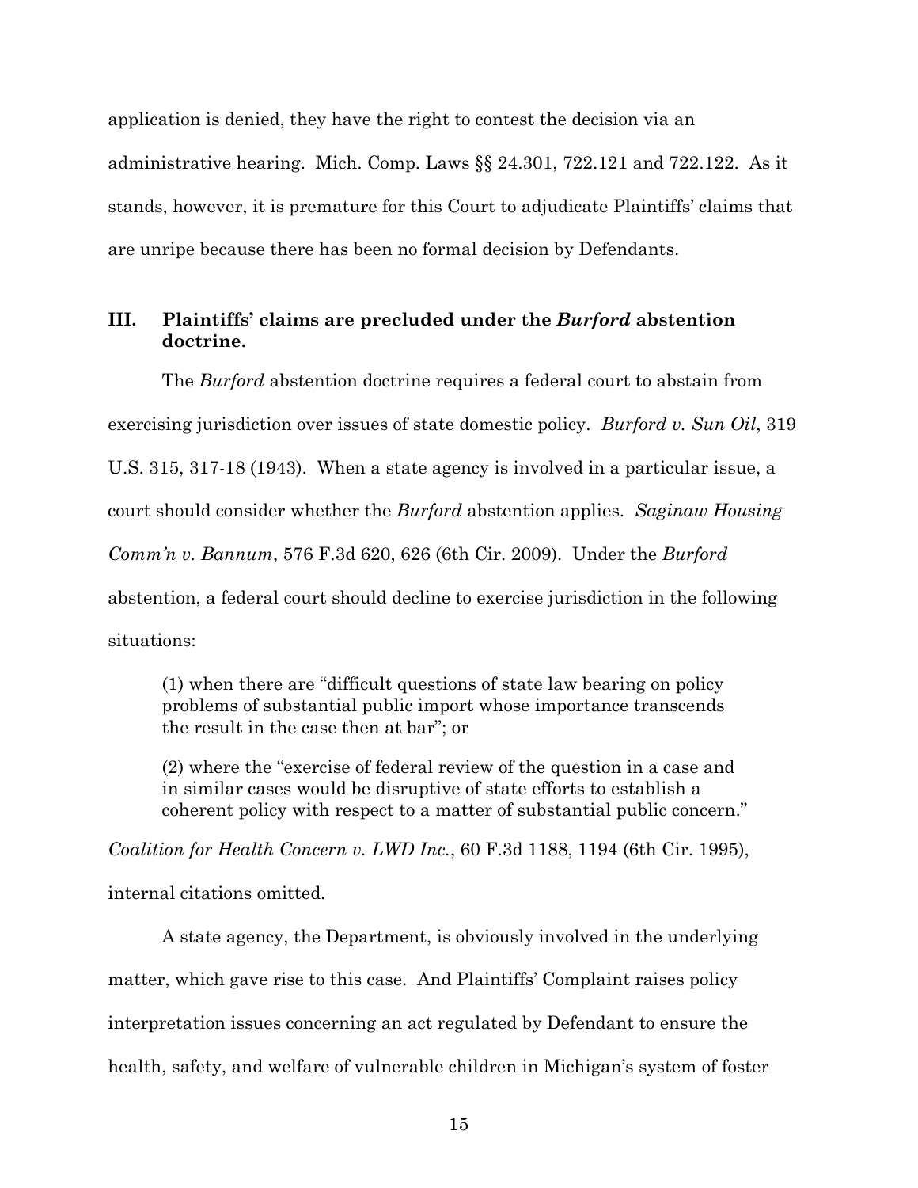application is denied, they have the right to contest the decision via an administrative hearing. Mich. Comp. Laws §§ 24.301, 722.121 and 722.122. As it stands, however, it is premature for this Court to adjudicate Plaintiffs' claims that are unripe because there has been no formal decision by Defendants.

## III. Plaintiffs' claims are precluded under the *Burford* abstention doctrine.

The *Burford* abstention doctrine requires a federal court to abstain from exercising jurisdiction over issues of state domestic policy. *Burford v. Sun Oil*, 319 U.S. 315, 317-18 (1943). When a state agency is involved in a particular issue, a court should consider whether the *Burford* abstention applies. *Saginaw Housing Comm'n v. Bannum*, 576 F.3d 620, 626 (6th Cir. 2009). Under the *Burford* abstention, a federal court should decline to exercise jurisdiction in the following situations:

> (1) when there are "difficult questions of state law bearing on policy problems of substantial public import whose importance transcends the result in the case then at bar"; or
>
> (2) where the "exercise of federal review of the question in a case and in similar cases would be disruptive of state efforts to establish a coherent policy with respect to a matter of substantial public concern."

*Coalition for Health Concern v. LWD Inc.*, 60 F.3d 1188, 1194 (6th Cir. 1995), internal citations omitted.

A state agency, the Department, is obviously involved in the underlying matter, which gave rise to this case. And Plaintiffs' Complaint raises policy interpretation issues concerning an act regulated by Defendant to ensure the health, safety, and welfare of vulnerable children in Michigan's system of foster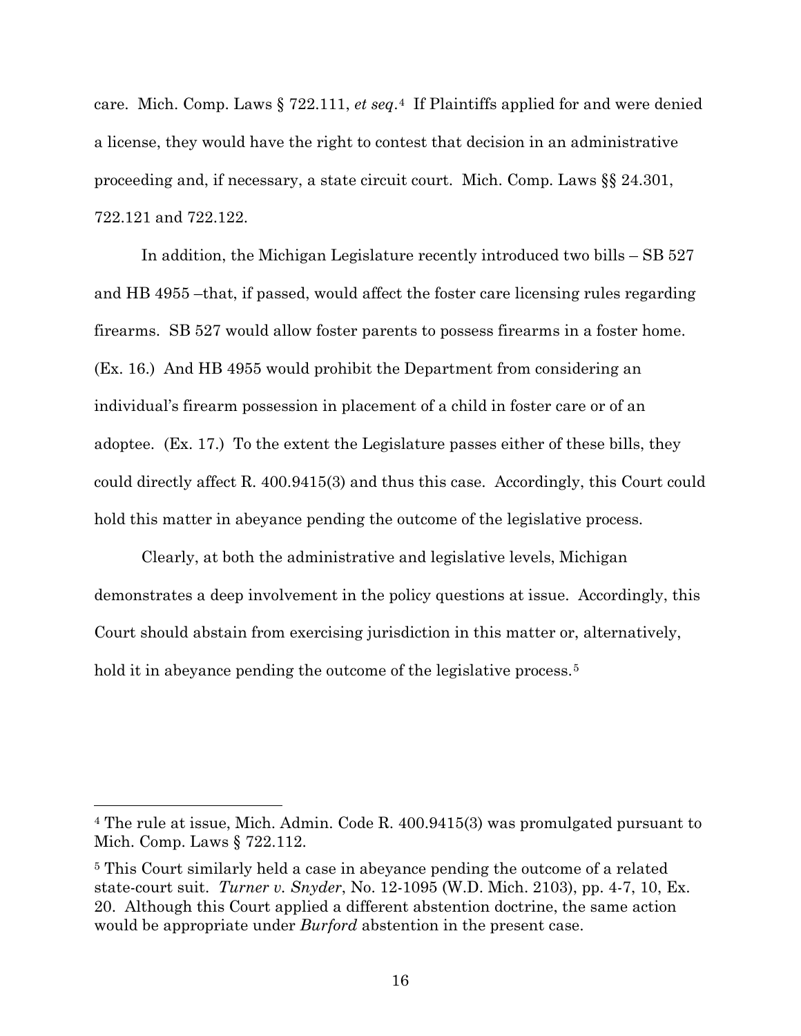care. Mich. Comp. Laws § 722.111, *et seq*.[4] If Plaintiffs applied for and were denied a license, they would have the right to contest that decision in an administrative proceeding and, if necessary, a state circuit court. Mich. Comp. Laws §§ 24.301, 722.121 and 722.122.

In addition, the Michigan Legislature recently introduced two bills – SB 527 and HB 4955 –that, if passed, would affect the foster care licensing rules regarding firearms. SB 527 would allow foster parents to possess firearms in a foster home. (Ex. 16.) And HB 4955 would prohibit the Department from considering an individual's firearm possession in placement of a child in foster care or of an adoptee. (Ex. 17.) To the extent the Legislature passes either of these bills, they could directly affect R. 400.9415(3) and thus this case. Accordingly, this Court could hold this matter in abeyance pending the outcome of the legislative process.

Clearly, at both the administrative and legislative levels, Michigan demonstrates a deep involvement in the policy questions at issue. Accordingly, this Court should abstain from exercising jurisdiction in this matter or, alternatively, hold it in abeyance pending the outcome of the legislative process.[5]

---

[4] The rule at issue, Mich. Admin. Code R. 400.9415(3) was promulgated pursuant to Mich. Comp. Laws § 722.112.

[5] This Court similarly held a case in abeyance pending the outcome of a related state-court suit. *Turner v. Snyder*, No. 12-1095 (W.D. Mich. 2103), pp. 4-7, 10, Ex. 20. Although this Court applied a different abstention doctrine, the same action would be appropriate under *Burford* abstention in the present case.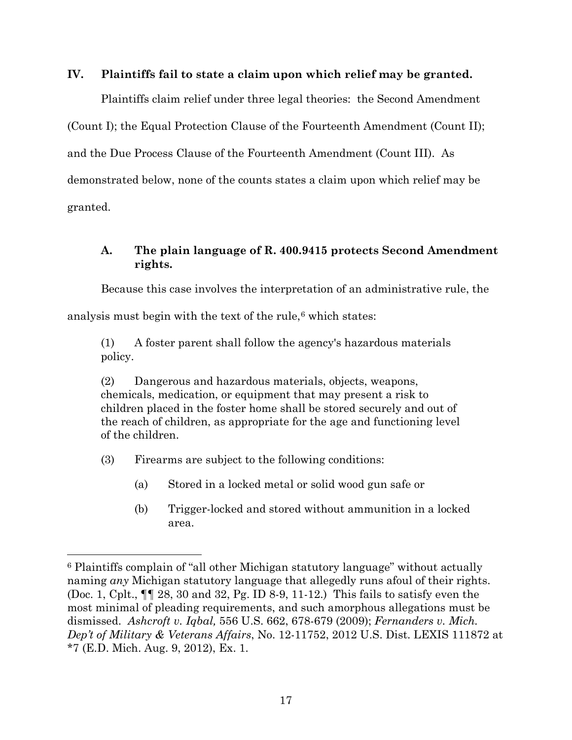## IV. Plaintiffs fail to state a claim upon which relief may be granted.

Plaintiffs claim relief under three legal theories: the Second Amendment (Count I); the Equal Protection Clause of the Fourteenth Amendment (Count II); and the Due Process Clause of the Fourteenth Amendment (Count III). As demonstrated below, none of the counts states a claim upon which relief may be granted.

### A. The plain language of R. 400.9415 protects Second Amendment rights.

Because this case involves the interpretation of an administrative rule, the analysis must begin with the text of the rule,[6] which states:

> (1) A foster parent shall follow the agency's hazardous materials policy.
>
> (2) Dangerous and hazardous materials, objects, weapons, chemicals, medication, or equipment that may present a risk to children placed in the foster home shall be stored securely and out of the reach of children, as appropriate for the age and functioning level of the children.
>
> (3) Firearms are subject to the following conditions:
>
> (a) Stored in a locked metal or solid wood gun safe or
>
> (b) Trigger-locked and stored without ammunition in a locked area.

---

[6] Plaintiffs complain of "all other Michigan statutory language" without actually naming *any* Michigan statutory language that allegedly runs afoul of their rights. (Doc. 1, Cplt., ¶¶ 28, 30 and 32, Pg. ID 8-9, 11-12.) This fails to satisfy even the most minimal of pleading requirements, and such amorphous allegations must be dismissed. *Ashcroft v. Iqbal,* 556 U.S. 662, 678-679 (2009); *Fernanders v. Mich. Dep't of Military & Veterans Affairs*, No. 12-11752, 2012 U.S. Dist. LEXIS 111872 at *7 (E.D. Mich. Aug. 9, 2012), Ex. 1.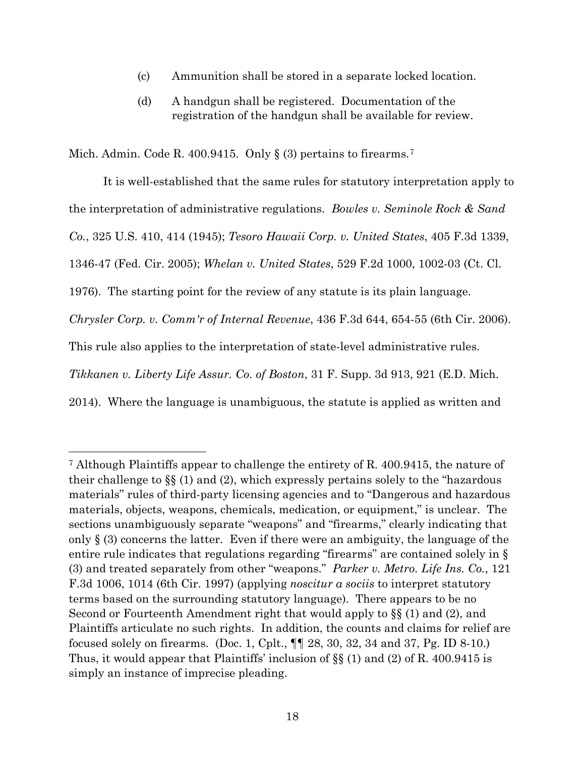(c) Ammunition shall be stored in a separate locked location.

(d) A handgun shall be registered. Documentation of the registration of the handgun shall be available for review.

Mich. Admin. Code R. 400.9415. Only § (3) pertains to firearms.[7]

It is well-established that the same rules for statutory interpretation apply to the interpretation of administrative regulations. *Bowles v. Seminole Rock & Sand Co.*, 325 U.S. 410, 414 (1945); *Tesoro Hawaii Corp. v. United States*, 405 F.3d 1339, 1346-47 (Fed. Cir. 2005); *Whelan v. United States*, 529 F.2d 1000, 1002-03 (Ct. Cl. 1976). The starting point for the review of any statute is its plain language. *Chrysler Corp. v. Comm'r of Internal Revenue*, 436 F.3d 644, 654-55 (6th Cir. 2006). This rule also applies to the interpretation of state-level administrative rules. *Tikkanen v. Liberty Life Assur. Co. of Boston*, 31 F. Supp. 3d 913, 921 (E.D. Mich. 2014). Where the language is unambiguous, the statute is applied as written and

---

[7] Although Plaintiffs appear to challenge the entirety of R. 400.9415, the nature of their challenge to §§ (1) and (2), which expressly pertains solely to the "hazardous materials" rules of third-party licensing agencies and to "Dangerous and hazardous materials, objects, weapons, chemicals, medication, or equipment," is unclear. The sections unambiguously separate "weapons" and "firearms," clearly indicating that only § (3) concerns the latter. Even if there were an ambiguity, the language of the entire rule indicates that regulations regarding "firearms" are contained solely in § (3) and treated separately from other "weapons." *Parker v. Metro. Life Ins. Co.*, 121 F.3d 1006, 1014 (6th Cir. 1997) (applying *noscitur a sociis* to interpret statutory terms based on the surrounding statutory language). There appears to be no Second or Fourteenth Amendment right that would apply to §§ (1) and (2), and Plaintiffs articulate no such rights. In addition, the counts and claims for relief are focused solely on firearms. (Doc. 1, Cplt., ¶¶ 28, 30, 32, 34 and 37, Pg. ID 8-10.) Thus, it would appear that Plaintiffs' inclusion of §§ (1) and (2) of R. 400.9415 is simply an instance of imprecise pleading.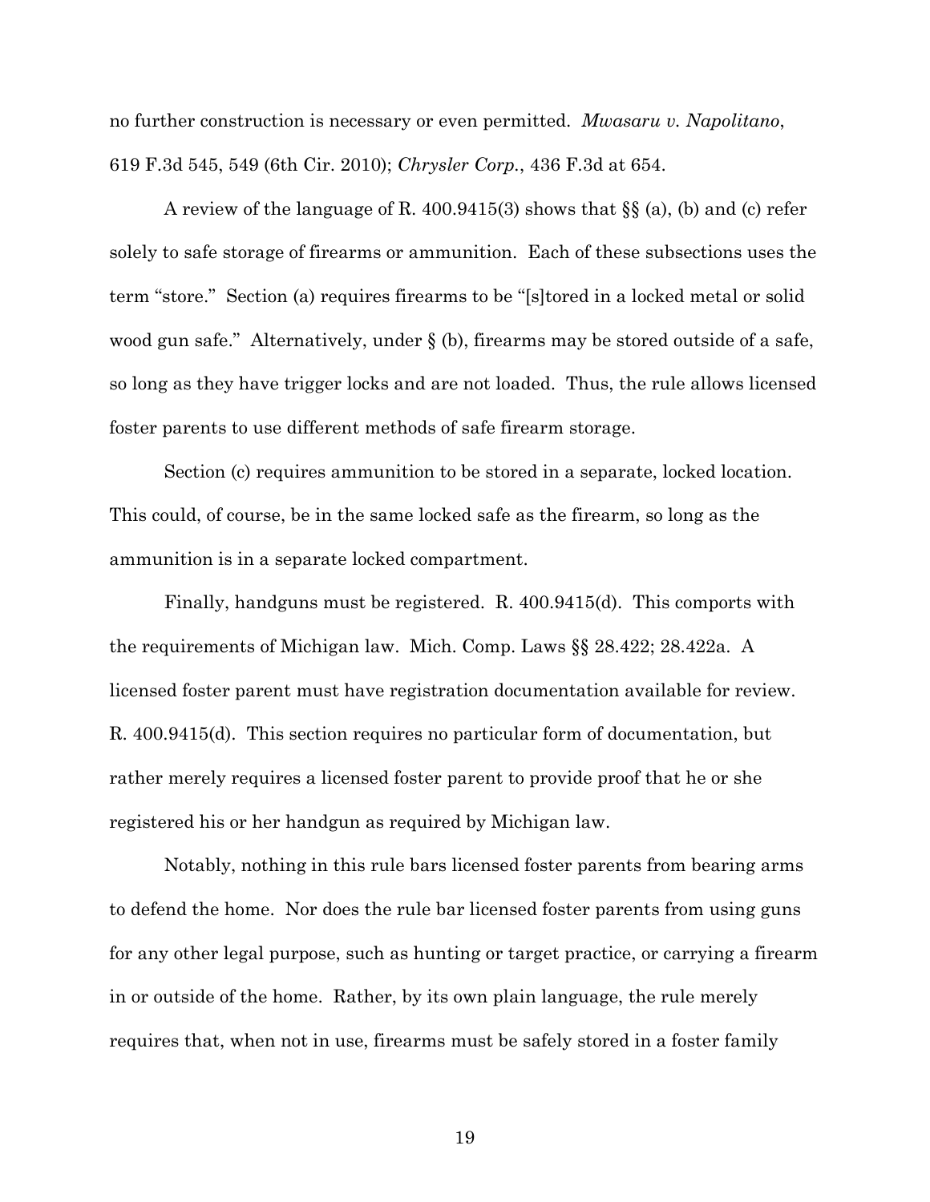no further construction is necessary or even permitted. *Mwasaru v. Napolitano*, 619 F.3d 545, 549 (6th Cir. 2010); *Chrysler Corp.*, 436 F.3d at 654.

A review of the language of R. 400.9415(3) shows that §§ (a), (b) and (c) refer solely to safe storage of firearms or ammunition. Each of these subsections uses the term "store." Section (a) requires firearms to be "[s]tored in a locked metal or solid wood gun safe." Alternatively, under § (b), firearms may be stored outside of a safe, so long as they have trigger locks and are not loaded. Thus, the rule allows licensed foster parents to use different methods of safe firearm storage.

Section (c) requires ammunition to be stored in a separate, locked location. This could, of course, be in the same locked safe as the firearm, so long as the ammunition is in a separate locked compartment.

Finally, handguns must be registered. R. 400.9415(d). This comports with the requirements of Michigan law. Mich. Comp. Laws §§ 28.422; 28.422a. A licensed foster parent must have registration documentation available for review. R. 400.9415(d). This section requires no particular form of documentation, but rather merely requires a licensed foster parent to provide proof that he or she registered his or her handgun as required by Michigan law.

Notably, nothing in this rule bars licensed foster parents from bearing arms to defend the home. Nor does the rule bar licensed foster parents from using guns for any other legal purpose, such as hunting or target practice, or carrying a firearm in or outside of the home. Rather, by its own plain language, the rule merely requires that, when not in use, firearms must be safely stored in a foster family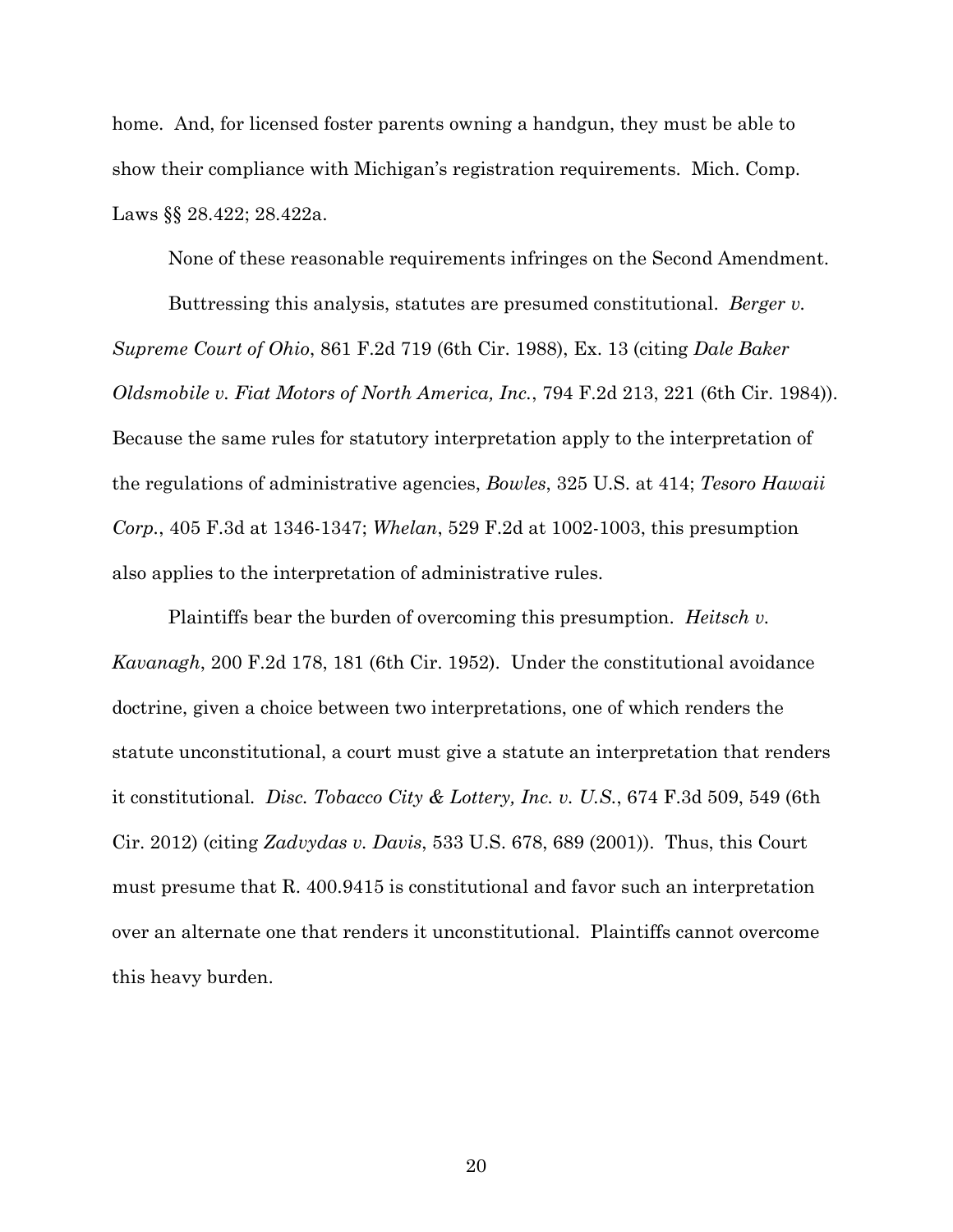home. And, for licensed foster parents owning a handgun, they must be able to show their compliance with Michigan's registration requirements. Mich. Comp. Laws §§ 28.422; 28.422a.

None of these reasonable requirements infringes on the Second Amendment.

Buttressing this analysis, statutes are presumed constitutional. *Berger v. Supreme Court of Ohio*, 861 F.2d 719 (6th Cir. 1988), Ex. 13 (citing *Dale Baker Oldsmobile v. Fiat Motors of North America, Inc.*, 794 F.2d 213, 221 (6th Cir. 1984)). Because the same rules for statutory interpretation apply to the interpretation of the regulations of administrative agencies, *Bowles*, 325 U.S. at 414; *Tesoro Hawaii Corp.*, 405 F.3d at 1346-1347; *Whelan*, 529 F.2d at 1002-1003, this presumption also applies to the interpretation of administrative rules.

Plaintiffs bear the burden of overcoming this presumption. *Heitsch v. Kavanagh*, 200 F.2d 178, 181 (6th Cir. 1952). Under the constitutional avoidance doctrine, given a choice between two interpretations, one of which renders the statute unconstitutional, a court must give a statute an interpretation that renders it constitutional. *Disc. Tobacco City & Lottery, Inc. v. U.S.*, 674 F.3d 509, 549 (6th Cir. 2012) (citing *Zadvydas v. Davis*, 533 U.S. 678, 689 (2001)). Thus, this Court must presume that R. 400.9415 is constitutional and favor such an interpretation over an alternate one that renders it unconstitutional. Plaintiffs cannot overcome this heavy burden.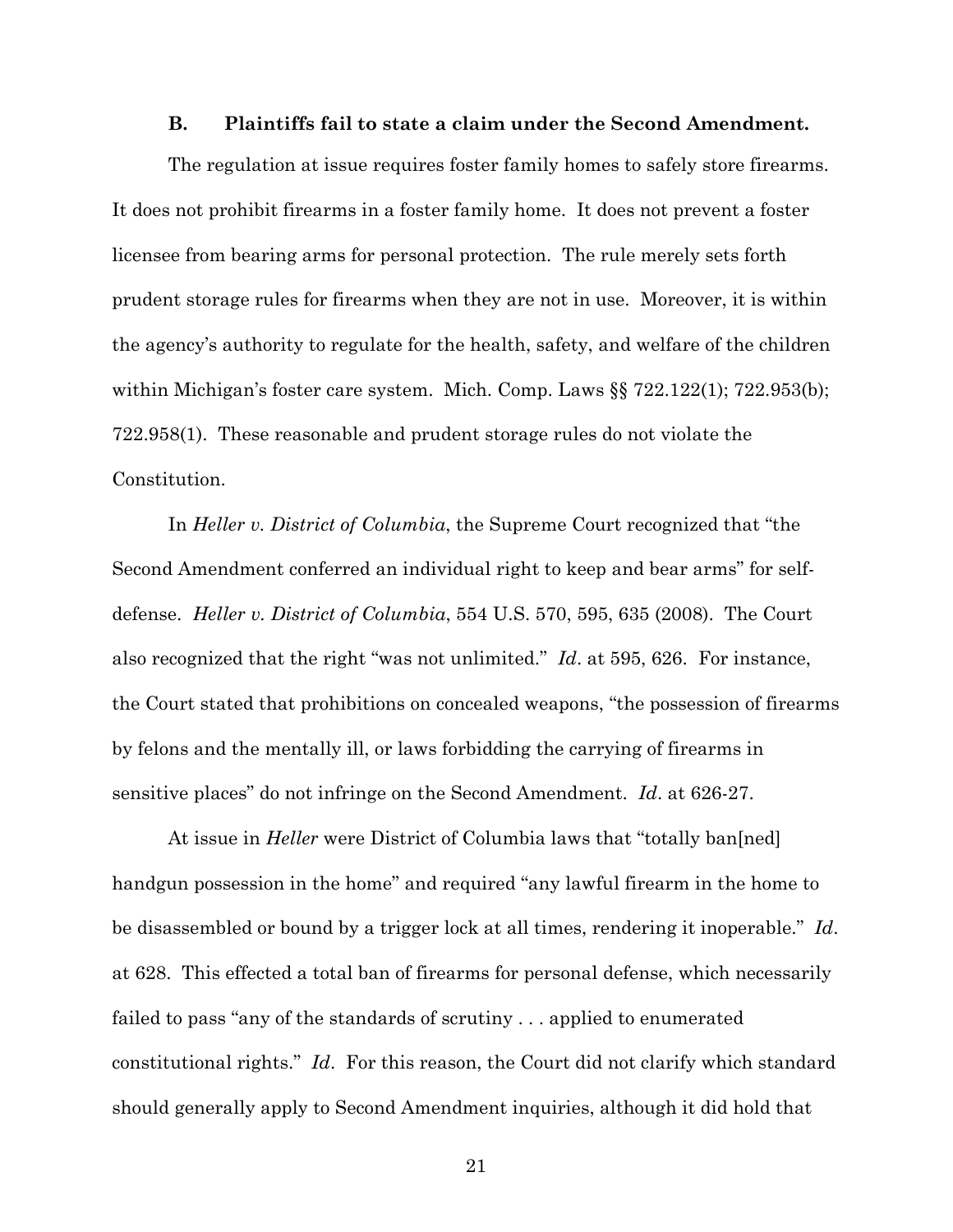### B. Plaintiffs fail to state a claim under the Second Amendment.

The regulation at issue requires foster family homes to safely store firearms. It does not prohibit firearms in a foster family home. It does not prevent a foster licensee from bearing arms for personal protection. The rule merely sets forth prudent storage rules for firearms when they are not in use. Moreover, it is within the agency's authority to regulate for the health, safety, and welfare of the children within Michigan's foster care system. Mich. Comp. Laws §§ 722.122(1); 722.953(b); 722.958(1). These reasonable and prudent storage rules do not violate the Constitution.

In *Heller v. District of Columbia*, the Supreme Court recognized that "the Second Amendment conferred an individual right to keep and bear arms" for self-defense. *Heller v. District of Columbia*, 554 U.S. 570, 595, 635 (2008). The Court also recognized that the right "was not unlimited." *Id*. at 595, 626. For instance, the Court stated that prohibitions on concealed weapons, "the possession of firearms by felons and the mentally ill, or laws forbidding the carrying of firearms in sensitive places" do not infringe on the Second Amendment. *Id*. at 626-27.

At issue in *Heller* were District of Columbia laws that "totally ban[ned] handgun possession in the home" and required "any lawful firearm in the home to be disassembled or bound by a trigger lock at all times, rendering it inoperable." *Id*. at 628. This effected a total ban of firearms for personal defense, which necessarily failed to pass "any of the standards of scrutiny . . . applied to enumerated constitutional rights." *Id*. For this reason, the Court did not clarify which standard should generally apply to Second Amendment inquiries, although it did hold that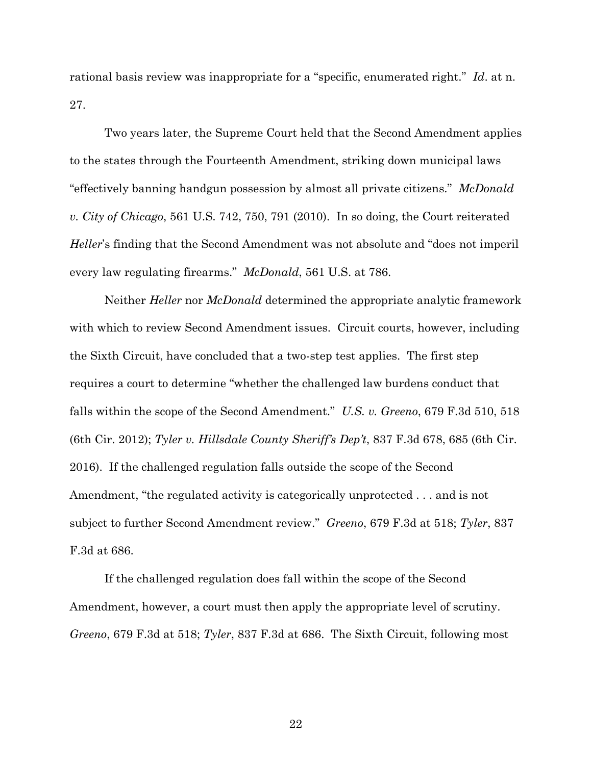rational basis review was inappropriate for a "specific, enumerated right." *Id*. at n. 27.

Two years later, the Supreme Court held that the Second Amendment applies to the states through the Fourteenth Amendment, striking down municipal laws "effectively banning handgun possession by almost all private citizens." *McDonald v. City of Chicago*, 561 U.S. 742, 750, 791 (2010). In so doing, the Court reiterated *Heller*'s finding that the Second Amendment was not absolute and "does not imperil every law regulating firearms." *McDonald*, 561 U.S. at 786.

Neither *Heller* nor *McDonald* determined the appropriate analytic framework with which to review Second Amendment issues. Circuit courts, however, including the Sixth Circuit, have concluded that a two-step test applies. The first step requires a court to determine "whether the challenged law burdens conduct that falls within the scope of the Second Amendment." *U.S. v. Greeno*, 679 F.3d 510, 518 (6th Cir. 2012); *Tyler v. Hillsdale County Sheriff's Dep't*, 837 F.3d 678, 685 (6th Cir. 2016). If the challenged regulation falls outside the scope of the Second Amendment, "the regulated activity is categorically unprotected . . . and is not subject to further Second Amendment review." *Greeno*, 679 F.3d at 518; *Tyler*, 837 F.3d at 686.

If the challenged regulation does fall within the scope of the Second Amendment, however, a court must then apply the appropriate level of scrutiny. *Greeno*, 679 F.3d at 518; *Tyler*, 837 F.3d at 686. The Sixth Circuit, following most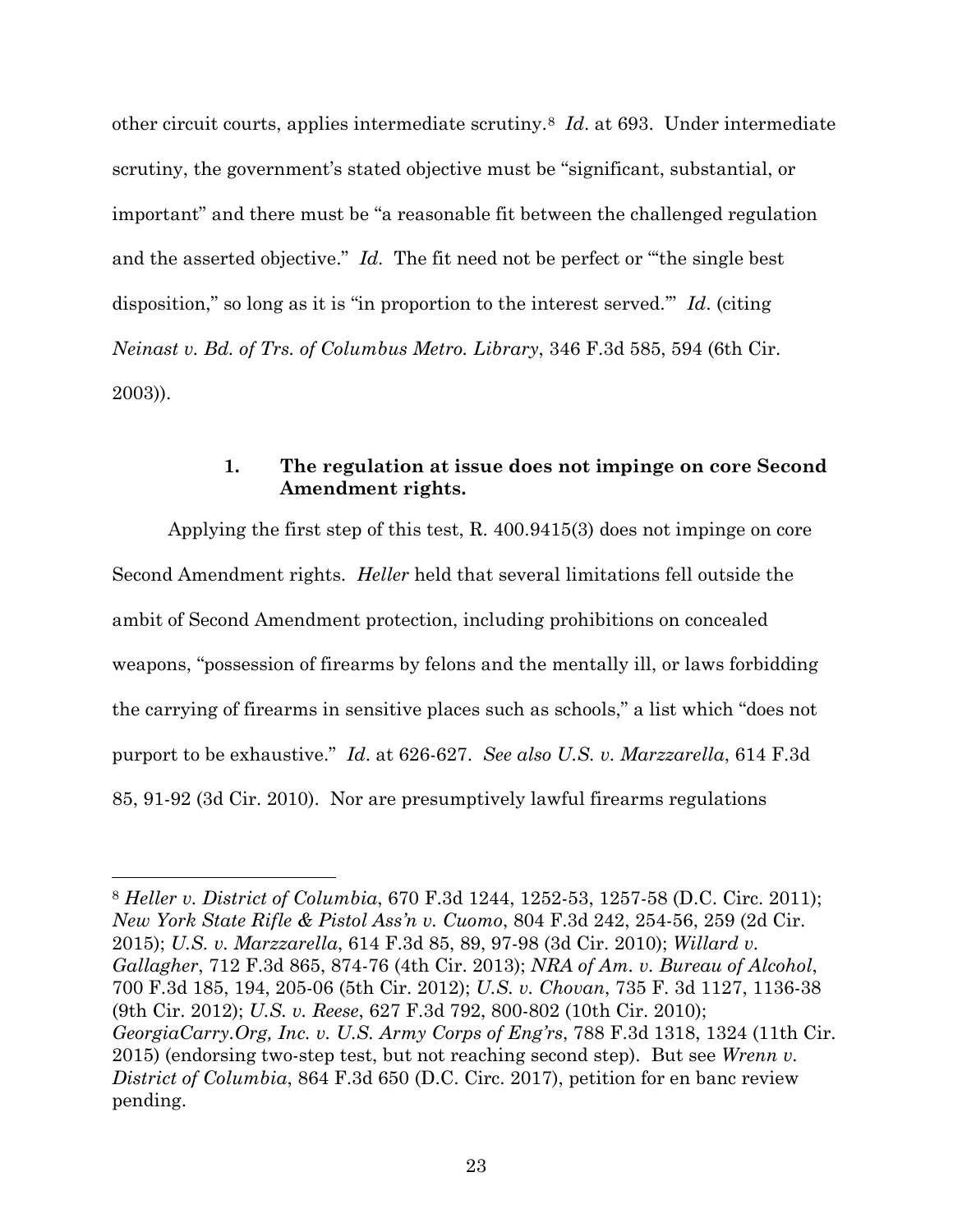other circuit courts, applies intermediate scrutiny.[8] *Id*. at 693. Under intermediate scrutiny, the government's stated objective must be "significant, substantial, or important" and there must be "a reasonable fit between the challenged regulation and the asserted objective." *Id.* The fit need not be perfect or "'the single best disposition,' so long as it is 'in proportion to the interest served.'" *Id*. (citing *Neinast v. Bd. of Trs. of Columbus Metro. Library*, 346 F.3d 585, 594 (6th Cir. 2003)).

### 1. The regulation at issue does not impinge on core Second Amendment rights.

Applying the first step of this test, R. 400.9415(3) does not impinge on core Second Amendment rights. *Heller* held that several limitations fell outside the ambit of Second Amendment protection, including prohibitions on concealed weapons, "possession of firearms by felons and the mentally ill, or laws forbidding the carrying of firearms in sensitive places such as schools," a list which "does not purport to be exhaustive." *Id*. at 626-627. *See also U.S. v. Marzzarella*, 614 F.3d 85, 91-92 (3d Cir. 2010). Nor are presumptively lawful firearms regulations

---

[8] *Heller v. District of Columbia*, 670 F.3d 1244, 1252-53, 1257-58 (D.C. Circ. 2011); *New York State Rifle & Pistol Ass'n v. Cuomo*, 804 F.3d 242, 254-56, 259 (2d Cir. 2015); *U.S. v. Marzzarella*, 614 F.3d 85, 89, 97-98 (3d Cir. 2010); *Willard v. Gallagher*, 712 F.3d 865, 874-76 (4th Cir. 2013); *NRA of Am. v. Bureau of Alcohol*, 700 F.3d 185, 194, 205-06 (5th Cir. 2012); *U.S. v. Chovan*, 735 F. 3d 1127, 1136-38 (9th Cir. 2012); *U.S. v. Reese*, 627 F.3d 792, 800-802 (10th Cir. 2010); *GeorgiaCarry.Org, Inc. v. U.S. Army Corps of Eng'rs*, 788 F.3d 1318, 1324 (11th Cir. 2015) (endorsing two-step test, but not reaching second step). But see *Wrenn v. District of Columbia*, 864 F.3d 650 (D.C. Circ. 2017), petition for en banc review pending.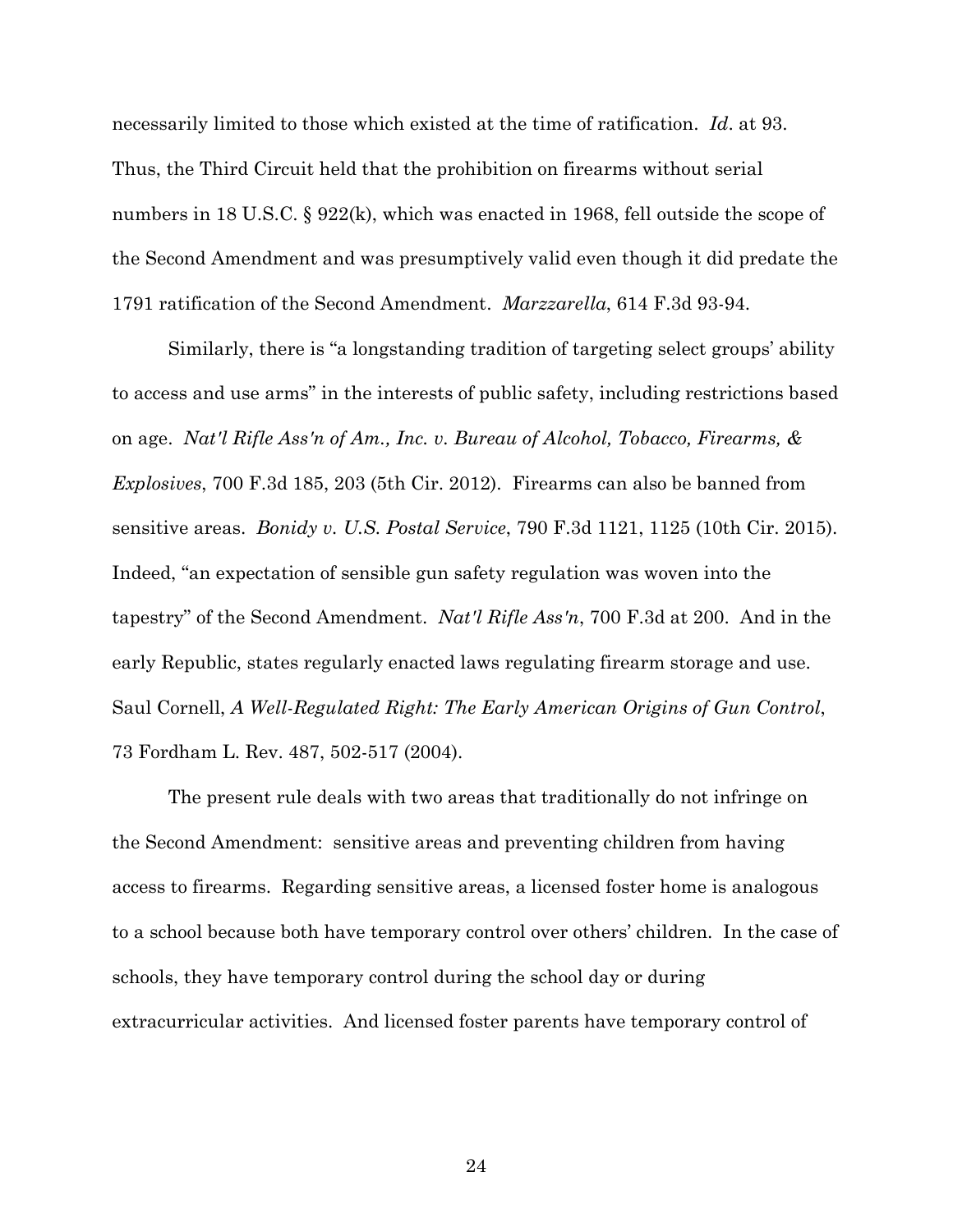necessarily limited to those which existed at the time of ratification. *Id*. at 93. Thus, the Third Circuit held that the prohibition on firearms without serial numbers in 18 U.S.C. § 922(k), which was enacted in 1968, fell outside the scope of the Second Amendment and was presumptively valid even though it did predate the 1791 ratification of the Second Amendment. *Marzzarella*, 614 F.3d 93-94.

Similarly, there is "a longstanding tradition of targeting select groups' ability to access and use arms" in the interests of public safety, including restrictions based on age. *Nat'l Rifle Ass'n of Am., Inc. v. Bureau of Alcohol, Tobacco, Firearms, & Explosives*, 700 F.3d 185, 203 (5th Cir. 2012). Firearms can also be banned from sensitive areas. *Bonidy v. U.S. Postal Service*, 790 F.3d 1121, 1125 (10th Cir. 2015). Indeed, "an expectation of sensible gun safety regulation was woven into the tapestry" of the Second Amendment. *Nat'l Rifle Ass'n*, 700 F.3d at 200. And in the early Republic, states regularly enacted laws regulating firearm storage and use. Saul Cornell, *A Well-Regulated Right: The Early American Origins of Gun Control*, 73 Fordham L. Rev. 487, 502-517 (2004).

The present rule deals with two areas that traditionally do not infringe on the Second Amendment: sensitive areas and preventing children from having access to firearms. Regarding sensitive areas, a licensed foster home is analogous to a school because both have temporary control over others' children. In the case of schools, they have temporary control during the school day or during extracurricular activities. And licensed foster parents have temporary control of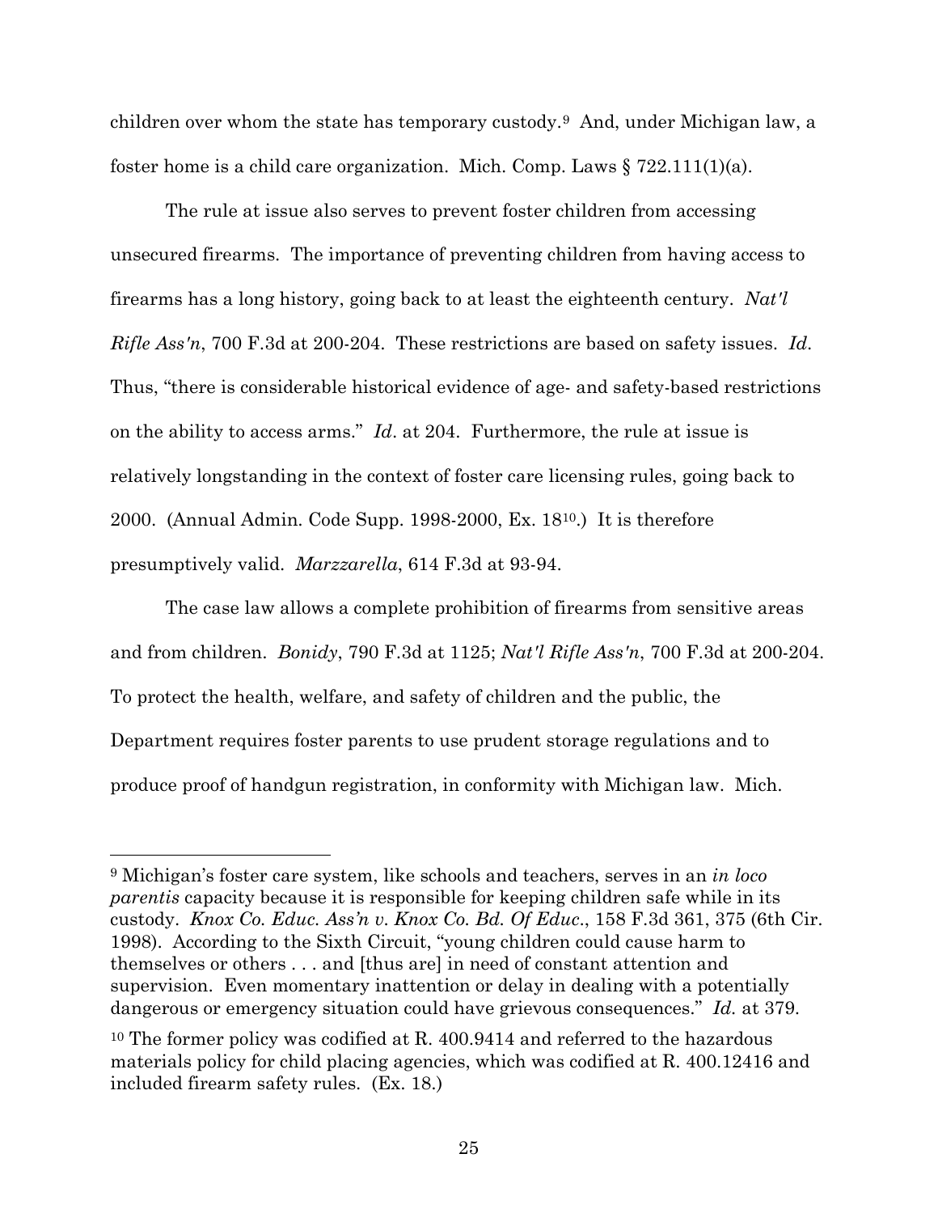children over whom the state has temporary custody.[9] And, under Michigan law, a foster home is a child care organization. Mich. Comp. Laws § 722.111(1)(a).

The rule at issue also serves to prevent foster children from accessing unsecured firearms. The importance of preventing children from having access to firearms has a long history, going back to at least the eighteenth century. *Nat'l Rifle Ass'n*, 700 F.3d at 200-204. These restrictions are based on safety issues. *Id*. Thus, "there is considerable historical evidence of age- and safety-based restrictions on the ability to access arms." *Id*. at 204. Furthermore, the rule at issue is relatively longstanding in the context of foster care licensing rules, going back to 2000. (Annual Admin. Code Supp. 1998-2000, Ex. 18[10].) It is therefore presumptively valid. *Marzzarella*, 614 F.3d at 93-94.

The case law allows a complete prohibition of firearms from sensitive areas and from children. *Bonidy*, 790 F.3d at 1125; *Nat'l Rifle Ass'n*, 700 F.3d at 200-204. To protect the health, welfare, and safety of children and the public, the Department requires foster parents to use prudent storage regulations and to produce proof of handgun registration, in conformity with Michigan law. Mich.

---

[9] Michigan's foster care system, like schools and teachers, serves in an *in loco parentis* capacity because it is responsible for keeping children safe while in its custody. *Knox Co. Educ. Ass'n v. Knox Co. Bd. Of Educ*., 158 F.3d 361, 375 (6th Cir. 1998). According to the Sixth Circuit, "young children could cause harm to themselves or others . . . and [thus are] in need of constant attention and supervision. Even momentary inattention or delay in dealing with a potentially dangerous or emergency situation could have grievous consequences." *Id.* at 379.

[10] The former policy was codified at R. 400.9414 and referred to the hazardous materials policy for child placing agencies, which was codified at R. 400.12416 and included firearm safety rules. (Ex. 18.)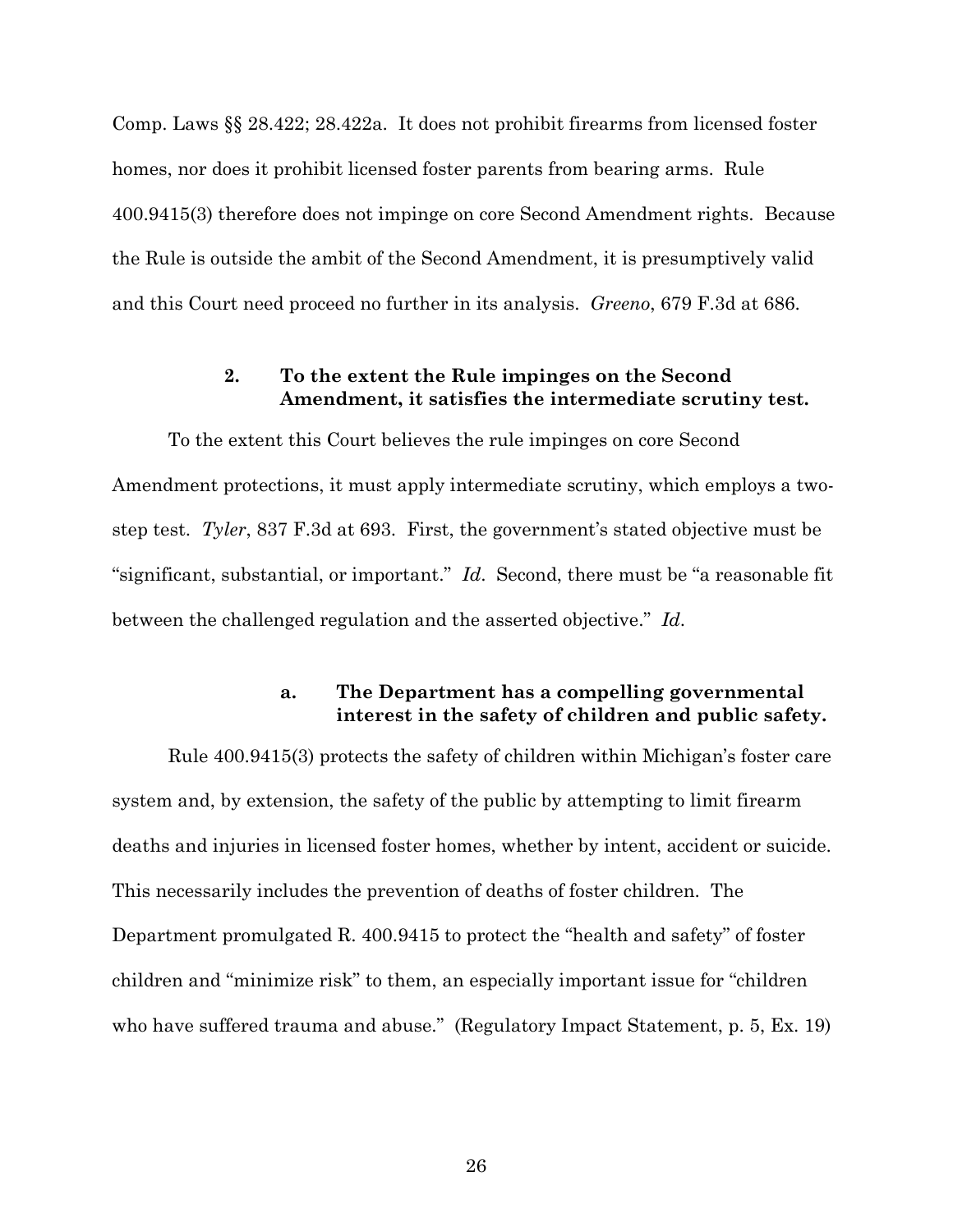Comp. Laws §§ 28.422; 28.422a. It does not prohibit firearms from licensed foster homes, nor does it prohibit licensed foster parents from bearing arms. Rule 400.9415(3) therefore does not impinge on core Second Amendment rights. Because the Rule is outside the ambit of the Second Amendment, it is presumptively valid and this Court need proceed no further in its analysis. *Greeno*, 679 F.3d at 686.

### 2. To the extent the Rule impinges on the Second Amendment, it satisfies the intermediate scrutiny test.

To the extent this Court believes the rule impinges on core Second Amendment protections, it must apply intermediate scrutiny, which employs a two-step test. *Tyler*, 837 F.3d at 693. First, the government's stated objective must be "significant, substantial, or important." *Id*. Second, there must be "a reasonable fit between the challenged regulation and the asserted objective." *Id*.

#### a. The Department has a compelling governmental interest in the safety of children and public safety.

Rule 400.9415(3) protects the safety of children within Michigan's foster care system and, by extension, the safety of the public by attempting to limit firearm deaths and injuries in licensed foster homes, whether by intent, accident or suicide. This necessarily includes the prevention of deaths of foster children. The Department promulgated R. 400.9415 to protect the "health and safety" of foster children and "minimize risk" to them, an especially important issue for "children who have suffered trauma and abuse." (Regulatory Impact Statement, p. 5, Ex. 19)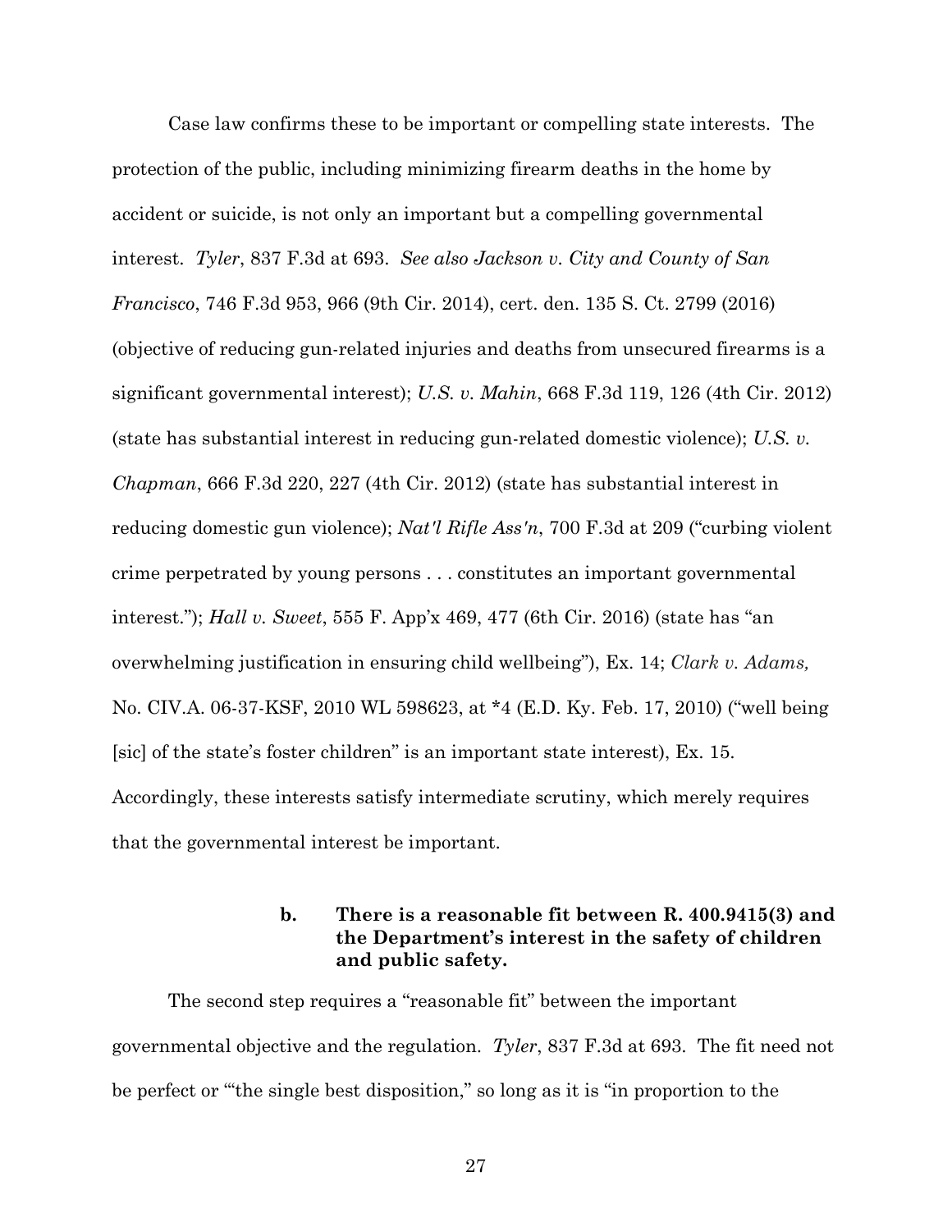Case law confirms these to be important or compelling state interests. The protection of the public, including minimizing firearm deaths in the home by accident or suicide, is not only an important but a compelling governmental interest. *Tyler*, 837 F.3d at 693. *See also Jackson v. City and County of San Francisco*, 746 F.3d 953, 966 (9th Cir. 2014), cert. den. 135 S. Ct. 2799 (2016) (objective of reducing gun-related injuries and deaths from unsecured firearms is a significant governmental interest); *U.S. v. Mahin*, 668 F.3d 119, 126 (4th Cir. 2012) (state has substantial interest in reducing gun-related domestic violence); *U.S. v. Chapman*, 666 F.3d 220, 227 (4th Cir. 2012) (state has substantial interest in reducing domestic gun violence); *Nat'l Rifle Ass'n*, 700 F.3d at 209 ("curbing violent crime perpetrated by young persons . . . constitutes an important governmental interest."); *Hall v. Sweet*, 555 F. App'x 469, 477 (6th Cir. 2016) (state has "an overwhelming justification in ensuring child wellbeing"), Ex. 14; *Clark v. Adams,* No. CIV.A. 06-37-KSF, 2010 WL 598623, at *4 (E.D. Ky. Feb. 17, 2010) ("well being [sic] of the state's foster children" is an important state interest), Ex. 15. Accordingly, these interests satisfy intermediate scrutiny, which merely requires that the governmental interest be important.

#### b. There is a reasonable fit between R. 400.9415(3) and the Department's interest in the safety of children and public safety.

The second step requires a "reasonable fit" between the important governmental objective and the regulation. *Tyler*, 837 F.3d at 693. The fit need not be perfect or "'the single best disposition," so long as it is "in proportion to the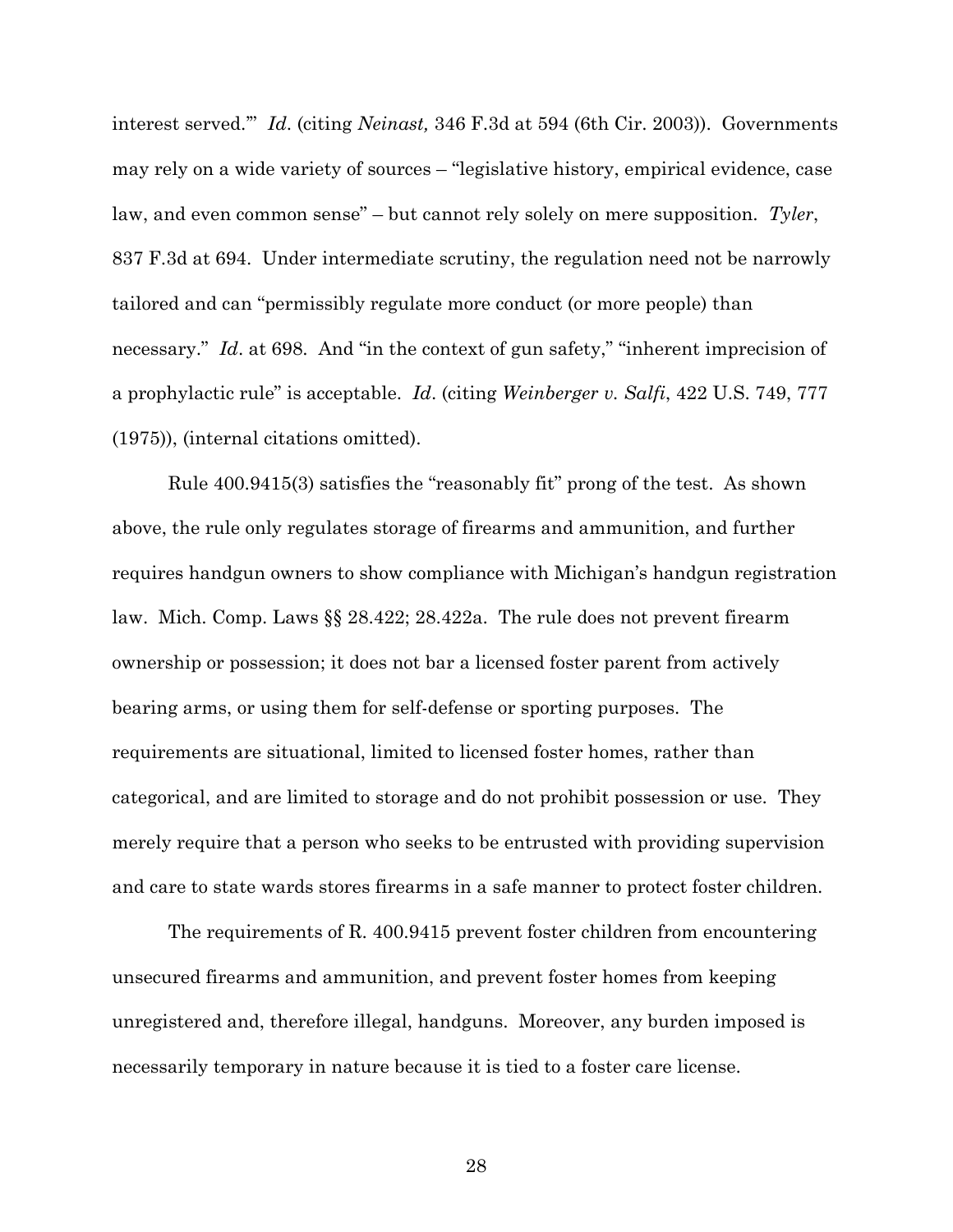interest served.'" *Id*. (citing *Neinast,* 346 F.3d at 594 (6th Cir. 2003)). Governments may rely on a wide variety of sources – "legislative history, empirical evidence, case law, and even common sense" – but cannot rely solely on mere supposition. *Tyler*, 837 F.3d at 694. Under intermediate scrutiny, the regulation need not be narrowly tailored and can "permissibly regulate more conduct (or more people) than necessary." *Id*. at 698. And "in the context of gun safety," "inherent imprecision of a prophylactic rule" is acceptable. *Id*. (citing *Weinberger v. Salfi*, 422 U.S. 749, 777 (1975)), (internal citations omitted).

Rule 400.9415(3) satisfies the "reasonably fit" prong of the test. As shown above, the rule only regulates storage of firearms and ammunition, and further requires handgun owners to show compliance with Michigan's handgun registration law. Mich. Comp. Laws §§ 28.422; 28.422a. The rule does not prevent firearm ownership or possession; it does not bar a licensed foster parent from actively bearing arms, or using them for self-defense or sporting purposes. The requirements are situational, limited to licensed foster homes, rather than categorical, and are limited to storage and do not prohibit possession or use. They merely require that a person who seeks to be entrusted with providing supervision and care to state wards stores firearms in a safe manner to protect foster children.

The requirements of R. 400.9415 prevent foster children from encountering unsecured firearms and ammunition, and prevent foster homes from keeping unregistered and, therefore illegal, handguns. Moreover, any burden imposed is necessarily temporary in nature because it is tied to a foster care license.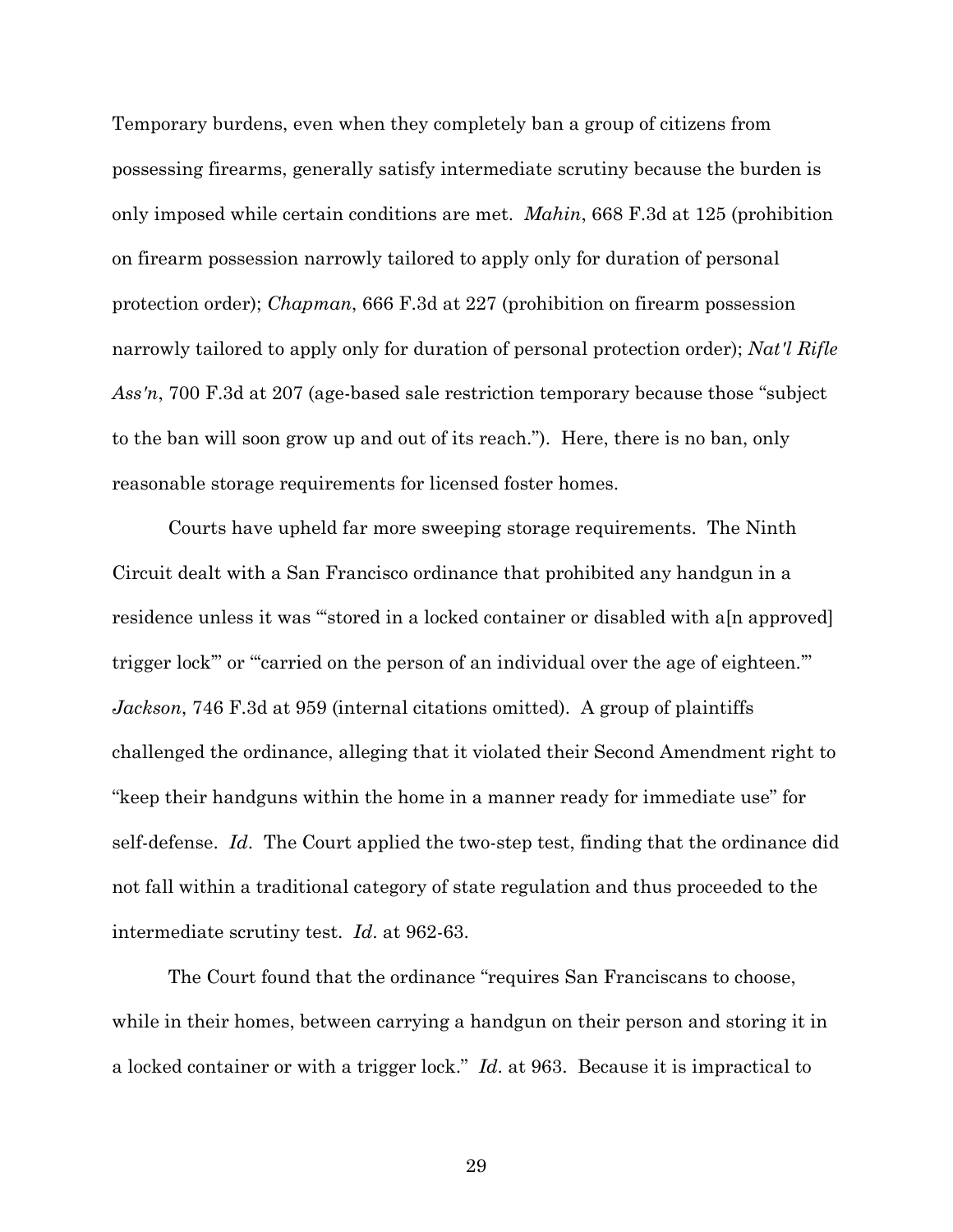Temporary burdens, even when they completely ban a group of citizens from possessing firearms, generally satisfy intermediate scrutiny because the burden is only imposed while certain conditions are met. *Mahin*, 668 F.3d at 125 (prohibition on firearm possession narrowly tailored to apply only for duration of personal protection order); *Chapman*, 666 F.3d at 227 (prohibition on firearm possession narrowly tailored to apply only for duration of personal protection order); *Nat'l Rifle Ass'n*, 700 F.3d at 207 (age-based sale restriction temporary because those "subject to the ban will soon grow up and out of its reach."). Here, there is no ban, only reasonable storage requirements for licensed foster homes.

Courts have upheld far more sweeping storage requirements. The Ninth Circuit dealt with a San Francisco ordinance that prohibited any handgun in a residence unless it was "'stored in a locked container or disabled with a[n approved] trigger lock'" or "'carried on the person of an individual over the age of eighteen.'" *Jackson*, 746 F.3d at 959 (internal citations omitted). A group of plaintiffs challenged the ordinance, alleging that it violated their Second Amendment right to "keep their handguns within the home in a manner ready for immediate use" for self-defense. *Id*. The Court applied the two-step test, finding that the ordinance did not fall within a traditional category of state regulation and thus proceeded to the intermediate scrutiny test. *Id*. at 962-63.

The Court found that the ordinance "requires San Franciscans to choose, while in their homes, between carrying a handgun on their person and storing it in a locked container or with a trigger lock." *Id*. at 963. Because it is impractical to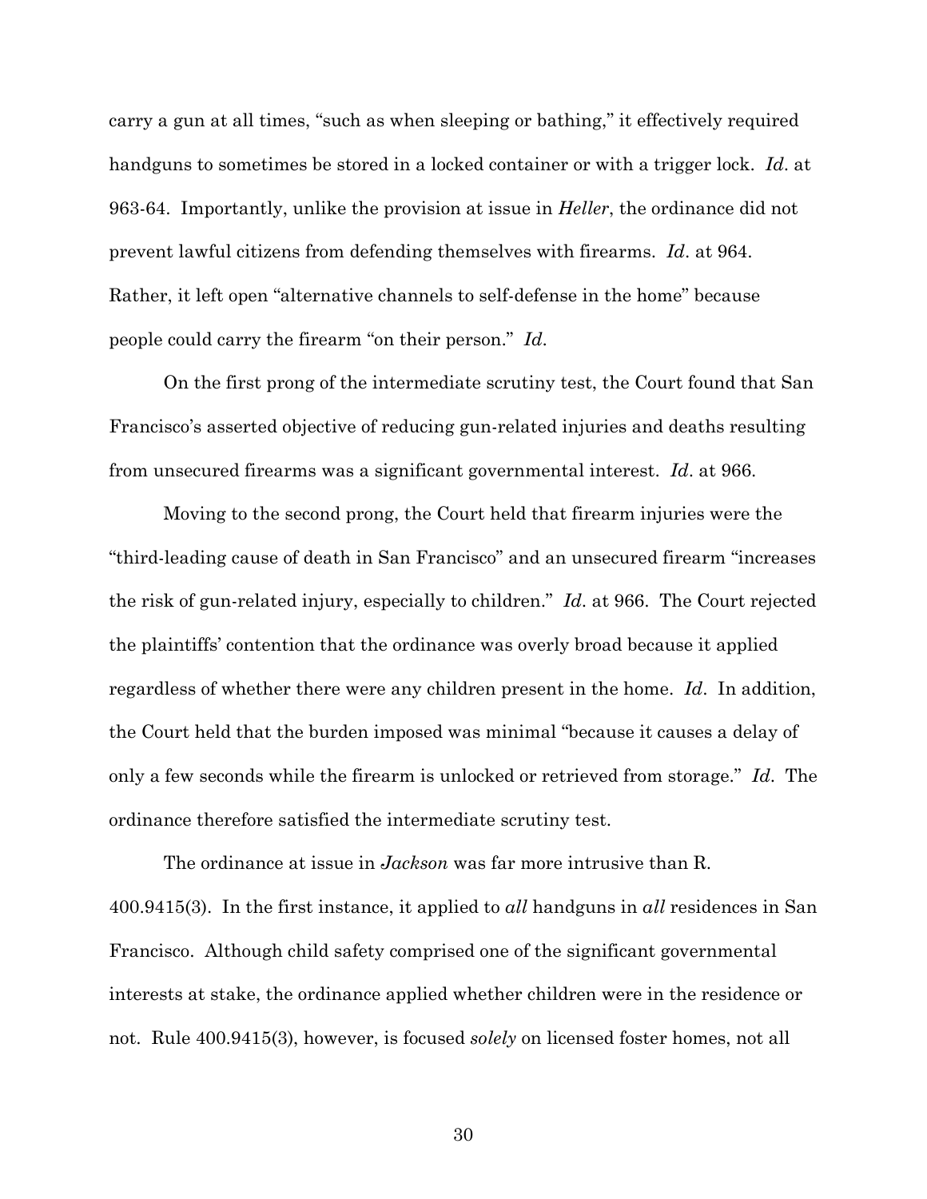carry a gun at all times, "such as when sleeping or bathing," it effectively required handguns to sometimes be stored in a locked container or with a trigger lock. *Id*. at 963-64. Importantly, unlike the provision at issue in *Heller*, the ordinance did not prevent lawful citizens from defending themselves with firearms. *Id*. at 964. Rather, it left open "alternative channels to self-defense in the home" because people could carry the firearm "on their person." *Id*.

On the first prong of the intermediate scrutiny test, the Court found that San Francisco's asserted objective of reducing gun-related injuries and deaths resulting from unsecured firearms was a significant governmental interest. *Id*. at 966.

Moving to the second prong, the Court held that firearm injuries were the "third-leading cause of death in San Francisco" and an unsecured firearm "increases the risk of gun-related injury, especially to children." *Id*. at 966. The Court rejected the plaintiffs' contention that the ordinance was overly broad because it applied regardless of whether there were any children present in the home. *Id*. In addition, the Court held that the burden imposed was minimal "because it causes a delay of only a few seconds while the firearm is unlocked or retrieved from storage." *Id*. The ordinance therefore satisfied the intermediate scrutiny test.

The ordinance at issue in *Jackson* was far more intrusive than R. 400.9415(3). In the first instance, it applied to *all* handguns in *all* residences in San Francisco. Although child safety comprised one of the significant governmental interests at stake, the ordinance applied whether children were in the residence or not. Rule 400.9415(3), however, is focused *solely* on licensed foster homes, not all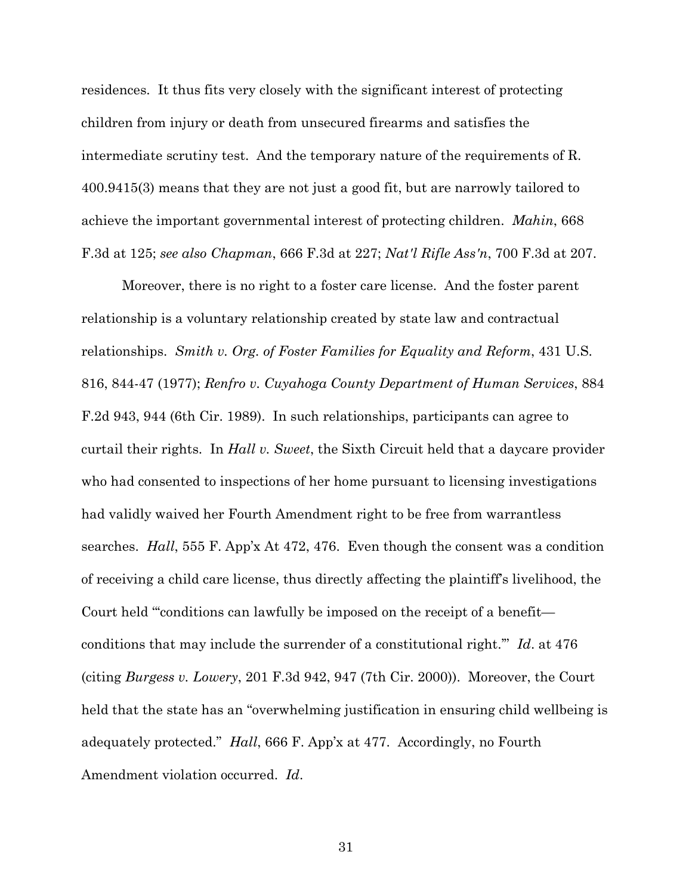residences. It thus fits very closely with the significant interest of protecting children from injury or death from unsecured firearms and satisfies the intermediate scrutiny test. And the temporary nature of the requirements of R. 400.9415(3) means that they are not just a good fit, but are narrowly tailored to achieve the important governmental interest of protecting children. *Mahin*, 668 F.3d at 125; *see also Chapman*, 666 F.3d at 227; *Nat'l Rifle Ass'n*, 700 F.3d at 207.

Moreover, there is no right to a foster care license. And the foster parent relationship is a voluntary relationship created by state law and contractual relationships. *Smith v. Org. of Foster Families for Equality and Reform*, 431 U.S. 816, 844-47 (1977); *Renfro v. Cuyahoga County Department of Human Services*, 884 F.2d 943, 944 (6th Cir. 1989). In such relationships, participants can agree to curtail their rights. In *Hall v. Sweet*, the Sixth Circuit held that a daycare provider who had consented to inspections of her home pursuant to licensing investigations had validly waived her Fourth Amendment right to be free from warrantless searches. *Hall*, 555 F. App'x At 472, 476. Even though the consent was a condition of receiving a child care license, thus directly affecting the plaintiff's livelihood, the Court held "'conditions can lawfully be imposed on the receipt of a benefit—conditions that may include the surrender of a constitutional right.'" *Id*. at 476 (citing *Burgess v. Lowery*, 201 F.3d 942, 947 (7th Cir. 2000)). Moreover, the Court held that the state has an "overwhelming justification in ensuring child wellbeing is adequately protected." *Hall*, 666 F. App'x at 477. Accordingly, no Fourth Amendment violation occurred. *Id*.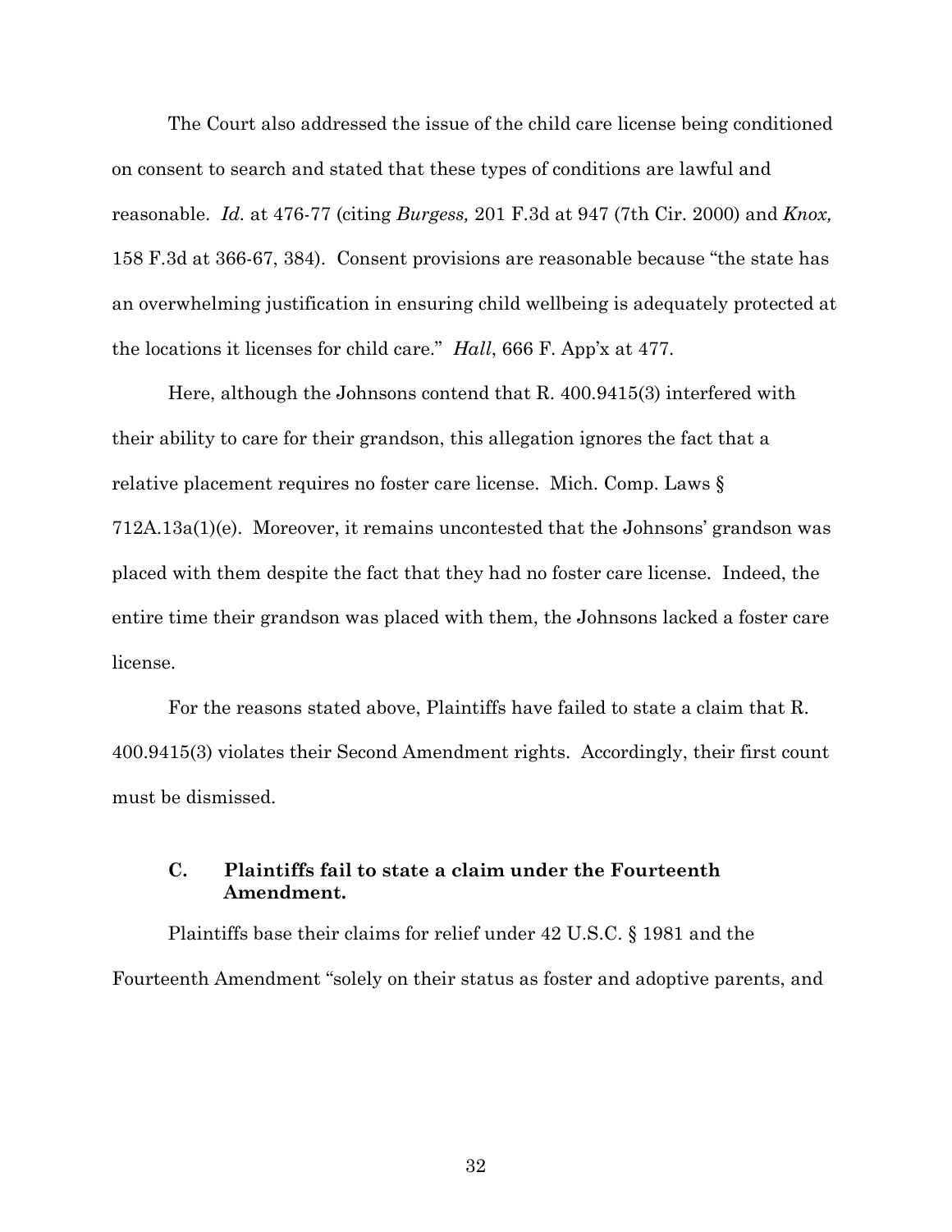The Court also addressed the issue of the child care license being conditioned on consent to search and stated that these types of conditions are lawful and reasonable. *Id.* at 476-77 (citing *Burgess,* 201 F.3d at 947 (7th Cir. 2000) and *Knox,* 158 F.3d at 366-67, 384). Consent provisions are reasonable because "the state has an overwhelming justification in ensuring child wellbeing is adequately protected at the locations it licenses for child care." *Hall*, 666 F. App'x at 477.

Here, although the Johnsons contend that R. 400.9415(3) interfered with their ability to care for their grandson, this allegation ignores the fact that a relative placement requires no foster care license. Mich. Comp. Laws § 712A.13a(1)(e). Moreover, it remains uncontested that the Johnsons' grandson was placed with them despite the fact that they had no foster care license. Indeed, the entire time their grandson was placed with them, the Johnsons lacked a foster care license.

For the reasons stated above, Plaintiffs have failed to state a claim that R. 400.9415(3) violates their Second Amendment rights. Accordingly, their first count must be dismissed.

### C. Plaintiffs fail to state a claim under the Fourteenth Amendment.

Plaintiffs base their claims for relief under 42 U.S.C. § 1981 and the Fourteenth Amendment "solely on their status as foster and adoptive parents, and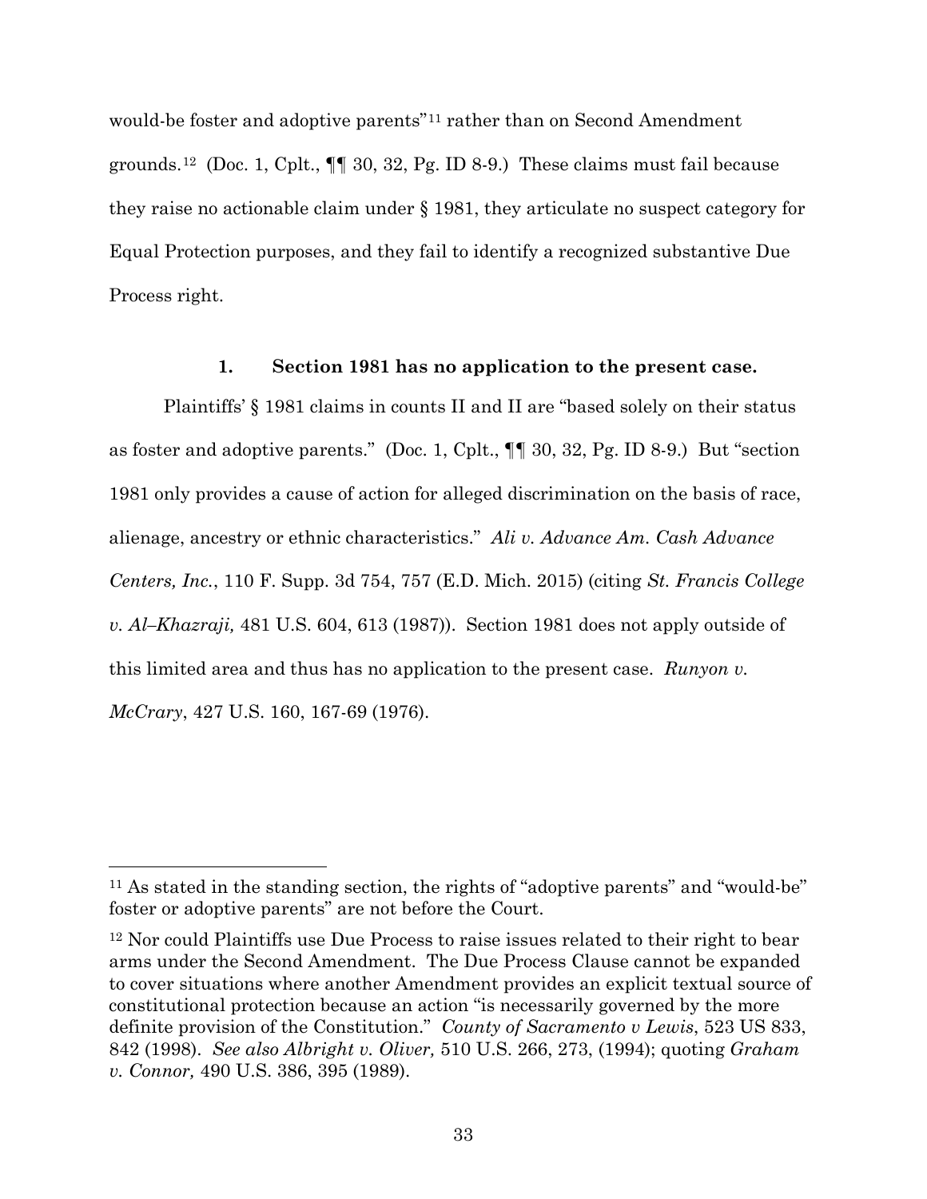would-be foster and adoptive parents"[11] rather than on Second Amendment grounds.[12] (Doc. 1, Cplt., ¶¶ 30, 32, Pg. ID 8-9.) These claims must fail because they raise no actionable claim under § 1981, they articulate no suspect category for Equal Protection purposes, and they fail to identify a recognized substantive Due Process right.

### 1. Section 1981 has no application to the present case.

Plaintiffs' § 1981 claims in counts II and II are "based solely on their status as foster and adoptive parents." (Doc. 1, Cplt., ¶¶ 30, 32, Pg. ID 8-9.) But "section 1981 only provides a cause of action for alleged discrimination on the basis of race, alienage, ancestry or ethnic characteristics." *Ali v. Advance Am. Cash Advance Centers, Inc.*, 110 F. Supp. 3d 754, 757 (E.D. Mich. 2015) (citing *St. Francis College v. Al–Khazraji,* 481 U.S. 604, 613 (1987)). Section 1981 does not apply outside of this limited area and thus has no application to the present case. *Runyon v. McCrary*, 427 U.S. 160, 167-69 (1976).

---

[11] As stated in the standing section, the rights of "adoptive parents" and "would-be" foster or adoptive parents" are not before the Court.

[12] Nor could Plaintiffs use Due Process to raise issues related to their right to bear arms under the Second Amendment. The Due Process Clause cannot be expanded to cover situations where another Amendment provides an explicit textual source of constitutional protection because an action "is necessarily governed by the more definite provision of the Constitution." *County of Sacramento v Lewis*, 523 US 833, 842 (1998). *See also Albright v. Oliver,* 510 U.S. 266, 273, (1994); quoting *Graham v. Connor,* 490 U.S. 386, 395 (1989).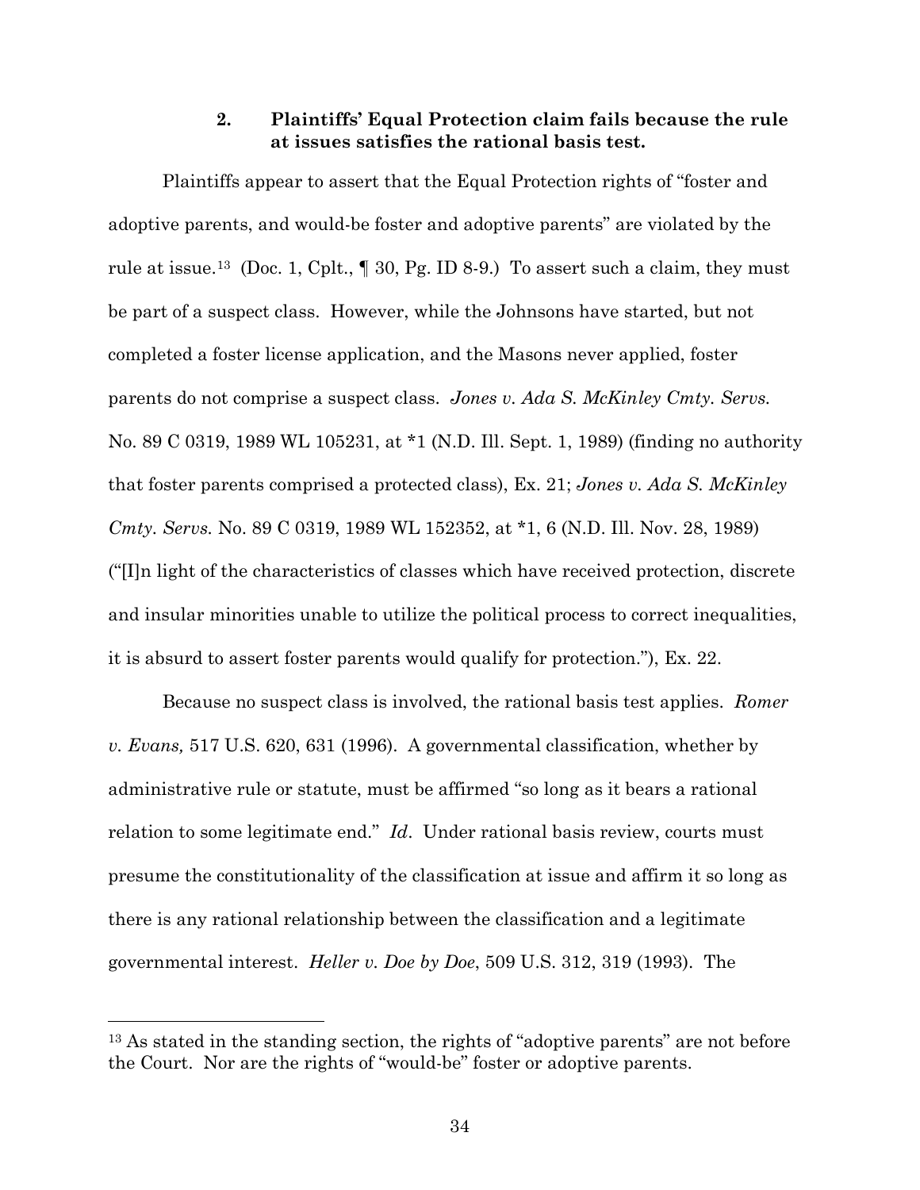### 2. Plaintiffs' Equal Protection claim fails because the rule at issues satisfies the rational basis test.

Plaintiffs appear to assert that the Equal Protection rights of "foster and adoptive parents, and would-be foster and adoptive parents" are violated by the rule at issue.[13] (Doc. 1, Cplt., ¶ 30, Pg. ID 8-9.) To assert such a claim, they must be part of a suspect class. However, while the Johnsons have started, but not completed a foster license application, and the Masons never applied, foster parents do not comprise a suspect class. *Jones v. Ada S. McKinley Cmty. Servs.* No. 89 C 0319, 1989 WL 105231, at *1 (N.D. Ill. Sept. 1, 1989) (finding no authority that foster parents comprised a protected class), Ex. 21; *Jones v. Ada S. McKinley Cmty. Servs.* No. 89 C 0319, 1989 WL 152352, at *1, 6 (N.D. Ill. Nov. 28, 1989) ("[I]n light of the characteristics of classes which have received protection, discrete and insular minorities unable to utilize the political process to correct inequalities, it is absurd to assert foster parents would qualify for protection."), Ex. 22.

Because no suspect class is involved, the rational basis test applies. *Romer v. Evans,* 517 U.S. 620, 631 (1996). A governmental classification, whether by administrative rule or statute, must be affirmed "so long as it bears a rational relation to some legitimate end." *Id*. Under rational basis review, courts must presume the constitutionality of the classification at issue and affirm it so long as there is any rational relationship between the classification and a legitimate governmental interest. *Heller v. Doe by Doe*, 509 U.S. 312, 319 (1993). The

---

[13] As stated in the standing section, the rights of "adoptive parents" are not before the Court. Nor are the rights of "would-be" foster or adoptive parents.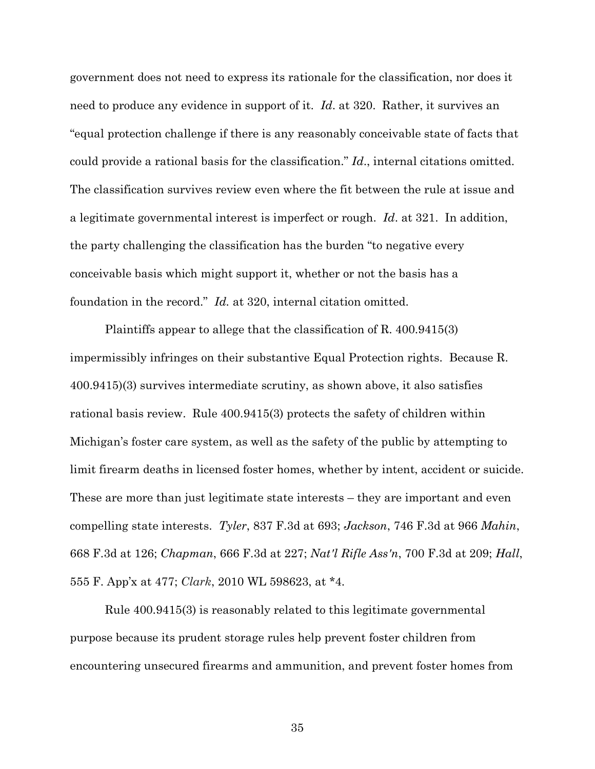government does not need to express its rationale for the classification, nor does it need to produce any evidence in support of it. *Id*. at 320. Rather, it survives an "equal protection challenge if there is any reasonably conceivable state of facts that could provide a rational basis for the classification." *Id*., internal citations omitted. The classification survives review even where the fit between the rule at issue and a legitimate governmental interest is imperfect or rough. *Id*. at 321. In addition, the party challenging the classification has the burden "to negative every conceivable basis which might support it, whether or not the basis has a foundation in the record." *Id.* at 320, internal citation omitted.

Plaintiffs appear to allege that the classification of R. 400.9415(3) impermissibly infringes on their substantive Equal Protection rights. Because R. 400.9415)(3) survives intermediate scrutiny, as shown above, it also satisfies rational basis review. Rule 400.9415(3) protects the safety of children within Michigan's foster care system, as well as the safety of the public by attempting to limit firearm deaths in licensed foster homes, whether by intent, accident or suicide. These are more than just legitimate state interests – they are important and even compelling state interests. *Tyler*, 837 F.3d at 693; *Jackson*, 746 F.3d at 966 *Mahin*, 668 F.3d at 126; *Chapman*, 666 F.3d at 227; *Nat'l Rifle Ass'n*, 700 F.3d at 209; *Hall*, 555 F. App'x at 477; *Clark*, 2010 WL 598623, at *4.

Rule 400.9415(3) is reasonably related to this legitimate governmental purpose because its prudent storage rules help prevent foster children from encountering unsecured firearms and ammunition, and prevent foster homes from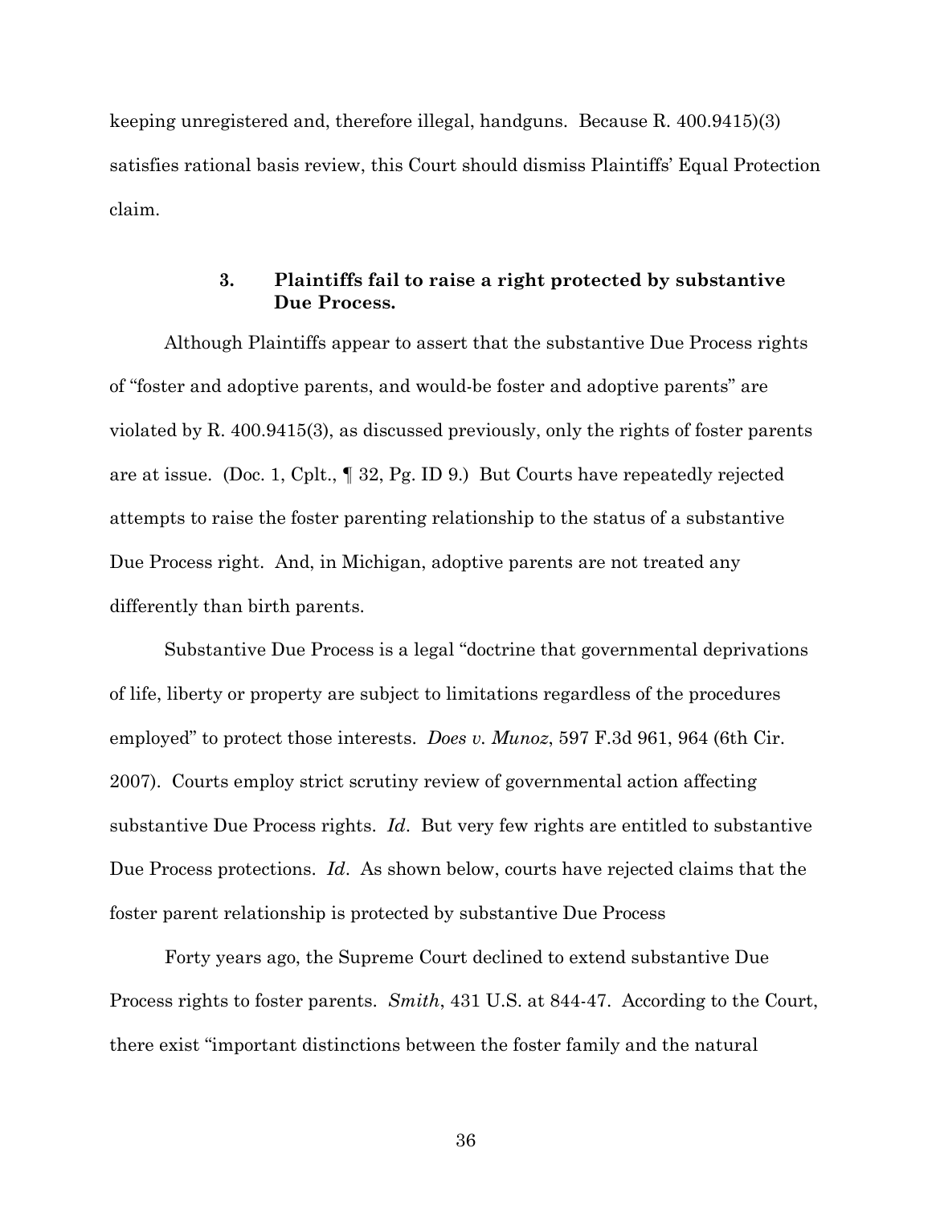keeping unregistered and, therefore illegal, handguns. Because R. 400.9415)(3) satisfies rational basis review, this Court should dismiss Plaintiffs' Equal Protection claim.

### 3. Plaintiffs fail to raise a right protected by substantive Due Process.

Although Plaintiffs appear to assert that the substantive Due Process rights of "foster and adoptive parents, and would-be foster and adoptive parents" are violated by R. 400.9415(3), as discussed previously, only the rights of foster parents are at issue. (Doc. 1, Cplt., ¶ 32, Pg. ID 9.) But Courts have repeatedly rejected attempts to raise the foster parenting relationship to the status of a substantive Due Process right. And, in Michigan, adoptive parents are not treated any differently than birth parents.

Substantive Due Process is a legal "doctrine that governmental deprivations of life, liberty or property are subject to limitations regardless of the procedures employed" to protect those interests. *Does v. Munoz*, 597 F.3d 961, 964 (6th Cir. 2007). Courts employ strict scrutiny review of governmental action affecting substantive Due Process rights. *Id*. But very few rights are entitled to substantive Due Process protections. *Id*. As shown below, courts have rejected claims that the foster parent relationship is protected by substantive Due Process

Forty years ago, the Supreme Court declined to extend substantive Due Process rights to foster parents. *Smith*, 431 U.S. at 844-47. According to the Court, there exist "important distinctions between the foster family and the natural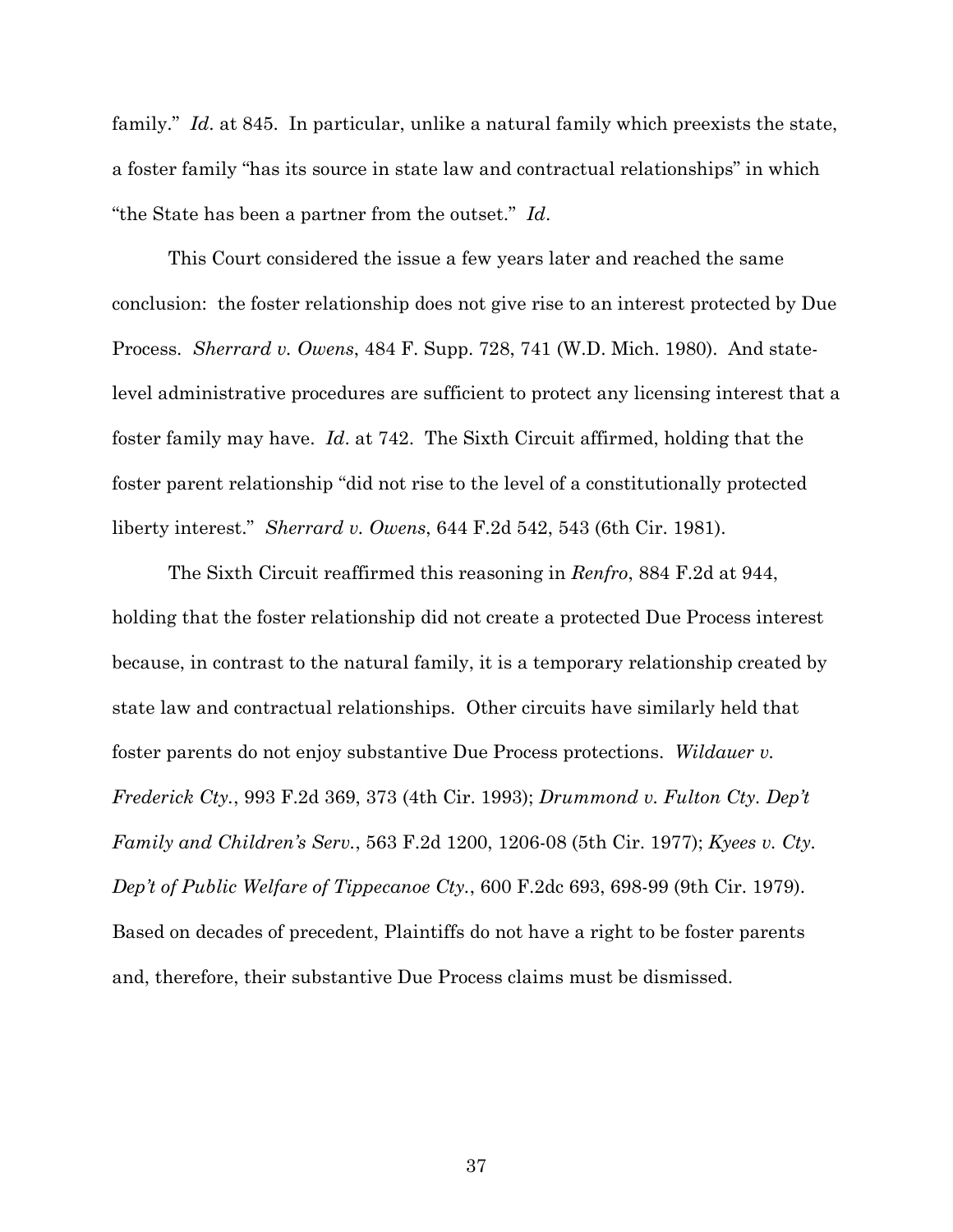family." *Id*. at 845. In particular, unlike a natural family which preexists the state, a foster family "has its source in state law and contractual relationships" in which "the State has been a partner from the outset." *Id*.

This Court considered the issue a few years later and reached the same conclusion: the foster relationship does not give rise to an interest protected by Due Process. *Sherrard v. Owens*, 484 F. Supp. 728, 741 (W.D. Mich. 1980). And state-level administrative procedures are sufficient to protect any licensing interest that a foster family may have. *Id*. at 742. The Sixth Circuit affirmed, holding that the foster parent relationship "did not rise to the level of a constitutionally protected liberty interest." *Sherrard v. Owens*, 644 F.2d 542, 543 (6th Cir. 1981).

The Sixth Circuit reaffirmed this reasoning in *Renfro*, 884 F.2d at 944, holding that the foster relationship did not create a protected Due Process interest because, in contrast to the natural family, it is a temporary relationship created by state law and contractual relationships. Other circuits have similarly held that foster parents do not enjoy substantive Due Process protections. *Wildauer v. Frederick Cty.*, 993 F.2d 369, 373 (4th Cir. 1993); *Drummond v. Fulton Cty. Dep't Family and Children's Serv.*, 563 F.2d 1200, 1206-08 (5th Cir. 1977); *Kyees v. Cty. Dep't of Public Welfare of Tippecanoe Cty.*, 600 F.2dc 693, 698-99 (9th Cir. 1979). Based on decades of precedent, Plaintiffs do not have a right to be foster parents and, therefore, their substantive Due Process claims must be dismissed.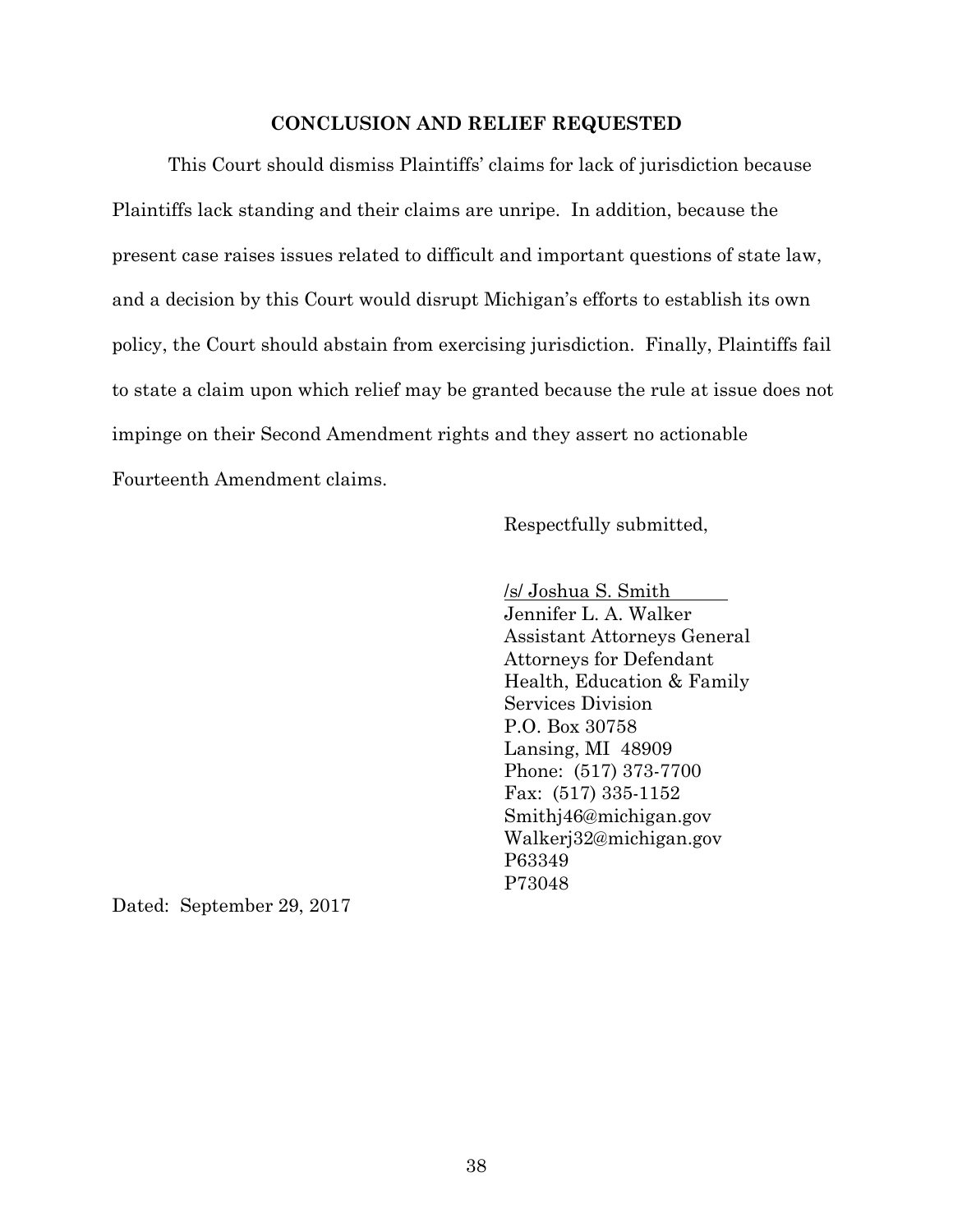**CONCLUSION AND RELIEF REQUESTED**

This Court should dismiss Plaintiffs' claims for lack of jurisdiction because Plaintiffs lack standing and their claims are unripe. In addition, because the present case raises issues related to difficult and important questions of state law, and a decision by this Court would disrupt Michigan's efforts to establish its own policy, the Court should abstain from exercising jurisdiction. Finally, Plaintiffs fail to state a claim upon which relief may be granted because the rule at issue does not impinge on their Second Amendment rights and they assert no actionable Fourteenth Amendment claims.

Respectfully submitted,

/s/ Joshua S. Smith
Jennifer L. A. Walker
Assistant Attorneys General
Attorneys for Defendant
Health, Education & Family
Services Division
P.O. Box 30758
Lansing, MI 48909
Phone: (517) 373-7700
Fax: (517) 335-1152
Smithj46@michigan.gov
Walkerj32@michigan.gov
P63349
P73048

Dated: September 29, 2017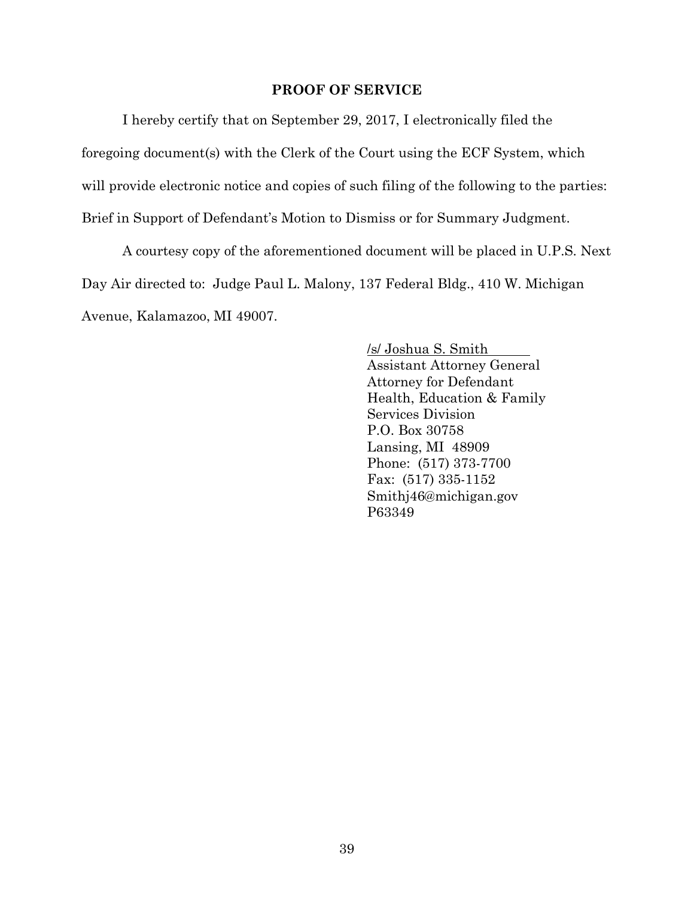**PROOF OF SERVICE**

I hereby certify that on September 29, 2017, I electronically filed the foregoing document(s) with the Clerk of the Court using the ECF System, which will provide electronic notice and copies of such filing of the following to the parties: Brief in Support of Defendant's Motion to Dismiss or for Summary Judgment.

A courtesy copy of the aforementioned document will be placed in U.P.S. Next Day Air directed to: Judge Paul L. Malony, 137 Federal Bldg., 410 W. Michigan Avenue, Kalamazoo, MI 49007.

/s/ Joshua S. Smith
Assistant Attorney General
Attorney for Defendant
Health, Education & Family
Services Division
P.O. Box 30758
Lansing, MI 48909
Phone: (517) 373-7700
Fax: (517) 335-1152
Smithj46@michigan.gov
P63349